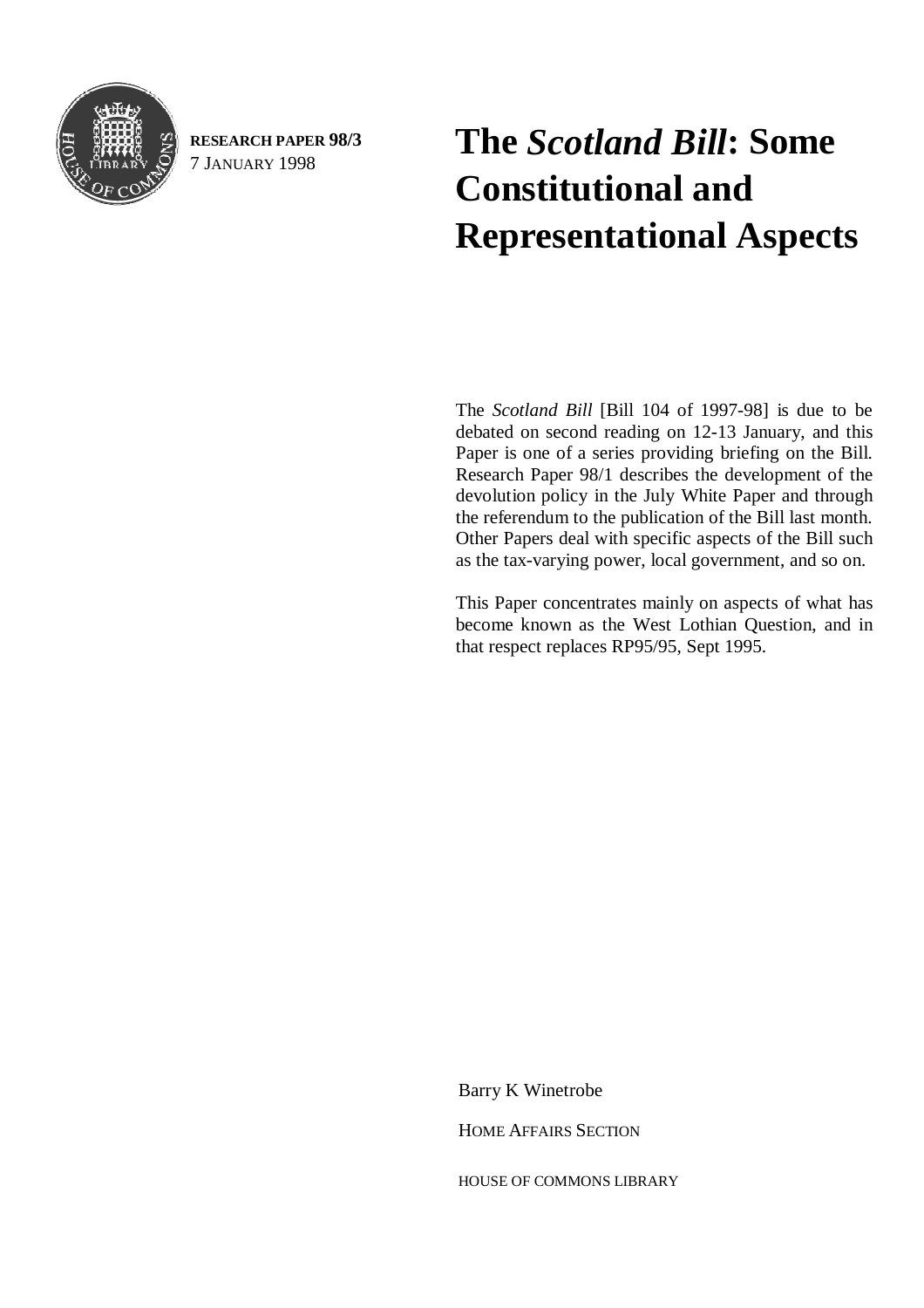**RESEARCH PAPER 98/3**
7 JANUARY 1998

# The *Scotland Bill*: Some Constitutional and Representational Aspects

The *Scotland Bill* [Bill 104 of 1997-98] is due to be debated on second reading on 12-13 January, and this Paper is one of a series providing briefing on the Bill. Research Paper 98/1 describes the development of the devolution policy in the July White Paper and through the referendum to the publication of the Bill last month. Other Papers deal with specific aspects of the Bill such as the tax-varying power, local government, and so on.

This Paper concentrates mainly on aspects of what has become known as the West Lothian Question, and in that respect replaces RP95/95, Sept 1995.

Barry K Winetrobe

HOME AFFAIRS SECTION

HOUSE OF COMMONS LIBRARY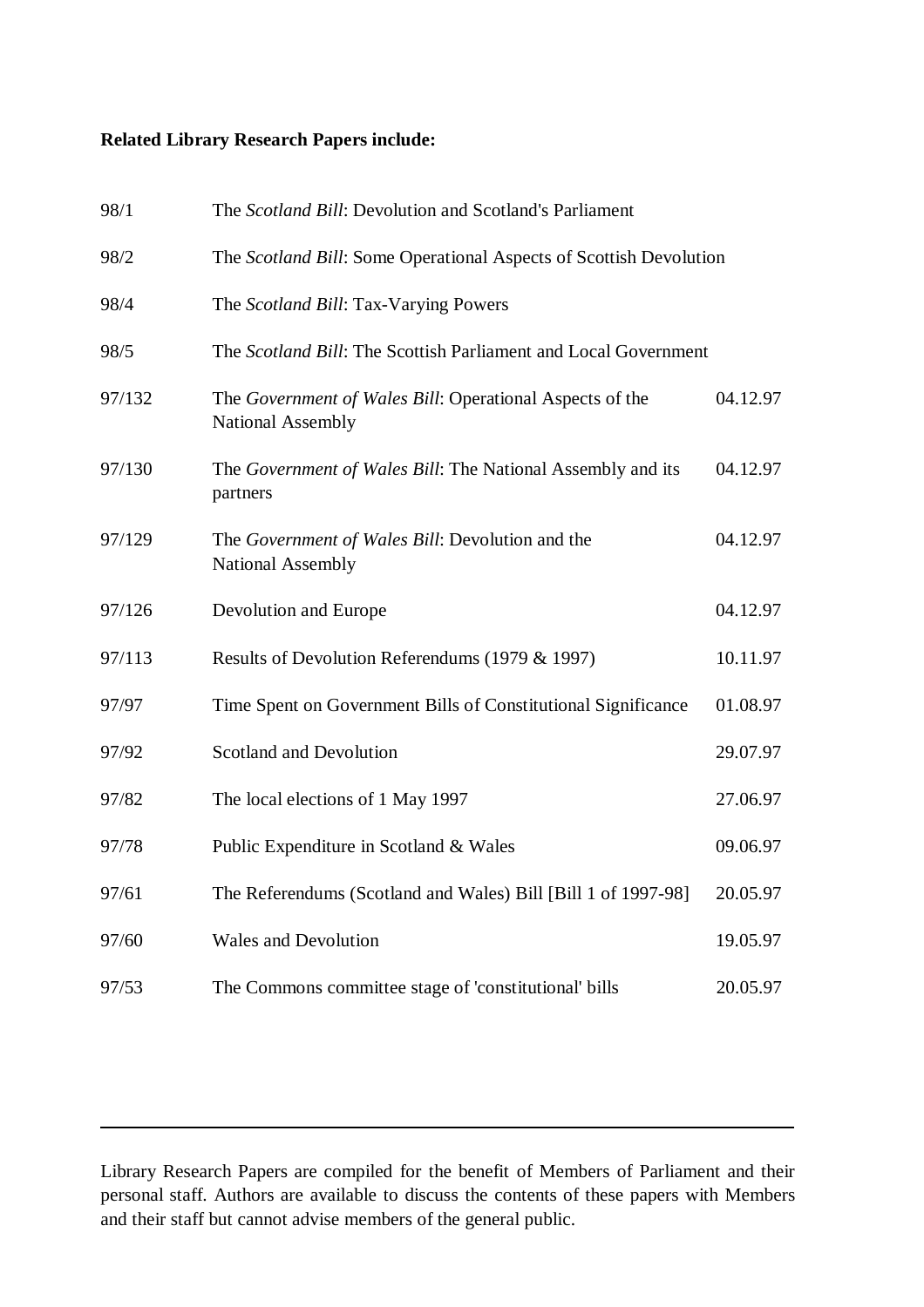**Related Library Research Papers include:**

| | | |
|---|---|---|
| 98/1 | The *Scotland Bill*: Devolution and Scotland's Parliament | |
| 98/2 | The *Scotland Bill*: Some Operational Aspects of Scottish Devolution | |
| 98/4 | The *Scotland Bill*: Tax-Varying Powers | |
| 98/5 | The *Scotland Bill*: The Scottish Parliament and Local Government | |
| 97/132 | The *Government of Wales Bill*: Operational Aspects of the National Assembly | 04.12.97 |
| 97/130 | The *Government of Wales Bill*: The National Assembly and its partners | 04.12.97 |
| 97/129 | The *Government of Wales Bill*: Devolution and the National Assembly | 04.12.97 |
| 97/126 | Devolution and Europe | 04.12.97 |
| 97/113 | Results of Devolution Referendums (1979 & 1997) | 10.11.97 |
| 97/97 | Time Spent on Government Bills of Constitutional Significance | 01.08.97 |
| 97/92 | Scotland and Devolution | 29.07.97 |
| 97/82 | The local elections of 1 May 1997 | 27.06.97 |
| 97/78 | Public Expenditure in Scotland & Wales | 09.06.97 |
| 97/61 | The Referendums (Scotland and Wales) Bill [Bill 1 of 1997-98] | 20.05.97 |
| 97/60 | Wales and Devolution | 19.05.97 |
| 97/53 | The Commons committee stage of 'constitutional' bills | 20.05.97 |

---

Library Research Papers are compiled for the benefit of Members of Parliament and their personal staff. Authors are available to discuss the contents of these papers with Members and their staff but cannot advise members of the general public.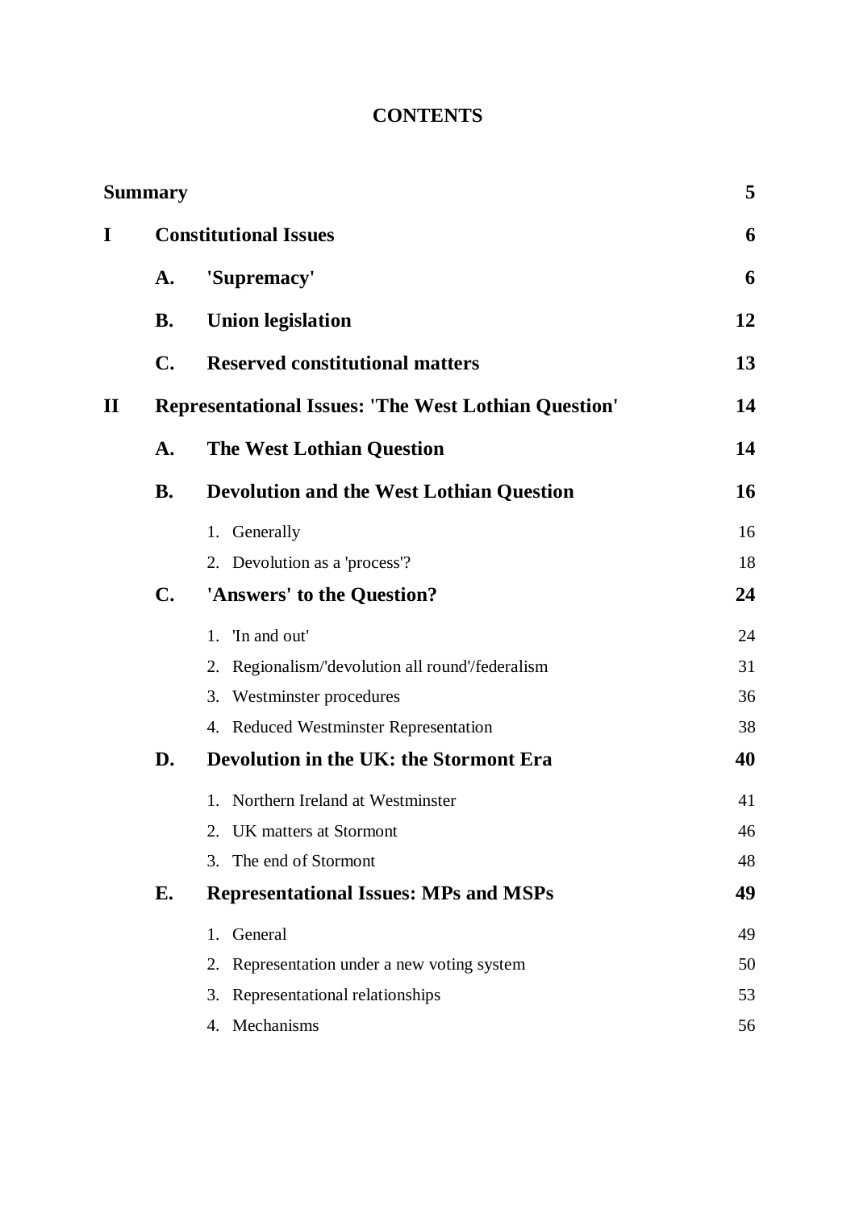# CONTENTS

| | | | |
|---|---|---|---|
| **Summary** | | | **5** |
| **I** | **Constitutional Issues** | | **6** |
| | **A.** | **'Supremacy'** | **6** |
| | **B.** | **Union legislation** | **12** |
| | **C.** | **Reserved constitutional matters** | **13** |
| **II** | **Representational Issues: 'The West Lothian Question'** | | **14** |
| | **A.** | **The West Lothian Question** | **14** |
| | **B.** | **Devolution and the West Lothian Question** | **16** |
| | | 1. Generally | 16 |
| | | 2. Devolution as a 'process'? | 18 |
| | **C.** | **'Answers' to the Question?** | **24** |
| | | 1. 'In and out' | 24 |
| | | 2. Regionalism/'devolution all round'/federalism | 31 |
| | | 3. Westminster procedures | 36 |
| | | 4. Reduced Westminster Representation | 38 |
| | **D.** | **Devolution in the UK: the Stormont Era** | **40** |
| | | 1. Northern Ireland at Westminster | 41 |
| | | 2. UK matters at Stormont | 46 |
| | | 3. The end of Stormont | 48 |
| | **E.** | **Representational Issues: MPs and MSPs** | **49** |
| | | 1. General | 49 |
| | | 2. Representation under a new voting system | 50 |
| | | 3. Representational relationships | 53 |
| | | 4. Mechanisms | 56 |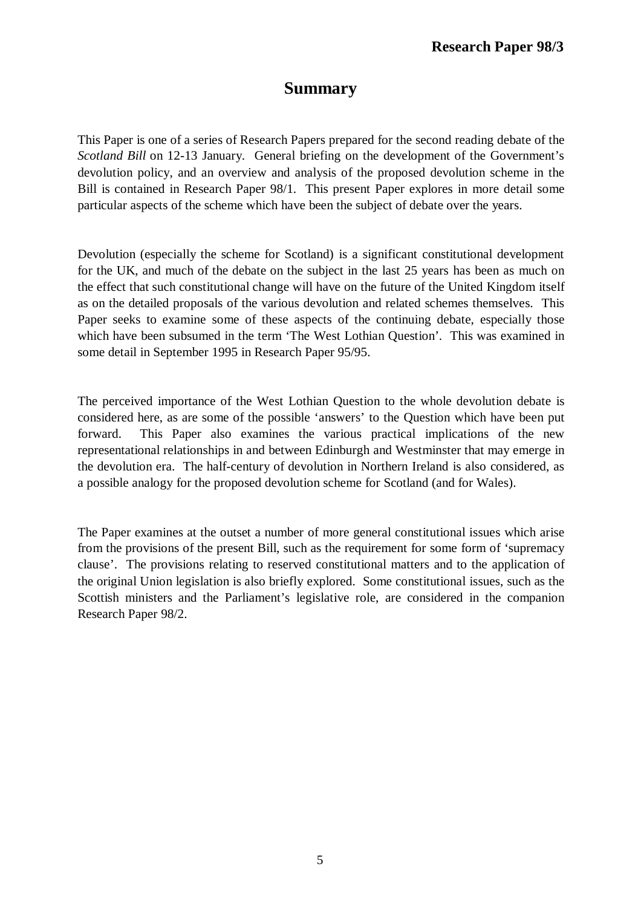# Summary

This Paper is one of a series of Research Papers prepared for the second reading debate of the *Scotland Bill* on 12-13 January. General briefing on the development of the Government's devolution policy, and an overview and analysis of the proposed devolution scheme in the Bill is contained in Research Paper 98/1. This present Paper explores in more detail some particular aspects of the scheme which have been the subject of debate over the years.

Devolution (especially the scheme for Scotland) is a significant constitutional development for the UK, and much of the debate on the subject in the last 25 years has been as much on the effect that such constitutional change will have on the future of the United Kingdom itself as on the detailed proposals of the various devolution and related schemes themselves. This Paper seeks to examine some of these aspects of the continuing debate, especially those which have been subsumed in the term 'The West Lothian Question'. This was examined in some detail in September 1995 in Research Paper 95/95.

The perceived importance of the West Lothian Question to the whole devolution debate is considered here, as are some of the possible 'answers' to the Question which have been put forward. This Paper also examines the various practical implications of the new representational relationships in and between Edinburgh and Westminster that may emerge in the devolution era. The half-century of devolution in Northern Ireland is also considered, as a possible analogy for the proposed devolution scheme for Scotland (and for Wales).

The Paper examines at the outset a number of more general constitutional issues which arise from the provisions of the present Bill, such as the requirement for some form of 'supremacy clause'. The provisions relating to reserved constitutional matters and to the application of the original Union legislation is also briefly explored. Some constitutional issues, such as the Scottish ministers and the Parliament's legislative role, are considered in the companion Research Paper 98/2.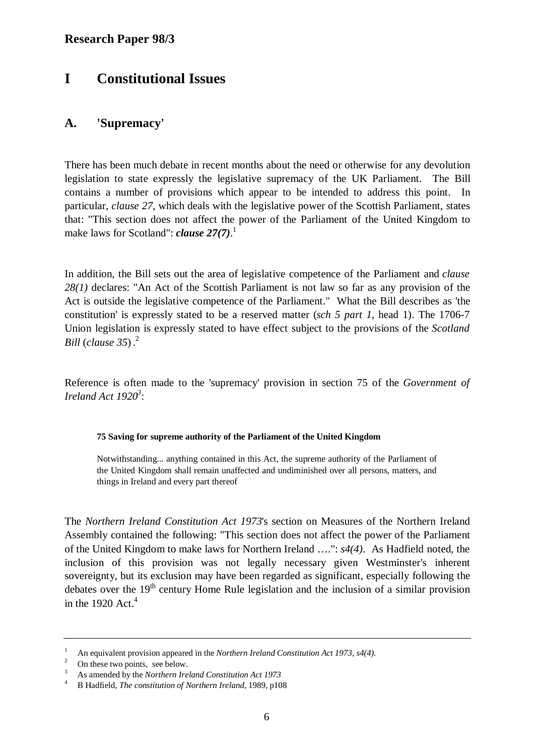# I Constitutional Issues

## A. 'Supremacy'

There has been much debate in recent months about the need or otherwise for any devolution legislation to state expressly the legislative supremacy of the UK Parliament. The Bill contains a number of provisions which appear to be intended to address this point. In particular, *clause 27*, which deals with the legislative power of the Scottish Parliament, states that: "This section does not affect the power of the Parliament of the United Kingdom to make laws for Scotland": ***clause 27(7)***.[1]

In addition, the Bill sets out the area of legislative competence of the Parliament and *clause 28(1)* declares: "An Act of the Scottish Parliament is not law so far as any provision of the Act is outside the legislative competence of the Parliament." What the Bill describes as 'the constitution' is expressly stated to be a reserved matter (*sch 5 part 1*, head 1). The 1706-7 Union legislation is expressly stated to have effect subject to the provisions of the *Scotland Bill* (*clause 35*) .[2]

Reference is often made to the 'supremacy' provision in section 75 of the *Government of Ireland Act 1920*[3]:

> **75 Saving for supreme authority of the Parliament of the United Kingdom**
>
> Notwithstanding... anything contained in this Act, the supreme authority of the Parliament of the United Kingdom shall remain unaffected and undiminished over all persons, matters, and things in Ireland and every part thereof

The *Northern Ireland Constitution Act 1973*'s section on Measures of the Northern Ireland Assembly contained the following: "This section does not affect the power of the Parliament of the United Kingdom to make laws for Northern Ireland ….": *s4(4)*. As Hadfield noted, the inclusion of this provision was not legally necessary given Westminster's inherent sovereignty, but its exclusion may have been regarded as significant, especially following the debates over the 19th century Home Rule legislation and the inclusion of a similar provision in the 1920 Act.[4]

---

[1] An equivalent provision appeared in the *Northern Ireland Constitution Act 1973, s4(4).*

[2] On these two points, see below.

[3] As amended by the *Northern Ireland Constitution Act 1973*

[4] B Hadfield, *The constitution of Northern Ireland*, 1989, p108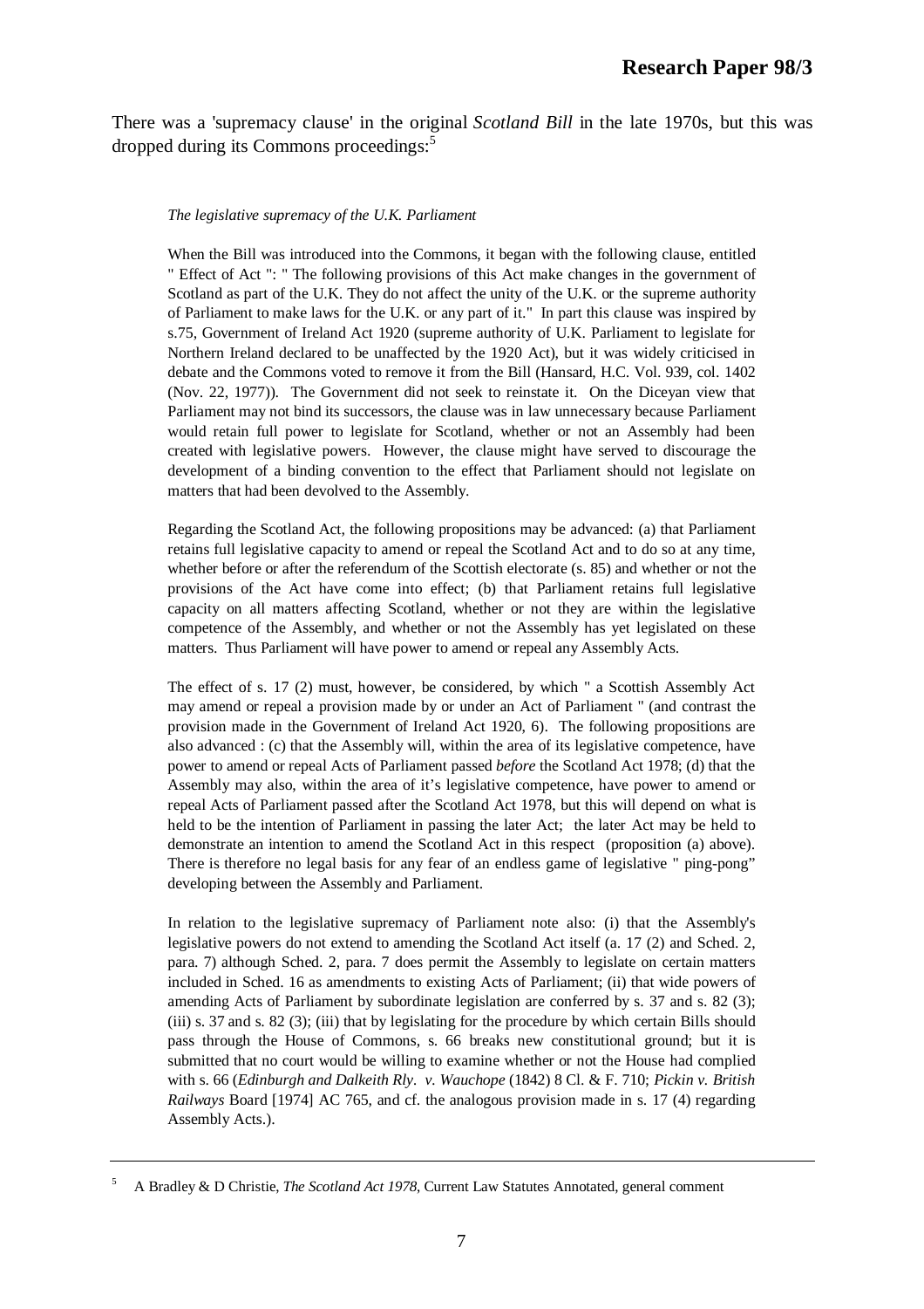There was a 'supremacy clause' in the original *Scotland Bill* in the late 1970s, but this was dropped during its Commons proceedings:[5]

> *The legislative supremacy of the U.K. Parliament*
>
> When the Bill was introduced into the Commons, it began with the following clause, entitled " Effect of Act ": " The following provisions of this Act make changes in the government of Scotland as part of the U.K. They do not affect the unity of the U.K. or the supreme authority of Parliament to make laws for the U.K. or any part of it." In part this clause was inspired by s.75, Government of Ireland Act 1920 (supreme authority of U.K. Parliament to legislate for Northern Ireland declared to be unaffected by the 1920 Act), but it was widely criticised in debate and the Commons voted to remove it from the Bill (Hansard, H.C. Vol. 939, col. 1402 (Nov. 22, 1977)). The Government did not seek to reinstate it. On the Diceyan view that Parliament may not bind its successors, the clause was in law unnecessary because Parliament would retain full power to legislate for Scotland, whether or not an Assembly had been created with legislative powers. However, the clause might have served to discourage the development of a binding convention to the effect that Parliament should not legislate on matters that had been devolved to the Assembly.
>
> Regarding the Scotland Act, the following propositions may be advanced: (a) that Parliament retains full legislative capacity to amend or repeal the Scotland Act and to do so at any time, whether before or after the referendum of the Scottish electorate (s. 85) and whether or not the provisions of the Act have come into effect; (b) that Parliament retains full legislative capacity on all matters affecting Scotland, whether or not they are within the legislative competence of the Assembly, and whether or not the Assembly has yet legislated on these matters. Thus Parliament will have power to amend or repeal any Assembly Acts.
>
> The effect of s. 17 (2) must, however, be considered, by which " a Scottish Assembly Act may amend or repeal a provision made by or under an Act of Parliament " (and contrast the provision made in the Government of Ireland Act 1920, 6). The following propositions are also advanced : (c) that the Assembly will, within the area of its legislative competence, have power to amend or repeal Acts of Parliament passed *before* the Scotland Act 1978; (d) that the Assembly may also, within the area of it's legislative competence, have power to amend or repeal Acts of Parliament passed after the Scotland Act 1978, but this will depend on what is held to be the intention of Parliament in passing the later Act; the later Act may be held to demonstrate an intention to amend the Scotland Act in this respect (proposition (a) above). There is therefore no legal basis for any fear of an endless game of legislative " ping-pong" developing between the Assembly and Parliament.
>
> In relation to the legislative supremacy of Parliament note also: (i) that the Assembly's legislative powers do not extend to amending the Scotland Act itself (a. 17 (2) and Sched. 2, para. 7) although Sched. 2, para. 7 does permit the Assembly to legislate on certain matters included in Sched. 16 as amendments to existing Acts of Parliament; (ii) that wide powers of amending Acts of Parliament by subordinate legislation are conferred by s. 37 and s. 82 (3); (iii) s. 37 and s. 82 (3); (iii) that by legislating for the procedure by which certain Bills should pass through the House of Commons, s. 66 breaks new constitutional ground; but it is submitted that no court would be willing to examine whether or not the House had complied with s. 66 (*Edinburgh and Dalkeith Rly. v. Wauchope* (1842) 8 Cl. & F. 710; *Pickin v. British Railways* Board [1974] AC 765, and cf. the analogous provision made in s. 17 (4) regarding Assembly Acts.).

---

[5] A Bradley & D Christie, *The Scotland Act 1978*, Current Law Statutes Annotated, general comment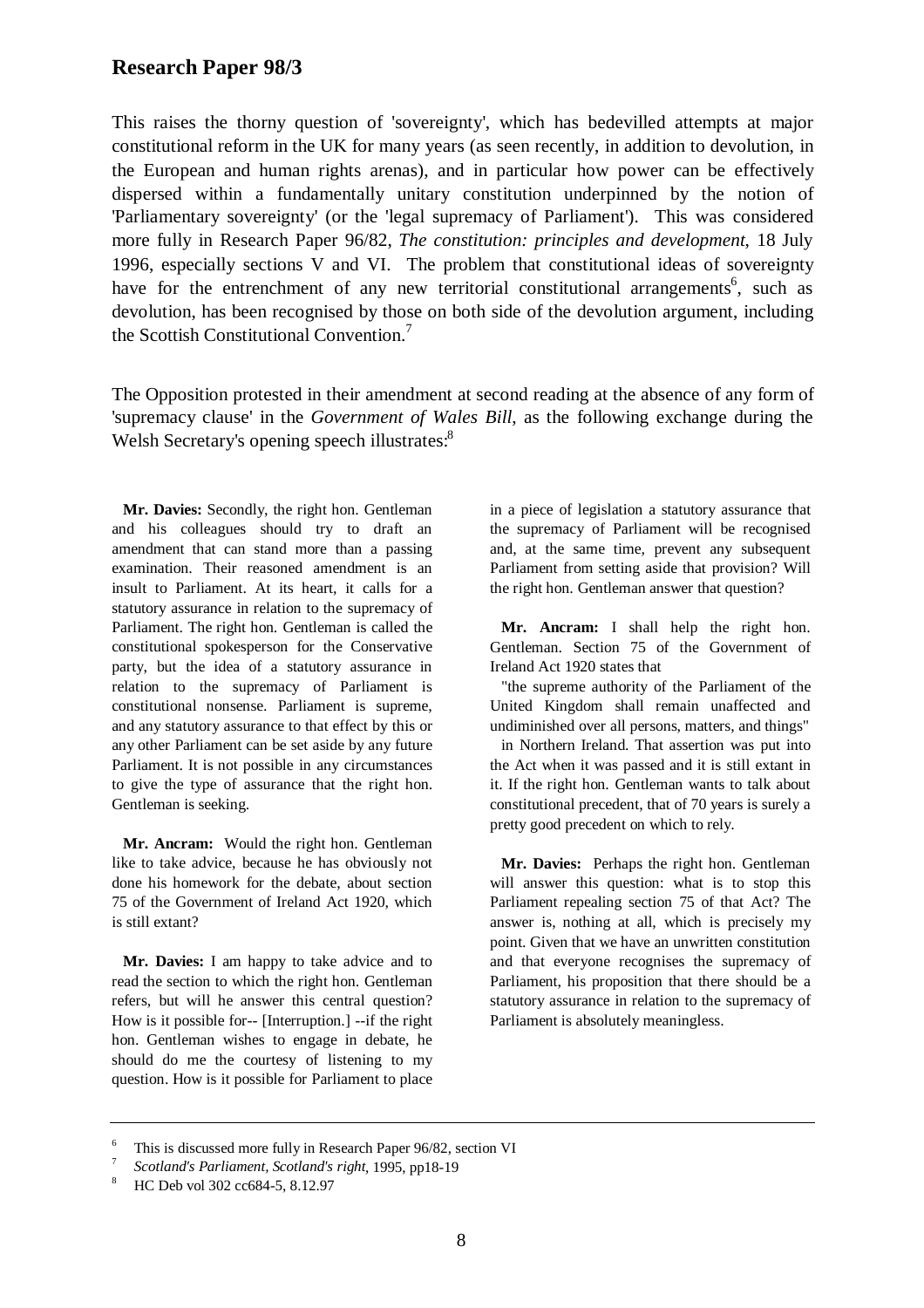This raises the thorny question of 'sovereignty', which has bedevilled attempts at major constitutional reform in the UK for many years (as seen recently, in addition to devolution, in the European and human rights arenas), and in particular how power can be effectively dispersed within a fundamentally unitary constitution underpinned by the notion of 'Parliamentary sovereignty' (or the 'legal supremacy of Parliament'). This was considered more fully in Research Paper 96/82, *The constitution: principles and development*, 18 July 1996, especially sections V and VI. The problem that constitutional ideas of sovereignty have for the entrenchment of any new territorial constitutional arrangements[6], such as devolution, has been recognised by those on both side of the devolution argument, including the Scottish Constitutional Convention.[7]

The Opposition protested in their amendment at second reading at the absence of any form of 'supremacy clause' in the *Government of Wales Bill*, as the following exchange during the Welsh Secretary's opening speech illustrates:[8]

**Mr. Davies:** Secondly, the right hon. Gentleman and his colleagues should try to draft an amendment that can stand more than a passing examination. Their reasoned amendment is an insult to Parliament. At its heart, it calls for a statutory assurance in relation to the supremacy of Parliament. The right hon. Gentleman is called the constitutional spokesperson for the Conservative party, but the idea of a statutory assurance in relation to the supremacy of Parliament is constitutional nonsense. Parliament is supreme, and any statutory assurance to that effect by this or any other Parliament can be set aside by any future Parliament. It is not possible in any circumstances to give the type of assurance that the right hon. Gentleman is seeking.

**Mr. Ancram:** Would the right hon. Gentleman like to take advice, because he has obviously not done his homework for the debate, about section 75 of the Government of Ireland Act 1920, which is still extant?

**Mr. Davies:** I am happy to take advice and to read the section to which the right hon. Gentleman refers, but will he answer this central question? How is it possible for-- [Interruption.] --if the right hon. Gentleman wishes to engage in debate, he should do me the courtesy of listening to my question. How is it possible for Parliament to place in a piece of legislation a statutory assurance that the supremacy of Parliament will be recognised and, at the same time, prevent any subsequent Parliament from setting aside that provision? Will the right hon. Gentleman answer that question?

**Mr. Ancram:** I shall help the right hon. Gentleman. Section 75 of the Government of Ireland Act 1920 states that

"the supreme authority of the Parliament of the United Kingdom shall remain unaffected and undiminished over all persons, matters, and things"

in Northern Ireland. That assertion was put into the Act when it was passed and it is still extant in it. If the right hon. Gentleman wants to talk about constitutional precedent, that of 70 years is surely a pretty good precedent on which to rely.

**Mr. Davies:** Perhaps the right hon. Gentleman will answer this question: what is to stop this Parliament repealing section 75 of that Act? The answer is, nothing at all, which is precisely my point. Given that we have an unwritten constitution and that everyone recognises the supremacy of Parliament, his proposition that there should be a statutory assurance in relation to the supremacy of Parliament is absolutely meaningless.

---

[6] This is discussed more fully in Research Paper 96/82, section VI

[7] *Scotland's Parliament, Scotland's right*, 1995, pp18-19

[8] HC Deb vol 302 cc684-5, 8.12.97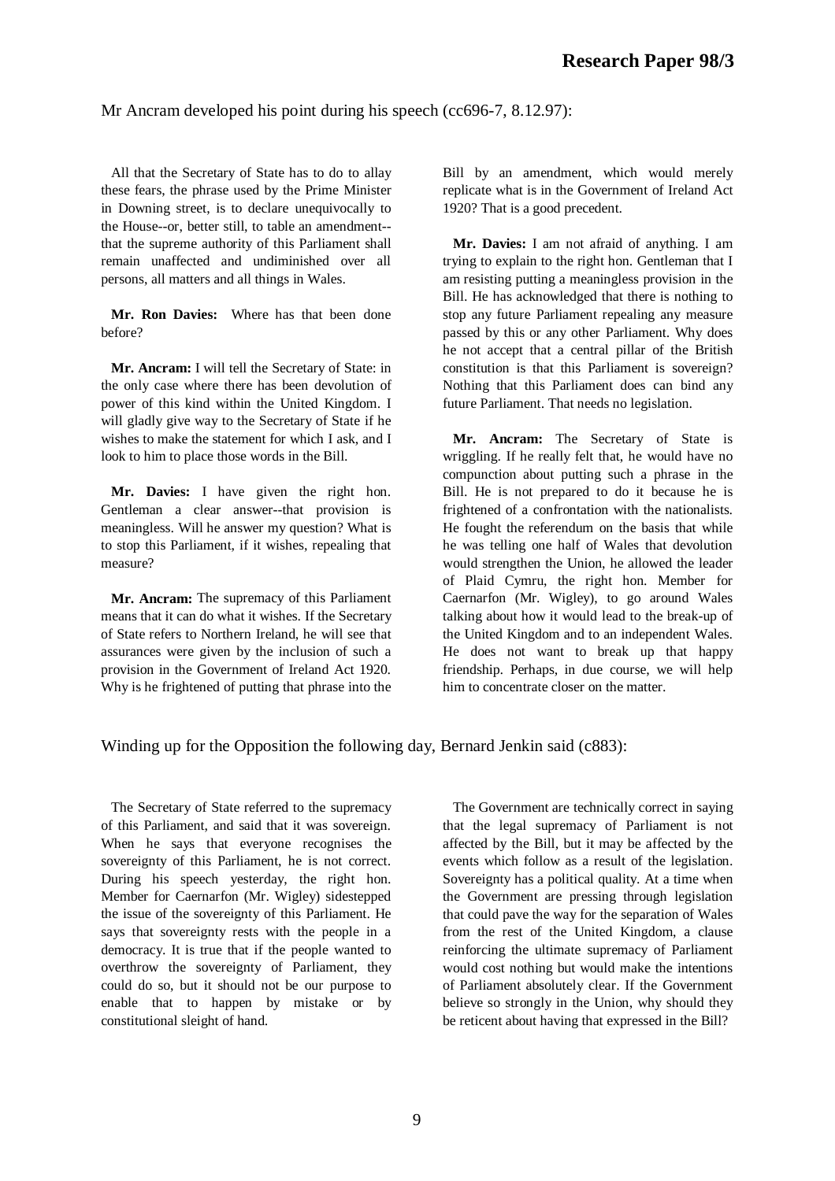Mr Ancram developed his point during his speech (cc696-7, 8.12.97):

> All that the Secretary of State has to do to allay these fears, the phrase used by the Prime Minister in Downing street, is to declare unequivocally to the House--or, better still, to table an amendment--that the supreme authority of this Parliament shall remain unaffected and undiminished over all persons, all matters and all things in Wales.
>
> **Mr. Ron Davies:** Where has that been done before?
>
> **Mr. Ancram:** I will tell the Secretary of State: in the only case where there has been devolution of power of this kind within the United Kingdom. I will gladly give way to the Secretary of State if he wishes to make the statement for which I ask, and I look to him to place those words in the Bill.
>
> **Mr. Davies:** I have given the right hon. Gentleman a clear answer--that provision is meaningless. Will he answer my question? What is to stop this Parliament, if it wishes, repealing that measure?
>
> **Mr. Ancram:** The supremacy of this Parliament means that it can do what it wishes. If the Secretary of State refers to Northern Ireland, he will see that assurances were given by the inclusion of such a provision in the Government of Ireland Act 1920. Why is he frightened of putting that phrase into the Bill by an amendment, which would merely replicate what is in the Government of Ireland Act 1920? That is a good precedent.
>
> **Mr. Davies:** I am not afraid of anything. I am trying to explain to the right hon. Gentleman that I am resisting putting a meaningless provision in the Bill. He has acknowledged that there is nothing to stop any future Parliament repealing any measure passed by this or any other Parliament. Why does he not accept that a central pillar of the British constitution is that this Parliament is sovereign? Nothing that this Parliament does can bind any future Parliament. That needs no legislation.
>
> **Mr. Ancram:** The Secretary of State is wriggling. If he really felt that, he would have no compunction about putting such a phrase in the Bill. He is not prepared to do it because he is frightened of a confrontation with the nationalists. He fought the referendum on the basis that while he was telling one half of Wales that devolution would strengthen the Union, he allowed the leader of Plaid Cymru, the right hon. Member for Caernarfon (Mr. Wigley), to go around Wales talking about how it would lead to the break-up of the United Kingdom and to an independent Wales. He does not want to break up that happy friendship. Perhaps, in due course, we will help him to concentrate closer on the matter.

Winding up for the Opposition the following day, Bernard Jenkin said (c883):

> The Secretary of State referred to the supremacy of this Parliament, and said that it was sovereign. When he says that everyone recognises the sovereignty of this Parliament, he is not correct. During his speech yesterday, the right hon. Member for Caernarfon (Mr. Wigley) sidestepped the issue of the sovereignty of this Parliament. He says that sovereignty rests with the people in a democracy. It is true that if the people wanted to overthrow the sovereignty of Parliament, they could do so, but it should not be our purpose to enable that to happen by mistake or by constitutional sleight of hand.
>
> The Government are technically correct in saying that the legal supremacy of Parliament is not affected by the Bill, but it may be affected by the events which follow as a result of the legislation. Sovereignty has a political quality. At a time when the Government are pressing through legislation that could pave the way for the separation of Wales from the rest of the United Kingdom, a clause reinforcing the ultimate supremacy of Parliament would cost nothing but would make the intentions of Parliament absolutely clear. If the Government believe so strongly in the Union, why should they be reticent about having that expressed in the Bill?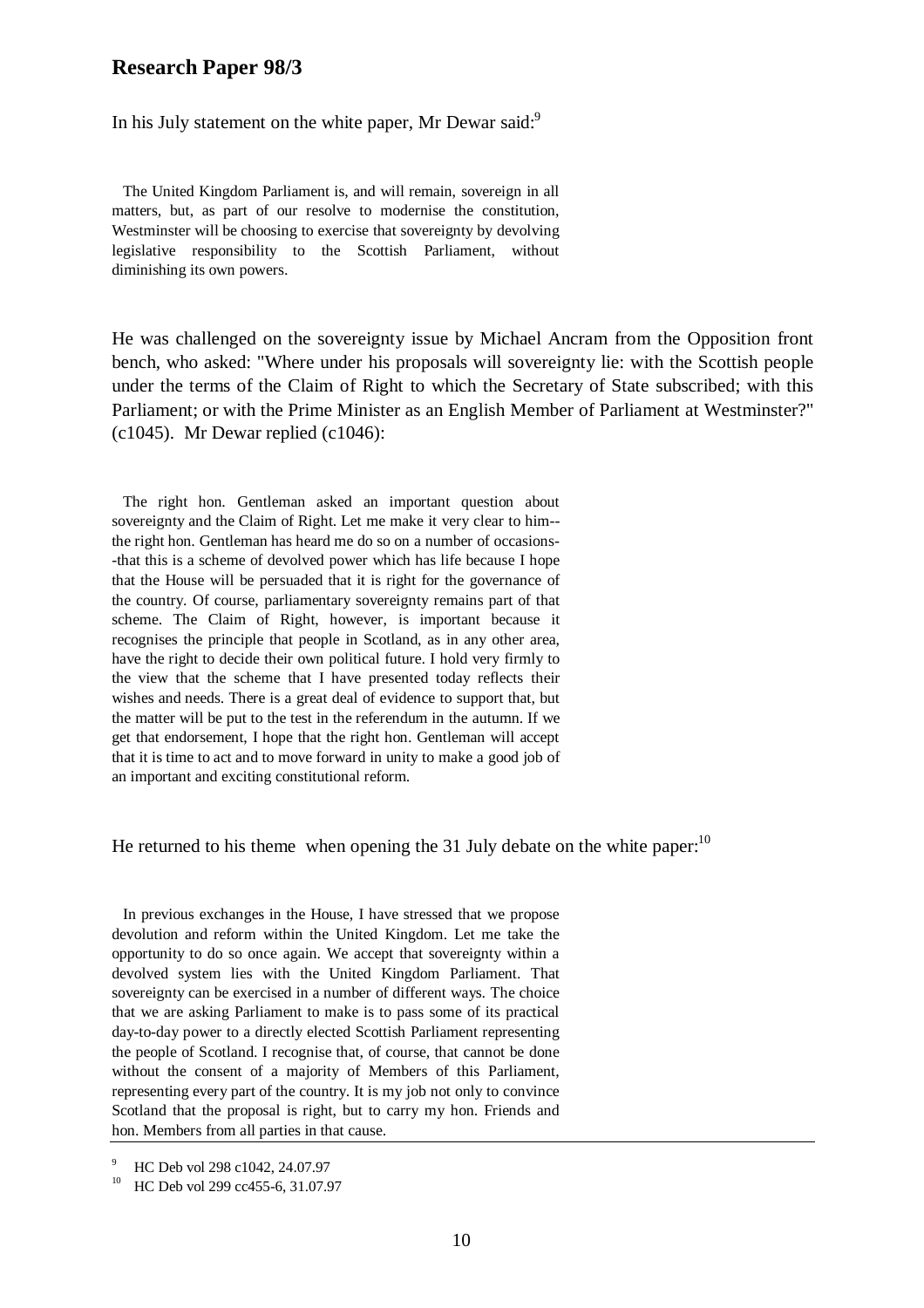In his July statement on the white paper, Mr Dewar said:[9]

> The United Kingdom Parliament is, and will remain, sovereign in all matters, but, as part of our resolve to modernise the constitution, Westminster will be choosing to exercise that sovereignty by devolving legislative responsibility to the Scottish Parliament, without diminishing its own powers.

He was challenged on the sovereignty issue by Michael Ancram from the Opposition front bench, who asked: "Where under his proposals will sovereignty lie: with the Scottish people under the terms of the Claim of Right to which the Secretary of State subscribed; with this Parliament; or with the Prime Minister as an English Member of Parliament at Westminster?" (c1045). Mr Dewar replied (c1046):

> The right hon. Gentleman asked an important question about sovereignty and the Claim of Right. Let me make it very clear to him--the right hon. Gentleman has heard me do so on a number of occasions--that this is a scheme of devolved power which has life because I hope that the House will be persuaded that it is right for the governance of the country. Of course, parliamentary sovereignty remains part of that scheme. The Claim of Right, however, is important because it recognises the principle that people in Scotland, as in any other area, have the right to decide their own political future. I hold very firmly to the view that the scheme that I have presented today reflects their wishes and needs. There is a great deal of evidence to support that, but the matter will be put to the test in the referendum in the autumn. If we get that endorsement, I hope that the right hon. Gentleman will accept that it is time to act and to move forward in unity to make a good job of an important and exciting constitutional reform.

He returned to his theme when opening the 31 July debate on the white paper:[10]

> In previous exchanges in the House, I have stressed that we propose devolution and reform within the United Kingdom. Let me take the opportunity to do so once again. We accept that sovereignty within a devolved system lies with the United Kingdom Parliament. That sovereignty can be exercised in a number of different ways. The choice that we are asking Parliament to make is to pass some of its practical day-to-day power to a directly elected Scottish Parliament representing the people of Scotland. I recognise that, of course, that cannot be done without the consent of a majority of Members of this Parliament, representing every part of the country. It is my job not only to convince Scotland that the proposal is right, but to carry my hon. Friends and hon. Members from all parties in that cause.

---

[9] HC Deb vol 298 c1042, 24.07.97

[10] HC Deb vol 299 cc455-6, 31.07.97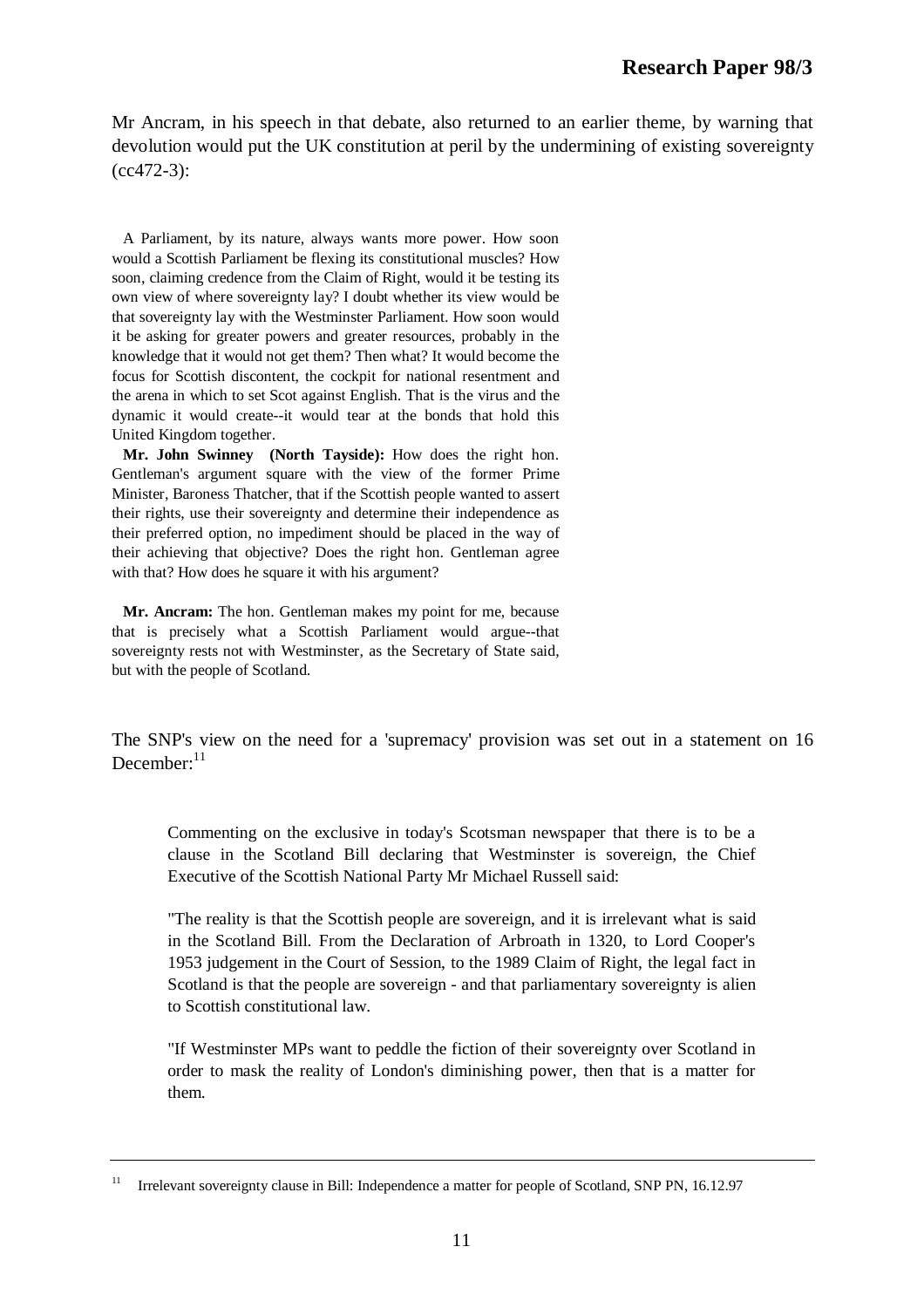Mr Ancram, in his speech in that debate, also returned to an earlier theme, by warning that devolution would put the UK constitution at peril by the undermining of existing sovereignty (cc472-3):

> A Parliament, by its nature, always wants more power. How soon would a Scottish Parliament be flexing its constitutional muscles? How soon, claiming credence from the Claim of Right, would it be testing its own view of where sovereignty lay? I doubt whether its view would be that sovereignty lay with the Westminster Parliament. How soon would it be asking for greater powers and greater resources, probably in the knowledge that it would not get them? Then what? It would become the focus for Scottish discontent, the cockpit for national resentment and the arena in which to set Scot against English. That is the virus and the dynamic it would create--it would tear at the bonds that hold this United Kingdom together.
>
> **Mr. John Swinney (North Tayside):** How does the right hon. Gentleman's argument square with the view of the former Prime Minister, Baroness Thatcher, that if the Scottish people wanted to assert their rights, use their sovereignty and determine their independence as their preferred option, no impediment should be placed in the way of their achieving that objective? Does the right hon. Gentleman agree with that? How does he square it with his argument?
>
> **Mr. Ancram:** The hon. Gentleman makes my point for me, because that is precisely what a Scottish Parliament would argue--that sovereignty rests not with Westminster, as the Secretary of State said, but with the people of Scotland.

The SNP's view on the need for a 'supremacy' provision was set out in a statement on 16 December:[11]

> Commenting on the exclusive in today's Scotsman newspaper that there is to be a clause in the Scotland Bill declaring that Westminster is sovereign, the Chief Executive of the Scottish National Party Mr Michael Russell said:
>
> "The reality is that the Scottish people are sovereign, and it is irrelevant what is said in the Scotland Bill. From the Declaration of Arbroath in 1320, to Lord Cooper's 1953 judgement in the Court of Session, to the 1989 Claim of Right, the legal fact in Scotland is that the people are sovereign - and that parliamentary sovereignty is alien to Scottish constitutional law.
>
> "If Westminster MPs want to peddle the fiction of their sovereignty over Scotland in order to mask the reality of London's diminishing power, then that is a matter for them.

---

[11] Irrelevant sovereignty clause in Bill: Independence a matter for people of Scotland, SNP PN, 16.12.97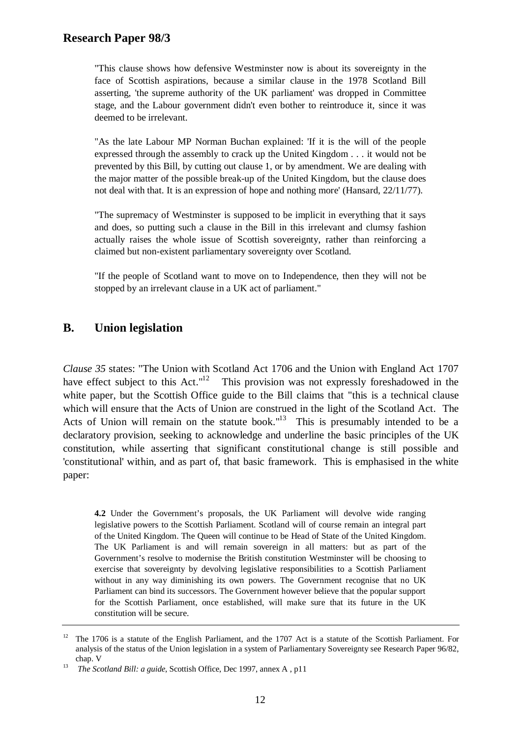"This clause shows how defensive Westminster now is about its sovereignty in the face of Scottish aspirations, because a similar clause in the 1978 Scotland Bill asserting, 'the supreme authority of the UK parliament' was dropped in Committee stage, and the Labour government didn't even bother to reintroduce it, since it was deemed to be irrelevant.

"As the late Labour MP Norman Buchan explained: 'If it is the will of the people expressed through the assembly to crack up the United Kingdom . . . it would not be prevented by this Bill, by cutting out clause 1, or by amendment. We are dealing with the major matter of the possible break-up of the United Kingdom, but the clause does not deal with that. It is an expression of hope and nothing more' (Hansard, 22/11/77).

"The supremacy of Westminster is supposed to be implicit in everything that it says and does, so putting such a clause in the Bill in this irrelevant and clumsy fashion actually raises the whole issue of Scottish sovereignty, rather than reinforcing a claimed but non-existent parliamentary sovereignty over Scotland.

"If the people of Scotland want to move on to Independence, then they will not be stopped by an irrelevant clause in a UK act of parliament."

## B. Union legislation

*Clause 35* states: "The Union with Scotland Act 1706 and the Union with England Act 1707 have effect subject to this Act."[12] This provision was not expressly foreshadowed in the white paper, but the Scottish Office guide to the Bill claims that "this is a technical clause which will ensure that the Acts of Union are construed in the light of the Scotland Act. The Acts of Union will remain on the statute book."[13] This is presumably intended to be a declaratory provision, seeking to acknowledge and underline the basic principles of the UK constitution, while asserting that significant constitutional change is still possible and 'constitutional' within, and as part of, that basic framework. This is emphasised in the white paper:

> **4.2** Under the Government's proposals, the UK Parliament will devolve wide ranging legislative powers to the Scottish Parliament. Scotland will of course remain an integral part of the United Kingdom. The Queen will continue to be Head of State of the United Kingdom. The UK Parliament is and will remain sovereign in all matters: but as part of the Government's resolve to modernise the British constitution Westminster will be choosing to exercise that sovereignty by devolving legislative responsibilities to a Scottish Parliament without in any way diminishing its own powers. The Government recognise that no UK Parliament can bind its successors. The Government however believe that the popular support for the Scottish Parliament, once established, will make sure that its future in the UK constitution will be secure.

---

[12] The 1706 is a statute of the English Parliament, and the 1707 Act is a statute of the Scottish Parliament. For analysis of the status of the Union legislation in a system of Parliamentary Sovereignty see Research Paper 96/82, chap. V

[13] *The Scotland Bill: a guide*, Scottish Office, Dec 1997, annex A , p11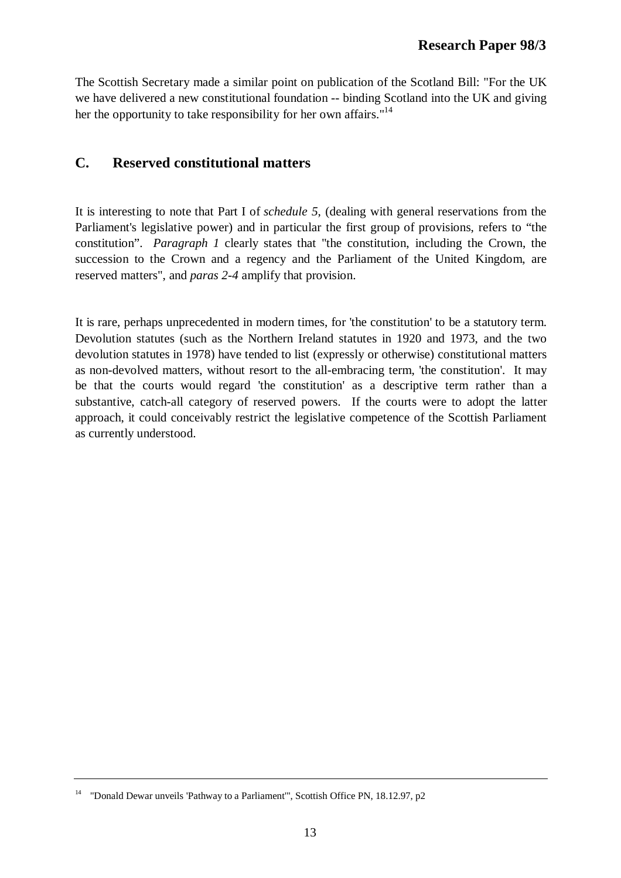The Scottish Secretary made a similar point on publication of the Scotland Bill: "For the UK we have delivered a new constitutional foundation -- binding Scotland into the UK and giving her the opportunity to take responsibility for her own affairs."[14]

## C. Reserved constitutional matters

It is interesting to note that Part I of *schedule 5*, (dealing with general reservations from the Parliament's legislative power) and in particular the first group of provisions, refers to "the constitution". *Paragraph 1* clearly states that "the constitution, including the Crown, the succession to the Crown and a regency and the Parliament of the United Kingdom, are reserved matters", and *paras 2-4* amplify that provision.

It is rare, perhaps unprecedented in modern times, for 'the constitution' to be a statutory term. Devolution statutes (such as the Northern Ireland statutes in 1920 and 1973, and the two devolution statutes in 1978) have tended to list (expressly or otherwise) constitutional matters as non-devolved matters, without resort to the all-embracing term, 'the constitution'. It may be that the courts would regard 'the constitution' as a descriptive term rather than a substantive, catch-all category of reserved powers. If the courts were to adopt the latter approach, it could conceivably restrict the legislative competence of the Scottish Parliament as currently understood.

---

[14] "Donald Dewar unveils 'Pathway to a Parliament'", Scottish Office PN, 18.12.97, p2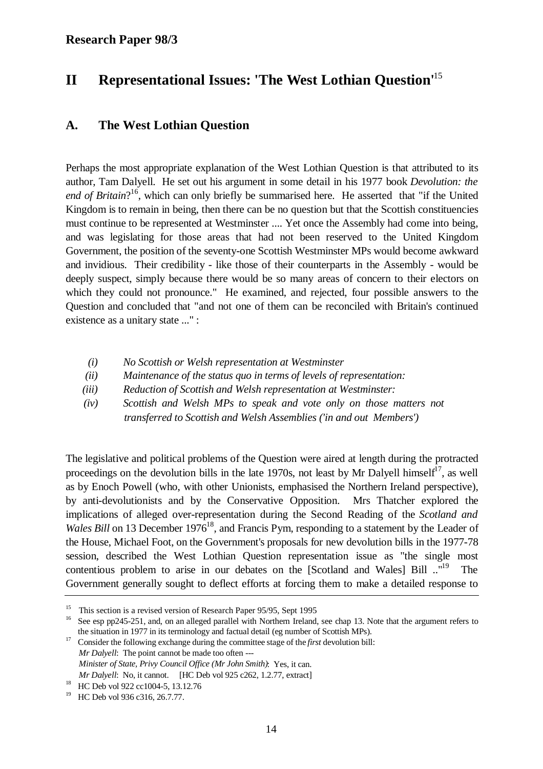## II Representational Issues: 'The West Lothian Question'[15]

### A. The West Lothian Question

Perhaps the most appropriate explanation of the West Lothian Question is that attributed to its author, Tam Dalyell. He set out his argument in some detail in his 1977 book *Devolution: the end of Britain*?[16], which can only briefly be summarised here. He asserted that "if the United Kingdom is to remain in being, then there can be no question but that the Scottish constituencies must continue to be represented at Westminster .... Yet once the Assembly had come into being, and was legislating for those areas that had not been reserved to the United Kingdom Government, the position of the seventy-one Scottish Westminster MPs would become awkward and invidious. Their credibility - like those of their counterparts in the Assembly - would be deeply suspect, simply because there would be so many areas of concern to their electors on which they could not pronounce." He examined, and rejected, four possible answers to the Question and concluded that "and not one of them can be reconciled with Britain's continued existence as a unitary state ..." :

- *(i) No Scottish or Welsh representation at Westminster*
- *(ii) Maintenance of the status quo in terms of levels of representation:*
- *(iii) Reduction of Scottish and Welsh representation at Westminster:*
- *(iv) Scottish and Welsh MPs to speak and vote only on those matters not transferred to Scottish and Welsh Assemblies ('in and out Members')*

The legislative and political problems of the Question were aired at length during the protracted proceedings on the devolution bills in the late 1970s, not least by Mr Dalyell himself[17], as well as by Enoch Powell (who, with other Unionists, emphasised the Northern Ireland perspective), by anti-devolutionists and by the Conservative Opposition. Mrs Thatcher explored the implications of alleged over-representation during the Second Reading of the *Scotland and Wales Bill* on 13 December 1976[18], and Francis Pym, responding to a statement by the Leader of the House, Michael Foot, on the Government's proposals for new devolution bills in the 1977-78 session, described the West Lothian Question representation issue as "the single most contentious problem to arise in our debates on the [Scotland and Wales] Bill .."[19] The Government generally sought to deflect efforts at forcing them to make a detailed response to

---

15 This section is a revised version of Research Paper 95/95, Sept 1995

16 See esp pp245-251, and, on an alleged parallel with Northern Ireland, see chap 13. Note that the argument refers to the situation in 1977 in its terminology and factual detail (eg number of Scottish MPs).

17 Consider the following exchange during the committee stage of the *first* devolution bill:
*Mr Dalyell*: The point cannot be made too often ---
*Minister of State, Privy Council Office (Mr John Smith)*: Yes, it can.
*Mr Dalyell*: No, it cannot. [HC Deb vol 925 c262, 1.2.77, extract]

18 HC Deb vol 922 cc1004-5, 13.12.76

19 HC Deb vol 936 c316, 26.7.77.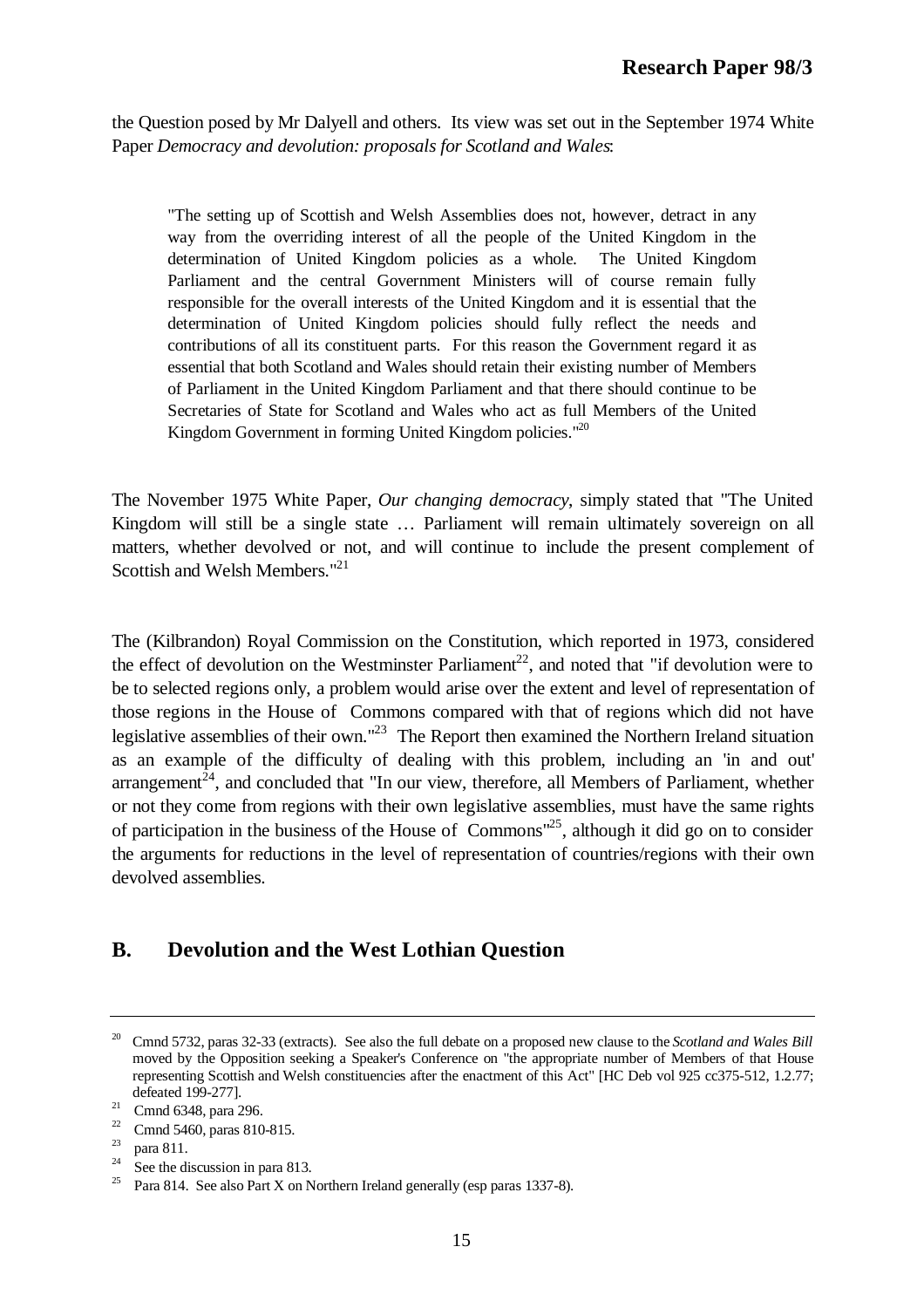the Question posed by Mr Dalyell and others. Its view was set out in the September 1974 White Paper *Democracy and devolution: proposals for Scotland and Wales*:

> "The setting up of Scottish and Welsh Assemblies does not, however, detract in any way from the overriding interest of all the people of the United Kingdom in the determination of United Kingdom policies as a whole. The United Kingdom Parliament and the central Government Ministers will of course remain fully responsible for the overall interests of the United Kingdom and it is essential that the determination of United Kingdom policies should fully reflect the needs and contributions of all its constituent parts. For this reason the Government regard it as essential that both Scotland and Wales should retain their existing number of Members of Parliament in the United Kingdom Parliament and that there should continue to be Secretaries of State for Scotland and Wales who act as full Members of the United Kingdom Government in forming United Kingdom policies."[20]

The November 1975 White Paper, *Our changing democracy*, simply stated that "The United Kingdom will still be a single state … Parliament will remain ultimately sovereign on all matters, whether devolved or not, and will continue to include the present complement of Scottish and Welsh Members."[21]

The (Kilbrandon) Royal Commission on the Constitution, which reported in 1973, considered the effect of devolution on the Westminster Parliament[22], and noted that "if devolution were to be to selected regions only, a problem would arise over the extent and level of representation of those regions in the House of Commons compared with that of regions which did not have legislative assemblies of their own."[23] The Report then examined the Northern Ireland situation as an example of the difficulty of dealing with this problem, including an 'in and out' arrangement[24], and concluded that "In our view, therefore, all Members of Parliament, whether or not they come from regions with their own legislative assemblies, must have the same rights of participation in the business of the House of Commons"[25], although it did go on to consider the arguments for reductions in the level of representation of countries/regions with their own devolved assemblies.

## B. Devolution and the West Lothian Question

---

[20] Cmnd 5732, paras 32-33 (extracts). See also the full debate on a proposed new clause to the *Scotland and Wales Bill* moved by the Opposition seeking a Speaker's Conference on "the appropriate number of Members of that House representing Scottish and Welsh constituencies after the enactment of this Act" [HC Deb vol 925 cc375-512, 1.2.77; defeated 199-277].

[21] Cmnd 6348, para 296.

[22] Cmnd 5460, paras 810-815.

[23] para 811.

[24] See the discussion in para 813.

[25] Para 814. See also Part X on Northern Ireland generally (esp paras 1337-8).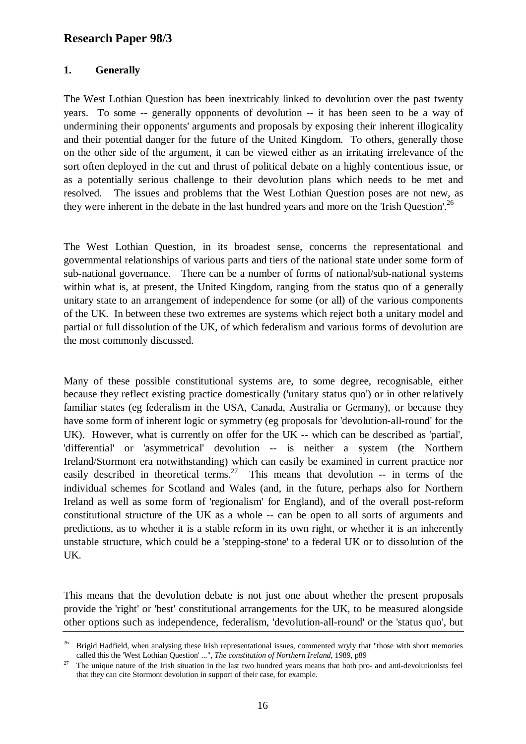## 1. Generally

The West Lothian Question has been inextricably linked to devolution over the past twenty years. To some -- generally opponents of devolution -- it has been seen to be a way of undermining their opponents' arguments and proposals by exposing their inherent illogicality and their potential danger for the future of the United Kingdom. To others, generally those on the other side of the argument, it can be viewed either as an irritating irrelevance of the sort often deployed in the cut and thrust of political debate on a highly contentious issue, or as a potentially serious challenge to their devolution plans which needs to be met and resolved. The issues and problems that the West Lothian Question poses are not new, as they were inherent in the debate in the last hundred years and more on the 'Irish Question'.[26]

The West Lothian Question, in its broadest sense, concerns the representational and governmental relationships of various parts and tiers of the national state under some form of sub-national governance. There can be a number of forms of national/sub-national systems within what is, at present, the United Kingdom, ranging from the status quo of a generally unitary state to an arrangement of independence for some (or all) of the various components of the UK. In between these two extremes are systems which reject both a unitary model and partial or full dissolution of the UK, of which federalism and various forms of devolution are the most commonly discussed.

Many of these possible constitutional systems are, to some degree, recognisable, either because they reflect existing practice domestically ('unitary status quo') or in other relatively familiar states (eg federalism in the USA, Canada, Australia or Germany), or because they have some form of inherent logic or symmetry (eg proposals for 'devolution-all-round' for the UK). However, what is currently on offer for the UK -- which can be described as 'partial', 'differential' or 'asymmetrical' devolution -- is neither a system (the Northern Ireland/Stormont era notwithstanding) which can easily be examined in current practice nor easily described in theoretical terms.[27] This means that devolution -- in terms of the individual schemes for Scotland and Wales (and, in the future, perhaps also for Northern Ireland as well as some form of 'regionalism' for England), and of the overall post-reform constitutional structure of the UK as a whole -- can be open to all sorts of arguments and predictions, as to whether it is a stable reform in its own right, or whether it is an inherently unstable structure, which could be a 'stepping-stone' to a federal UK or to dissolution of the UK.

This means that the devolution debate is not just one about whether the present proposals provide the 'right' or 'best' constitutional arrangements for the UK, to be measured alongside other options such as independence, federalism, 'devolution-all-round' or the 'status quo', but

---

[26] Brigid Hadfield, when analysing these Irish representational issues, commented wryly that "those with short memories called this the 'West Lothian Question' ...", *The constitution of Northern Ireland*, 1989, p89

[27] The unique nature of the Irish situation in the last two hundred years means that both pro- and anti-devolutionists feel that they can cite Stormont devolution in support of their case, for example.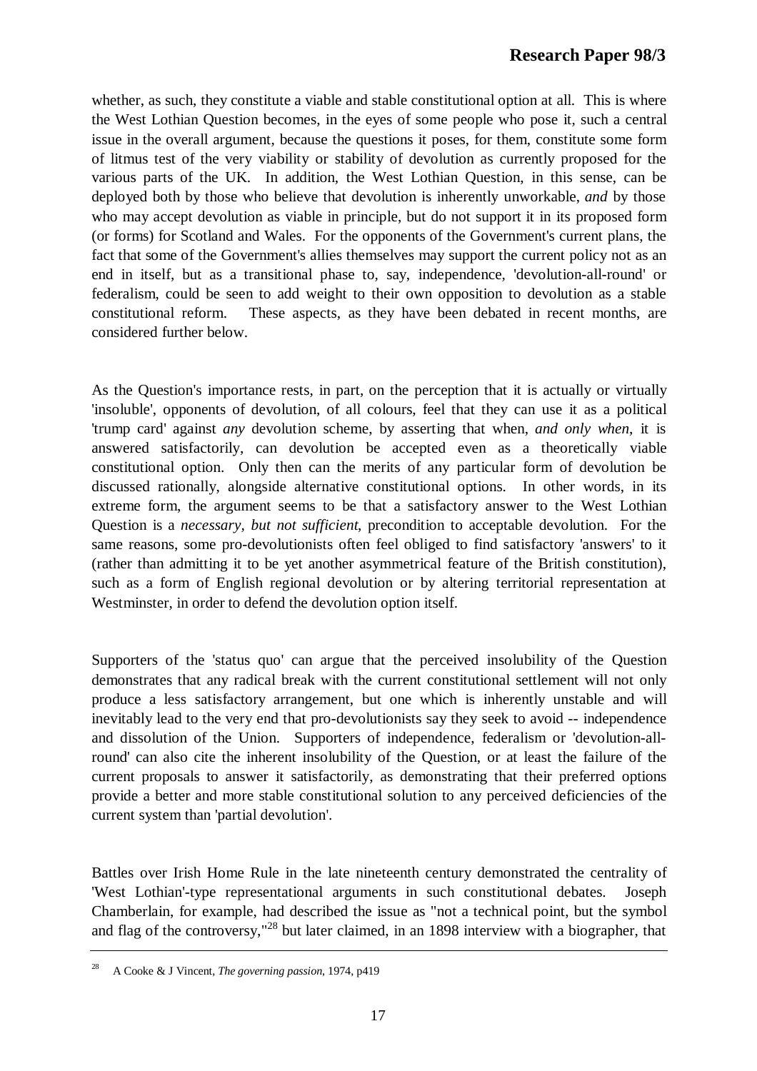whether, as such, they constitute a viable and stable constitutional option at all. This is where the West Lothian Question becomes, in the eyes of some people who pose it, such a central issue in the overall argument, because the questions it poses, for them, constitute some form of litmus test of the very viability or stability of devolution as currently proposed for the various parts of the UK. In addition, the West Lothian Question, in this sense, can be deployed both by those who believe that devolution is inherently unworkable, *and* by those who may accept devolution as viable in principle, but do not support it in its proposed form (or forms) for Scotland and Wales. For the opponents of the Government's current plans, the fact that some of the Government's allies themselves may support the current policy not as an end in itself, but as a transitional phase to, say, independence, 'devolution-all-round' or federalism, could be seen to add weight to their own opposition to devolution as a stable constitutional reform. These aspects, as they have been debated in recent months, are considered further below.

As the Question's importance rests, in part, on the perception that it is actually or virtually 'insoluble', opponents of devolution, of all colours, feel that they can use it as a political 'trump card' against *any* devolution scheme, by asserting that when, *and only when*, it is answered satisfactorily, can devolution be accepted even as a theoretically viable constitutional option. Only then can the merits of any particular form of devolution be discussed rationally, alongside alternative constitutional options. In other words, in its extreme form, the argument seems to be that a satisfactory answer to the West Lothian Question is a *necessary, but not sufficient,* precondition to acceptable devolution. For the same reasons, some pro-devolutionists often feel obliged to find satisfactory 'answers' to it (rather than admitting it to be yet another asymmetrical feature of the British constitution), such as a form of English regional devolution or by altering territorial representation at Westminster, in order to defend the devolution option itself.

Supporters of the 'status quo' can argue that the perceived insolubility of the Question demonstrates that any radical break with the current constitutional settlement will not only produce a less satisfactory arrangement, but one which is inherently unstable and will inevitably lead to the very end that pro-devolutionists say they seek to avoid -- independence and dissolution of the Union. Supporters of independence, federalism or 'devolution-all-round' can also cite the inherent insolubility of the Question, or at least the failure of the current proposals to answer it satisfactorily, as demonstrating that their preferred options provide a better and more stable constitutional solution to any perceived deficiencies of the current system than 'partial devolution'.

Battles over Irish Home Rule in the late nineteenth century demonstrated the centrality of 'West Lothian'-type representational arguments in such constitutional debates. Joseph Chamberlain, for example, had described the issue as "not a technical point, but the symbol and flag of the controversy,"[28] but later claimed, in an 1898 interview with a biographer, that

[28] A Cooke & J Vincent, *The governing passion*, 1974, p419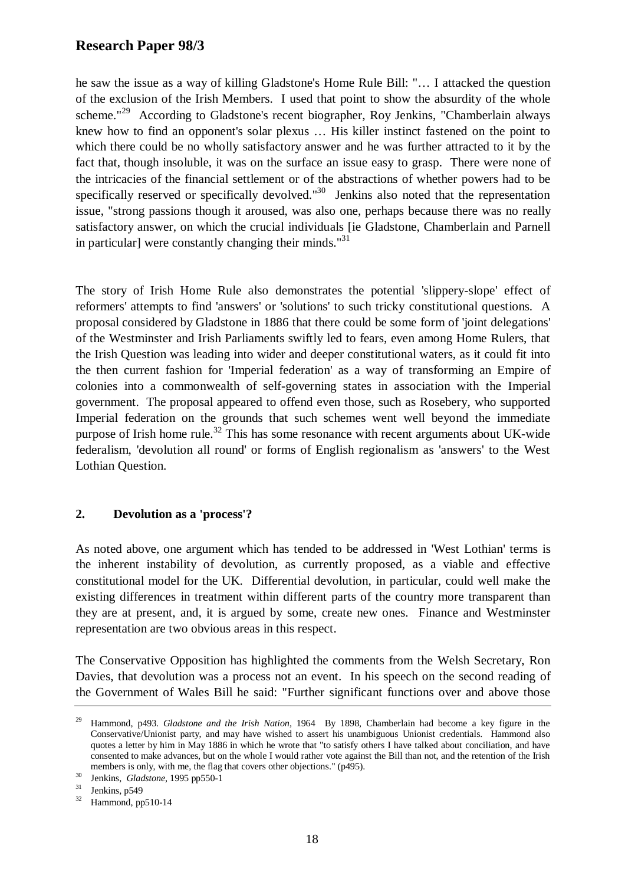he saw the issue as a way of killing Gladstone's Home Rule Bill: "… I attacked the question of the exclusion of the Irish Members. I used that point to show the absurdity of the whole scheme."[29] According to Gladstone's recent biographer, Roy Jenkins, "Chamberlain always knew how to find an opponent's solar plexus … His killer instinct fastened on the point to which there could be no wholly satisfactory answer and he was further attracted to it by the fact that, though insoluble, it was on the surface an issue easy to grasp. There were none of the intricacies of the financial settlement or of the abstractions of whether powers had to be specifically reserved or specifically devolved."[30] Jenkins also noted that the representation issue, "strong passions though it aroused, was also one, perhaps because there was no really satisfactory answer, on which the crucial individuals [ie Gladstone, Chamberlain and Parnell in particular] were constantly changing their minds."[31]

The story of Irish Home Rule also demonstrates the potential 'slippery-slope' effect of reformers' attempts to find 'answers' or 'solutions' to such tricky constitutional questions. A proposal considered by Gladstone in 1886 that there could be some form of 'joint delegations' of the Westminster and Irish Parliaments swiftly led to fears, even among Home Rulers, that the Irish Question was leading into wider and deeper constitutional waters, as it could fit into the then current fashion for 'Imperial federation' as a way of transforming an Empire of colonies into a commonwealth of self-governing states in association with the Imperial government. The proposal appeared to offend even those, such as Rosebery, who supported Imperial federation on the grounds that such schemes went well beyond the immediate purpose of Irish home rule.[32] This has some resonance with recent arguments about UK-wide federalism, 'devolution all round' or forms of English regionalism as 'answers' to the West Lothian Question.

## 2. Devolution as a 'process'?

As noted above, one argument which has tended to be addressed in 'West Lothian' terms is the inherent instability of devolution, as currently proposed, as a viable and effective constitutional model for the UK. Differential devolution, in particular, could well make the existing differences in treatment within different parts of the country more transparent than they are at present, and, it is argued by some, create new ones. Finance and Westminster representation are two obvious areas in this respect.

The Conservative Opposition has highlighted the comments from the Welsh Secretary, Ron Davies, that devolution was a process not an event. In his speech on the second reading of the Government of Wales Bill he said: "Further significant functions over and above those

---

[29] Hammond, p493. *Gladstone and the Irish Nation*, 1964 By 1898, Chamberlain had become a key figure in the Conservative/Unionist party, and may have wished to assert his unambiguous Unionist credentials. Hammond also quotes a letter by him in May 1886 in which he wrote that "to satisfy others I have talked about conciliation, and have consented to make advances, but on the whole I would rather vote against the Bill than not, and the retention of the Irish members is only, with me, the flag that covers other objections." (p495).

[30] Jenkins, *Gladstone*, 1995 pp550-1

[31] Jenkins, p549

[32] Hammond, pp510-14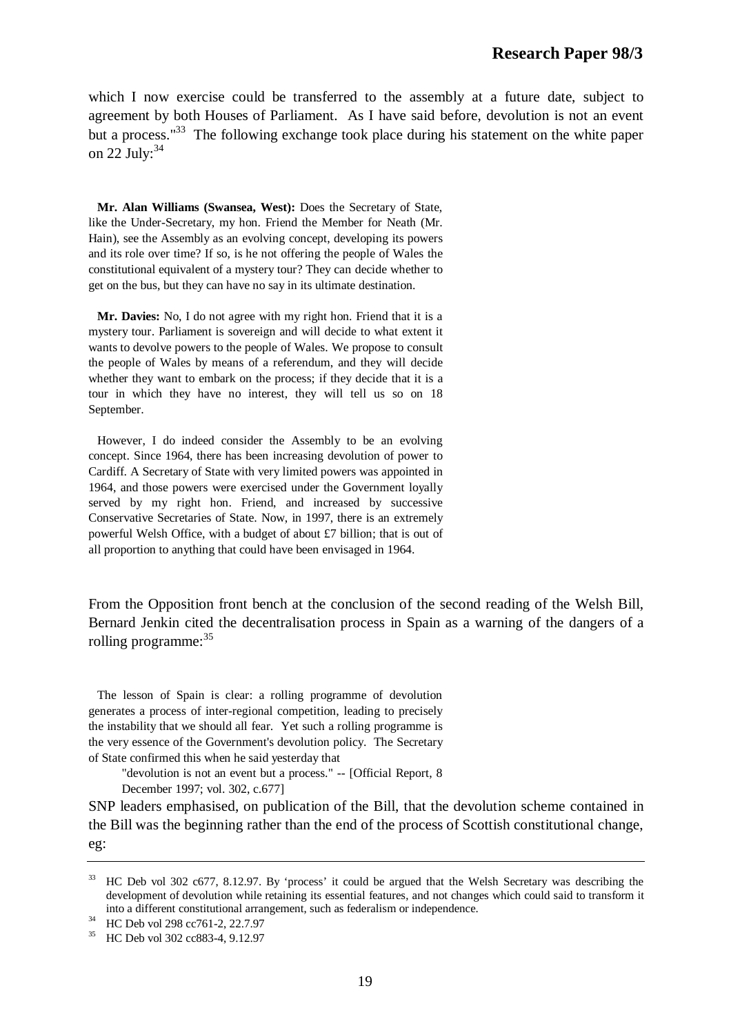which I now exercise could be transferred to the assembly at a future date, subject to agreement by both Houses of Parliament. As I have said before, devolution is not an event but a process."[33] The following exchange took place during his statement on the white paper on 22 July:[34]

> **Mr. Alan Williams (Swansea, West):** Does the Secretary of State, like the Under-Secretary, my hon. Friend the Member for Neath (Mr. Hain), see the Assembly as an evolving concept, developing its powers and its role over time? If so, is he not offering the people of Wales the constitutional equivalent of a mystery tour? They can decide whether to get on the bus, but they can have no say in its ultimate destination.
>
> **Mr. Davies:** No, I do not agree with my right hon. Friend that it is a mystery tour. Parliament is sovereign and will decide to what extent it wants to devolve powers to the people of Wales. We propose to consult the people of Wales by means of a referendum, and they will decide whether they want to embark on the process; if they decide that it is a tour in which they have no interest, they will tell us so on 18 September.
>
> However, I do indeed consider the Assembly to be an evolving concept. Since 1964, there has been increasing devolution of power to Cardiff. A Secretary of State with very limited powers was appointed in 1964, and those powers were exercised under the Government loyally served by my right hon. Friend, and increased by successive Conservative Secretaries of State. Now, in 1997, there is an extremely powerful Welsh Office, with a budget of about £7 billion; that is out of all proportion to anything that could have been envisaged in 1964.

From the Opposition front bench at the conclusion of the second reading of the Welsh Bill, Bernard Jenkin cited the decentralisation process in Spain as a warning of the dangers of a rolling programme:[35]

> The lesson of Spain is clear: a rolling programme of devolution generates a process of inter-regional competition, leading to precisely the instability that we should all fear. Yet such a rolling programme is the very essence of the Government's devolution policy. The Secretary of State confirmed this when he said yesterday that
>
> > "devolution is not an event but a process." -- [Official Report, 8 December 1997; vol. 302, c.677]

SNP leaders emphasised, on publication of the Bill, that the devolution scheme contained in the Bill was the beginning rather than the end of the process of Scottish constitutional change, eg:

---

[33] HC Deb vol 302 c677, 8.12.97. By 'process' it could be argued that the Welsh Secretary was describing the development of devolution while retaining its essential features, and not changes which could said to transform it into a different constitutional arrangement, such as federalism or independence.

[34] HC Deb vol 298 cc761-2, 22.7.97

[35] HC Deb vol 302 cc883-4, 9.12.97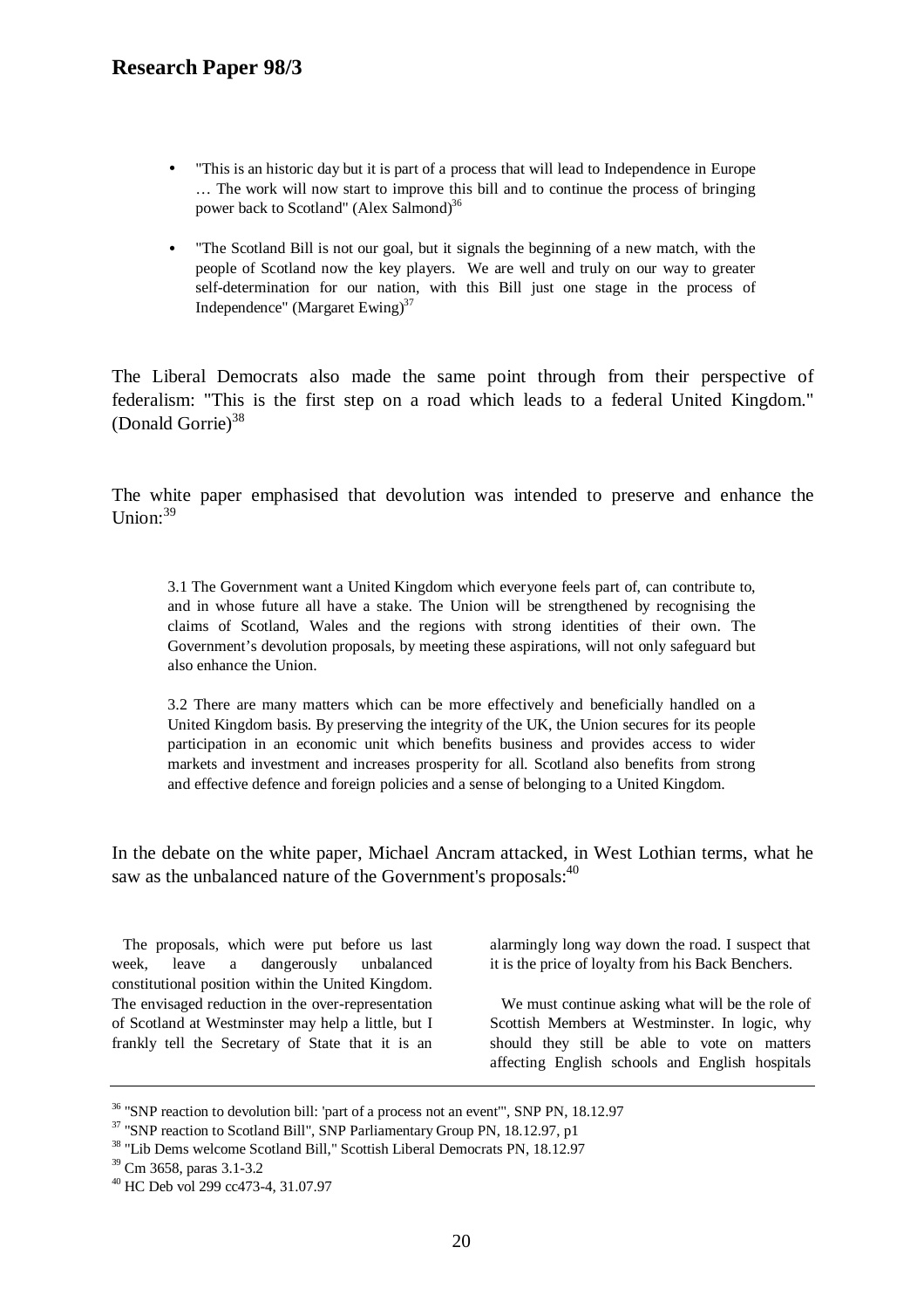- "This is an historic day but it is part of a process that will lead to Independence in Europe … The work will now start to improve this bill and to continue the process of bringing power back to Scotland" (Alex Salmond)[36]

- "The Scotland Bill is not our goal, but it signals the beginning of a new match, with the people of Scotland now the key players. We are well and truly on our way to greater self-determination for our nation, with this Bill just one stage in the process of Independence" (Margaret Ewing)[37]

The Liberal Democrats also made the same point through from their perspective of federalism: "This is the first step on a road which leads to a federal United Kingdom." (Donald Gorrie)[38]

The white paper emphasised that devolution was intended to preserve and enhance the Union:[39]

> 3.1 The Government want a United Kingdom which everyone feels part of, can contribute to, and in whose future all have a stake. The Union will be strengthened by recognising the claims of Scotland, Wales and the regions with strong identities of their own. The Government's devolution proposals, by meeting these aspirations, will not only safeguard but also enhance the Union.
>
> 3.2 There are many matters which can be more effectively and beneficially handled on a United Kingdom basis. By preserving the integrity of the UK, the Union secures for its people participation in an economic unit which benefits business and provides access to wider markets and investment and increases prosperity for all. Scotland also benefits from strong and effective defence and foreign policies and a sense of belonging to a United Kingdom.

In the debate on the white paper, Michael Ancram attacked, in West Lothian terms, what he saw as the unbalanced nature of the Government's proposals:[40]

> The proposals, which were put before us last week, leave a dangerously unbalanced constitutional position within the United Kingdom. The envisaged reduction in the over-representation of Scotland at Westminster may help a little, but I frankly tell the Secretary of State that it is an alarmingly long way down the road. I suspect that it is the price of loyalty from his Back Benchers.
>
> We must continue asking what will be the role of Scottish Members at Westminster. In logic, why should they still be able to vote on matters affecting English schools and English hospitals

[36] "SNP reaction to devolution bill: 'part of a process not an event'", SNP PN, 18.12.97

[37] "SNP reaction to Scotland Bill", SNP Parliamentary Group PN, 18.12.97, p1

[38] "Lib Dems welcome Scotland Bill," Scottish Liberal Democrats PN, 18.12.97

[39] Cm 3658, paras 3.1-3.2

[40] HC Deb vol 299 cc473-4, 31.07.97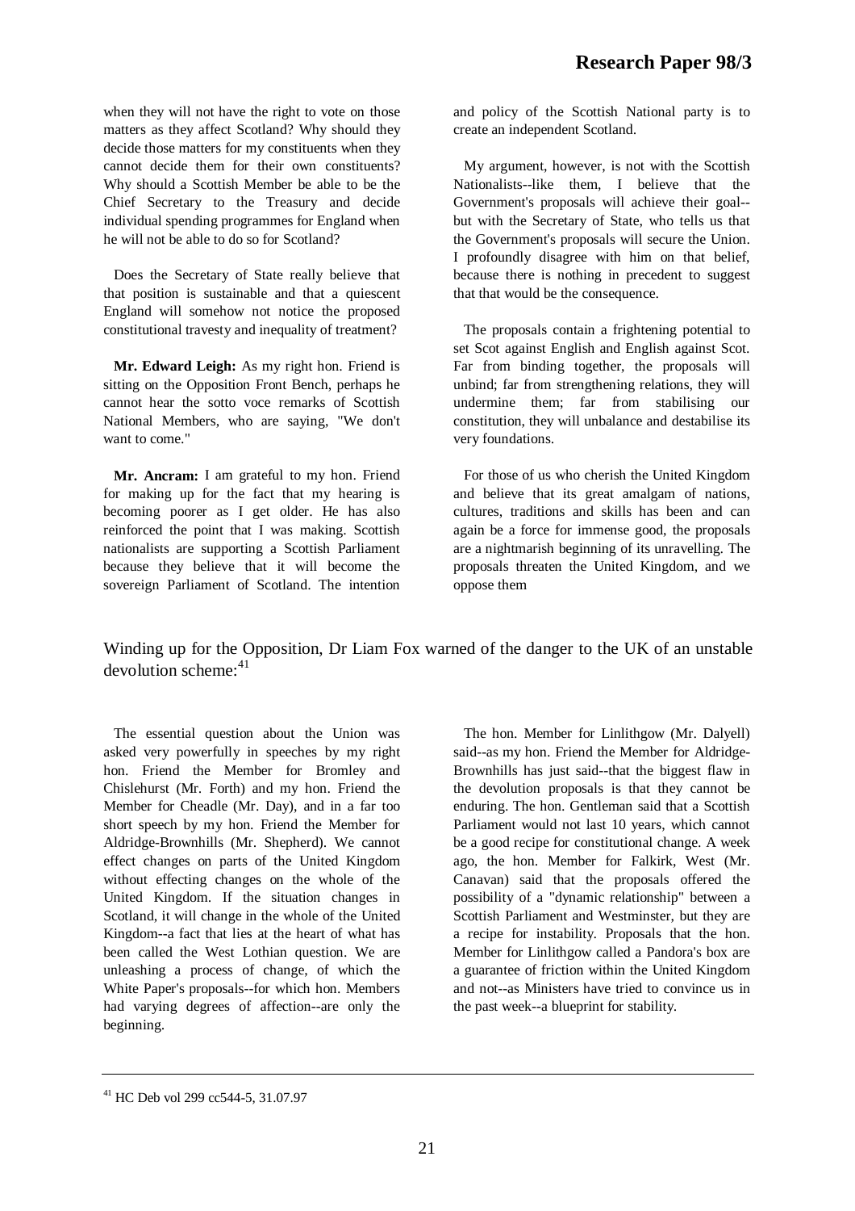when they will not have the right to vote on those matters as they affect Scotland? Why should they decide those matters for my constituents when they cannot decide them for their own constituents? Why should a Scottish Member be able to be the Chief Secretary to the Treasury and decide individual spending programmes for England when he will not be able to do so for Scotland?

Does the Secretary of State really believe that that position is sustainable and that a quiescent England will somehow not notice the proposed constitutional travesty and inequality of treatment?

**Mr. Edward Leigh:** As my right hon. Friend is sitting on the Opposition Front Bench, perhaps he cannot hear the sotto voce remarks of Scottish National Members, who are saying, "We don't want to come."

**Mr. Ancram:** I am grateful to my hon. Friend for making up for the fact that my hearing is becoming poorer as I get older. He has also reinforced the point that I was making. Scottish nationalists are supporting a Scottish Parliament because they believe that it will become the sovereign Parliament of Scotland. The intention and policy of the Scottish National party is to create an independent Scotland.

My argument, however, is not with the Scottish Nationalists--like them, I believe that the Government's proposals will achieve their goal--but with the Secretary of State, who tells us that the Government's proposals will secure the Union. I profoundly disagree with him on that belief, because there is nothing in precedent to suggest that that would be the consequence.

The proposals contain a frightening potential to set Scot against English and English against Scot. Far from binding together, the proposals will unbind; far from strengthening relations, they will undermine them; far from stabilising our constitution, they will unbalance and destabilise its very foundations.

For those of us who cherish the United Kingdom and believe that its great amalgam of nations, cultures, traditions and skills has been and can again be a force for immense good, the proposals are a nightmarish beginning of its unravelling. The proposals threaten the United Kingdom, and we oppose them

Winding up for the Opposition, Dr Liam Fox warned of the danger to the UK of an unstable devolution scheme:[41]

The essential question about the Union was asked very powerfully in speeches by my right hon. Friend the Member for Bromley and Chislehurst (Mr. Forth) and my hon. Friend the Member for Cheadle (Mr. Day), and in a far too short speech by my hon. Friend the Member for Aldridge-Brownhills (Mr. Shepherd). We cannot effect changes on parts of the United Kingdom without effecting changes on the whole of the United Kingdom. If the situation changes in Scotland, it will change in the whole of the United Kingdom--a fact that lies at the heart of what has been called the West Lothian question. We are unleashing a process of change, of which the White Paper's proposals--for which hon. Members had varying degrees of affection--are only the beginning.

The hon. Member for Linlithgow (Mr. Dalyell) said--as my hon. Friend the Member for Aldridge-Brownhills has just said--that the biggest flaw in the devolution proposals is that they cannot be enduring. The hon. Gentleman said that a Scottish Parliament would not last 10 years, which cannot be a good recipe for constitutional change. A week ago, the hon. Member for Falkirk, West (Mr. Canavan) said that the proposals offered the possibility of a "dynamic relationship" between a Scottish Parliament and Westminster, but they are a recipe for instability. Proposals that the hon. Member for Linlithgow called a Pandora's box are a guarantee of friction within the United Kingdom and not--as Ministers have tried to convince us in the past week--a blueprint for stability.

---

[41] HC Deb vol 299 cc544-5, 31.07.97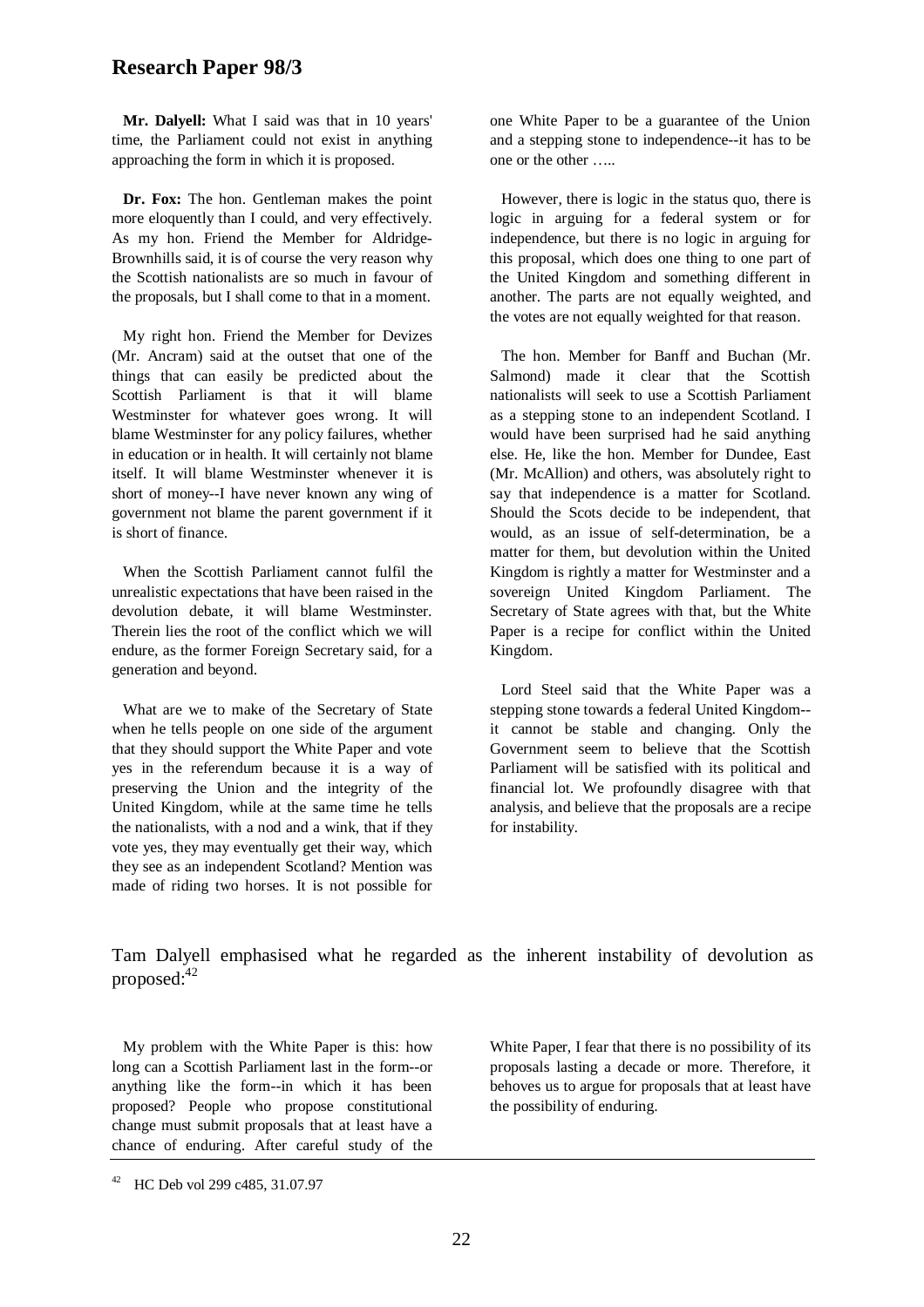**Mr. Dalyell:** What I said was that in 10 years' time, the Parliament could not exist in anything approaching the form in which it is proposed.

**Dr. Fox:** The hon. Gentleman makes the point more eloquently than I could, and very effectively. As my hon. Friend the Member for Aldridge-Brownhills said, it is of course the very reason why the Scottish nationalists are so much in favour of the proposals, but I shall come to that in a moment.

My right hon. Friend the Member for Devizes (Mr. Ancram) said at the outset that one of the things that can easily be predicted about the Scottish Parliament is that it will blame Westminster for whatever goes wrong. It will blame Westminster for any policy failures, whether in education or in health. It will certainly not blame itself. It will blame Westminster whenever it is short of money--I have never known any wing of government not blame the parent government if it is short of finance.

When the Scottish Parliament cannot fulfil the unrealistic expectations that have been raised in the devolution debate, it will blame Westminster. Therein lies the root of the conflict which we will endure, as the former Foreign Secretary said, for a generation and beyond.

What are we to make of the Secretary of State when he tells people on one side of the argument that they should support the White Paper and vote yes in the referendum because it is a way of preserving the Union and the integrity of the United Kingdom, while at the same time he tells the nationalists, with a nod and a wink, that if they vote yes, they may eventually get their way, which they see as an independent Scotland? Mention was made of riding two horses. It is not possible for one White Paper to be a guarantee of the Union and a stepping stone to independence--it has to be one or the other …..

However, there is logic in the status quo, there is logic in arguing for a federal system or for independence, but there is no logic in arguing for this proposal, which does one thing to one part of the United Kingdom and something different in another. The parts are not equally weighted, and the votes are not equally weighted for that reason.

The hon. Member for Banff and Buchan (Mr. Salmond) made it clear that the Scottish nationalists will seek to use a Scottish Parliament as a stepping stone to an independent Scotland. I would have been surprised had he said anything else. He, like the hon. Member for Dundee, East (Mr. McAllion) and others, was absolutely right to say that independence is a matter for Scotland. Should the Scots decide to be independent, that would, as an issue of self-determination, be a matter for them, but devolution within the United Kingdom is rightly a matter for Westminster and a sovereign United Kingdom Parliament. The Secretary of State agrees with that, but the White Paper is a recipe for conflict within the United Kingdom.

Lord Steel said that the White Paper was a stepping stone towards a federal United Kingdom--it cannot be stable and changing. Only the Government seem to believe that the Scottish Parliament will be satisfied with its political and financial lot. We profoundly disagree with that analysis, and believe that the proposals are a recipe for instability.

Tam Dalyell emphasised what he regarded as the inherent instability of devolution as proposed:[42]

My problem with the White Paper is this: how long can a Scottish Parliament last in the form--or anything like the form--in which it has been proposed? People who propose constitutional change must submit proposals that at least have a chance of enduring. After careful study of the White Paper, I fear that there is no possibility of its proposals lasting a decade or more. Therefore, it behoves us to argue for proposals that at least have the possibility of enduring.

---

[42] HC Deb vol 299 c485, 31.07.97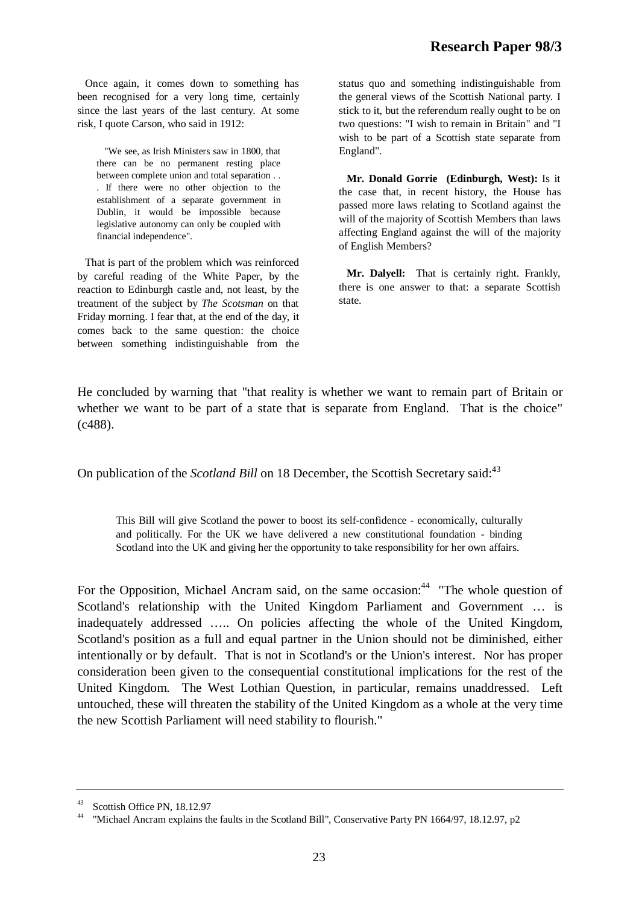Once again, it comes down to something has been recognised for a very long time, certainly since the last years of the last century. At some risk, I quote Carson, who said in 1912:

> "We see, as Irish Ministers saw in 1800, that there can be no permanent resting place between complete union and total separation . . . If there were no other objection to the establishment of a separate government in Dublin, it would be impossible because legislative autonomy can only be coupled with financial independence".

That is part of the problem which was reinforced by careful reading of the White Paper, by the reaction to Edinburgh castle and, not least, by the treatment of the subject by *The Scotsman* on that Friday morning. I fear that, at the end of the day, it comes back to the same question: the choice between something indistinguishable from the status quo and something indistinguishable from the general views of the Scottish National party. I stick to it, but the referendum really ought to be on two questions: "I wish to remain in Britain" and "I wish to be part of a Scottish state separate from England".

**Mr. Donald Gorrie (Edinburgh, West):** Is it the case that, in recent history, the House has passed more laws relating to Scotland against the will of the majority of Scottish Members than laws affecting England against the will of the majority of English Members?

**Mr. Dalyell:** That is certainly right. Frankly, there is one answer to that: a separate Scottish state.

He concluded by warning that "that reality is whether we want to remain part of Britain or whether we want to be part of a state that is separate from England. That is the choice" (c488).

On publication of the *Scotland Bill* on 18 December, the Scottish Secretary said:[43]

> This Bill will give Scotland the power to boost its self-confidence - economically, culturally and politically. For the UK we have delivered a new constitutional foundation - binding Scotland into the UK and giving her the opportunity to take responsibility for her own affairs.

For the Opposition, Michael Ancram said, on the same occasion:[44] "The whole question of Scotland's relationship with the United Kingdom Parliament and Government … is inadequately addressed ….. On policies affecting the whole of the United Kingdom, Scotland's position as a full and equal partner in the Union should not be diminished, either intentionally or by default. That is not in Scotland's or the Union's interest. Nor has proper consideration been given to the consequential constitutional implications for the rest of the United Kingdom. The West Lothian Question, in particular, remains unaddressed. Left untouched, these will threaten the stability of the United Kingdom as a whole at the very time the new Scottish Parliament will need stability to flourish."

---

[43] Scottish Office PN, 18.12.97

[44] "Michael Ancram explains the faults in the Scotland Bill", Conservative Party PN 1664/97, 18.12.97, p2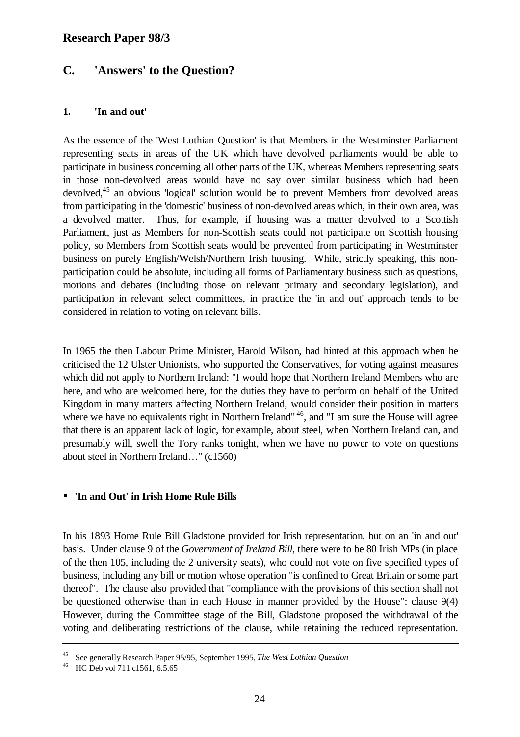## C. 'Answers' to the Question?

### 1. 'In and out'

As the essence of the 'West Lothian Question' is that Members in the Westminster Parliament representing seats in areas of the UK which have devolved parliaments would be able to participate in business concerning all other parts of the UK, whereas Members representing seats in those non-devolved areas would have no say over similar business which had been devolved,[45] an obvious 'logical' solution would be to prevent Members from devolved areas from participating in the 'domestic' business of non-devolved areas which, in their own area, was a devolved matter. Thus, for example, if housing was a matter devolved to a Scottish Parliament, just as Members for non-Scottish seats could not participate on Scottish housing policy, so Members from Scottish seats would be prevented from participating in Westminster business on purely English/Welsh/Northern Irish housing. While, strictly speaking, this non-participation could be absolute, including all forms of Parliamentary business such as questions, motions and debates (including those on relevant primary and secondary legislation), and participation in relevant select committees, in practice the 'in and out' approach tends to be considered in relation to voting on relevant bills.

In 1965 the then Labour Prime Minister, Harold Wilson, had hinted at this approach when he criticised the 12 Ulster Unionists, who supported the Conservatives, for voting against measures which did not apply to Northern Ireland: "I would hope that Northern Ireland Members who are here, and who are welcomed here, for the duties they have to perform on behalf of the United Kingdom in many matters affecting Northern Ireland, would consider their position in matters where we have no equivalents right in Northern Ireland"[46], and "I am sure the House will agree that there is an apparent lack of logic, for example, about steel, when Northern Ireland can, and presumably will, swell the Tory ranks tonight, when we have no power to vote on questions about steel in Northern Ireland…" (c1560)

- **'In and Out' in Irish Home Rule Bills**

In his 1893 Home Rule Bill Gladstone provided for Irish representation, but on an 'in and out' basis. Under clause 9 of the *Government of Ireland Bill*, there were to be 80 Irish MPs (in place of the then 105, including the 2 university seats), who could not vote on five specified types of business, including any bill or motion whose operation "is confined to Great Britain or some part thereof". The clause also provided that "compliance with the provisions of this section shall not be questioned otherwise than in each House in manner provided by the House": clause 9(4) However, during the Committee stage of the Bill, Gladstone proposed the withdrawal of the voting and deliberating restrictions of the clause, while retaining the reduced representation.

---

[45] See generally Research Paper 95/95, September 1995, *The West Lothian Question*

[46] HC Deb vol 711 c1561, 6.5.65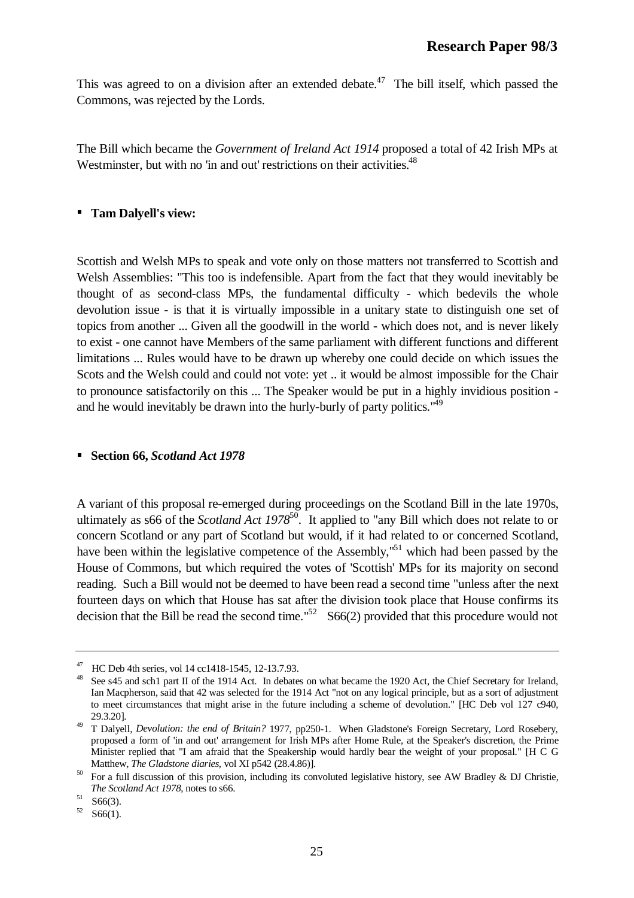This was agreed to on a division after an extended debate.[47] The bill itself, which passed the Commons, was rejected by the Lords.

The Bill which became the *Government of Ireland Act 1914* proposed a total of 42 Irish MPs at Westminster, but with no 'in and out' restrictions on their activities.[48]

- **Tam Dalyell's view:**

Scottish and Welsh MPs to speak and vote only on those matters not transferred to Scottish and Welsh Assemblies: "This too is indefensible. Apart from the fact that they would inevitably be thought of as second-class MPs, the fundamental difficulty - which bedevils the whole devolution issue - is that it is virtually impossible in a unitary state to distinguish one set of topics from another ... Given all the goodwill in the world - which does not, and is never likely to exist - one cannot have Members of the same parliament with different functions and different limitations ... Rules would have to be drawn up whereby one could decide on which issues the Scots and the Welsh could and could not vote: yet .. it would be almost impossible for the Chair to pronounce satisfactorily on this ... The Speaker would be put in a highly invidious position - and he would inevitably be drawn into the hurly-burly of party politics."[49]

- **Section 66, *Scotland Act 1978***

A variant of this proposal re-emerged during proceedings on the Scotland Bill in the late 1970s, ultimately as s66 of the *Scotland Act 1978*[50]. It applied to "any Bill which does not relate to or concern Scotland or any part of Scotland but would, if it had related to or concerned Scotland, have been within the legislative competence of the Assembly,"[51] which had been passed by the House of Commons, but which required the votes of 'Scottish' MPs for its majority on second reading. Such a Bill would not be deemed to have been read a second time "unless after the next fourteen days on which that House has sat after the division took place that House confirms its decision that the Bill be read the second time."[52] S66(2) provided that this procedure would not

---

[47] HC Deb 4th series, vol 14 cc1418-1545, 12-13.7.93.

[48] See s45 and sch1 part II of the 1914 Act. In debates on what became the 1920 Act, the Chief Secretary for Ireland, Ian Macpherson, said that 42 was selected for the 1914 Act "not on any logical principle, but as a sort of adjustment to meet circumstances that might arise in the future including a scheme of devolution." [HC Deb vol 127 c940, 29.3.20].

[49] T Dalyell, *Devolution: the end of Britain?* 1977, pp250-1. When Gladstone's Foreign Secretary, Lord Rosebery, proposed a form of 'in and out' arrangement for Irish MPs after Home Rule, at the Speaker's discretion, the Prime Minister replied that "I am afraid that the Speakership would hardly bear the weight of your proposal." [H C G Matthew, *The Gladstone diaries*, vol XI p542 (28.4.86)].

[50] For a full discussion of this provision, including its convoluted legislative history, see AW Bradley & DJ Christie, *The Scotland Act 1978*, notes to s66.

[51] S66(3).

[52] S66(1).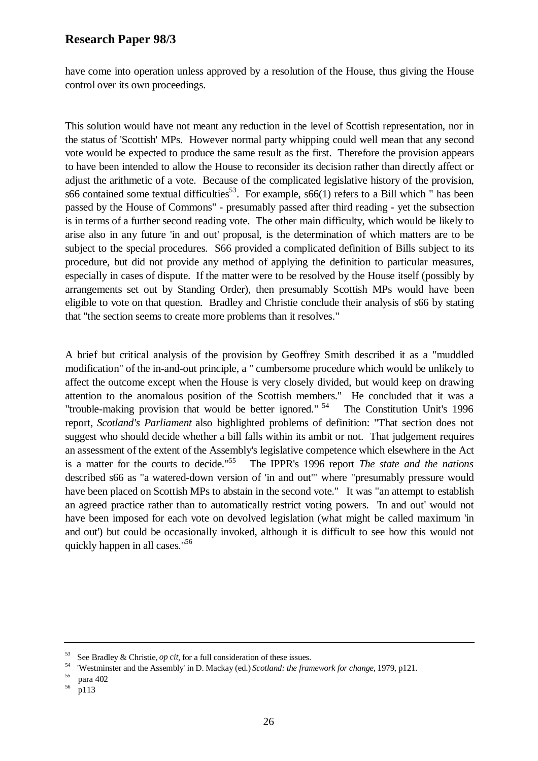have come into operation unless approved by a resolution of the House, thus giving the House control over its own proceedings.

This solution would have not meant any reduction in the level of Scottish representation, nor in the status of 'Scottish' MPs. However normal party whipping could well mean that any second vote would be expected to produce the same result as the first. Therefore the provision appears to have been intended to allow the House to reconsider its decision rather than directly affect or adjust the arithmetic of a vote. Because of the complicated legislative history of the provision, s66 contained some textual difficulties[53]. For example, s66(1) refers to a Bill which " has been passed by the House of Commons" - presumably passed after third reading - yet the subsection is in terms of a further second reading vote. The other main difficulty, which would be likely to arise also in any future 'in and out' proposal, is the determination of which matters are to be subject to the special procedures. S66 provided a complicated definition of Bills subject to its procedure, but did not provide any method of applying the definition to particular measures, especially in cases of dispute. If the matter were to be resolved by the House itself (possibly by arrangements set out by Standing Order), then presumably Scottish MPs would have been eligible to vote on that question. Bradley and Christie conclude their analysis of s66 by stating that "the section seems to create more problems than it resolves."

A brief but critical analysis of the provision by Geoffrey Smith described it as a "muddled modification" of the in-and-out principle, a " cumbersome procedure which would be unlikely to affect the outcome except when the House is very closely divided, but would keep on drawing attention to the anomalous position of the Scottish members." He concluded that it was a "trouble-making provision that would be better ignored." [54] The Constitution Unit's 1996 report, *Scotland's Parliament* also highlighted problems of definition: "That section does not suggest who should decide whether a bill falls within its ambit or not. That judgement requires an assessment of the extent of the Assembly's legislative competence which elsewhere in the Act is a matter for the courts to decide."[55] The IPPR's 1996 report *The state and the nations* described s66 as "a watered-down version of 'in and out'" where "presumably pressure would have been placed on Scottish MPs to abstain in the second vote." It was "an attempt to establish an agreed practice rather than to automatically restrict voting powers. 'In and out' would not have been imposed for each vote on devolved legislation (what might be called maximum 'in and out') but could be occasionally invoked, although it is difficult to see how this would not quickly happen in all cases."[56]

---

[53] See Bradley & Christie, *op cit*, for a full consideration of these issues.

[54] 'Westminster and the Assembly' in D. Mackay (ed.) *Scotland: the framework for change*, 1979, p121.

[55] para 402

[56] p113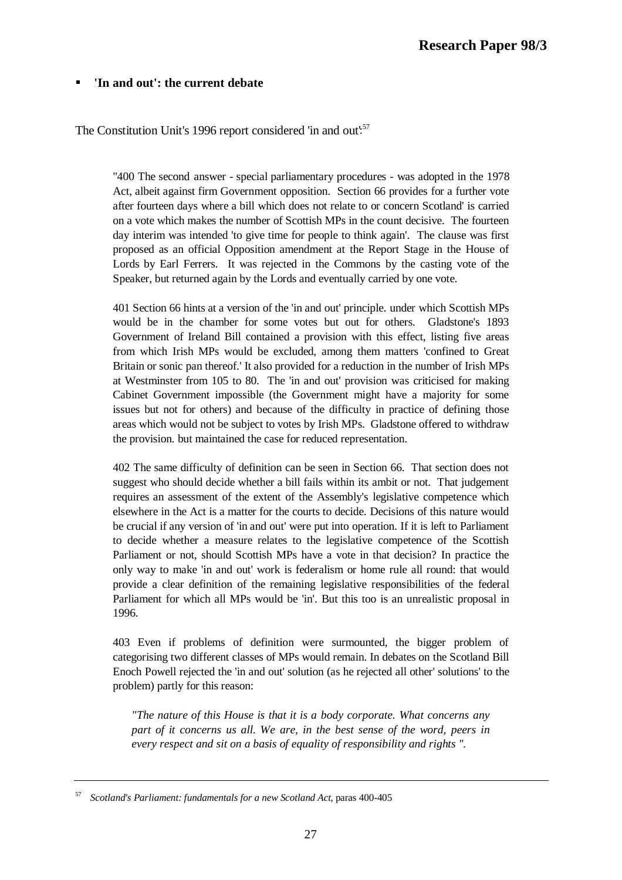- **'In and out': the current debate**

The Constitution Unit's 1996 report considered 'in and out':[57]

> "400 The second answer - special parliamentary procedures - was adopted in the 1978 Act, albeit against firm Government opposition. Section 66 provides for a further vote after fourteen days where a bill which does not relate to or concern Scotland' is carried on a vote which makes the number of Scottish MPs in the count decisive. The fourteen day interim was intended 'to give time for people to think again'. The clause was first proposed as an official Opposition amendment at the Report Stage in the House of Lords by Earl Ferrers. It was rejected in the Commons by the casting vote of the Speaker, but returned again by the Lords and eventually carried by one vote.
>
> 401 Section 66 hints at a version of the 'in and out' principle. under which Scottish MPs would be in the chamber for some votes but out for others. Gladstone's 1893 Government of Ireland Bill contained a provision with this effect, listing five areas from which Irish MPs would be excluded, among them matters 'confined to Great Britain or sonic pan thereof.' It also provided for a reduction in the number of Irish MPs at Westminster from 105 to 80. The 'in and out' provision was criticised for making Cabinet Government impossible (the Government might have a majority for some issues but not for others) and because of the difficulty in practice of defining those areas which would not be subject to votes by Irish MPs. Gladstone offered to withdraw the provision. but maintained the case for reduced representation.
>
> 402 The same difficulty of definition can be seen in Section 66. That section does not suggest who should decide whether a bill fails within its ambit or not. That judgement requires an assessment of the extent of the Assembly's legislative competence which elsewhere in the Act is a matter for the courts to decide. Decisions of this nature would be crucial if any version of 'in and out' were put into operation. If it is left to Parliament to decide whether a measure relates to the legislative competence of the Scottish Parliament or not, should Scottish MPs have a vote in that decision? In practice the only way to make 'in and out' work is federalism or home rule all round: that would provide a clear definition of the remaining legislative responsibilities of the federal Parliament for which all MPs would be 'in'. But this too is an unrealistic proposal in 1996.
>
> 403 Even if problems of definition were surmounted, the bigger problem of categorising two different classes of MPs would remain. In debates on the Scotland Bill Enoch Powell rejected the 'in and out' solution (as he rejected all other' solutions' to the problem) partly for this reason:
>
> > *"The nature of this House is that it is a body corporate. What concerns any part of it concerns us all. We are, in the best sense of the word, peers in every respect and sit on a basis of equality of responsibility and rights ".*

---

[57] *Scotland's Parliament: fundamentals for a new Scotland Act*, paras 400-405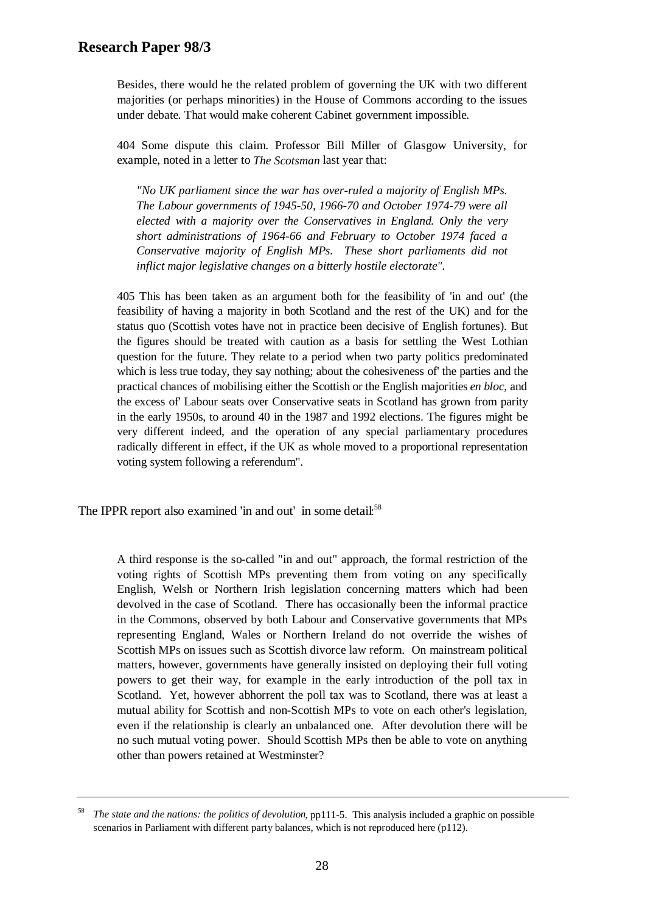Besides, there would he the related problem of governing the UK with two different majorities (or perhaps minorities) in the House of Commons according to the issues under debate. That would make coherent Cabinet government impossible.

> 404 Some dispute this claim. Professor Bill Miller of Glasgow University, for example, noted in a letter to *The Scotsman* last year that:
>
> *"No UK parliament since the war has over-ruled a majority of English MPs. The Labour governments of 1945-50, 1966-70 and October 1974-79 were all elected with a majority over the Conservatives in England. Only the very short administrations of 1964-66 and February to October 1974 faced a Conservative majority of English MPs. These short parliaments did not inflict major legislative changes on a bitterly hostile electorate".*
>
> 405 This has been taken as an argument both for the feasibility of 'in and out' (the feasibility of having a majority in both Scotland and the rest of the UK) and for the status quo (Scottish votes have not in practice been decisive of English fortunes). But the figures should be treated with caution as a basis for settling the West Lothian question for the future. They relate to a period when two party politics predominated which is less true today, they say nothing; about the cohesiveness of' the parties and the practical chances of mobilising either the Scottish or the English majorities *en bloc*, and the excess of' Labour seats over Conservative seats in Scotland has grown from parity in the early 1950s, to around 40 in the 1987 and 1992 elections. The figures might be very different indeed, and the operation of any special parliamentary procedures radically different in effect, if the UK as whole moved to a proportional representation voting system following a referendum".

The IPPR report also examined 'in and out' in some detail:[58]

> A third response is the so-called "in and out" approach, the formal restriction of the voting rights of Scottish MPs preventing them from voting on any specifically English, Welsh or Northern Irish legislation concerning matters which had been devolved in the case of Scotland. There has occasionally been the informal practice in the Commons, observed by both Labour and Conservative governments that MPs representing England, Wales or Northern Ireland do not override the wishes of Scottish MPs on issues such as Scottish divorce law reform. On mainstream political matters, however, governments have generally insisted on deploying their full voting powers to get their way, for example in the early introduction of the poll tax in Scotland. Yet, however abhorrent the poll tax was to Scotland, there was at least a mutual ability for Scottish and non-Scottish MPs to vote on each other's legislation, even if the relationship is clearly an unbalanced one. After devolution there will be no such mutual voting power. Should Scottish MPs then be able to vote on anything other than powers retained at Westminster?

---

[58] *The state and the nations: the politics of devolution*, pp111-5. This analysis included a graphic on possible scenarios in Parliament with different party balances, which is not reproduced here (p112).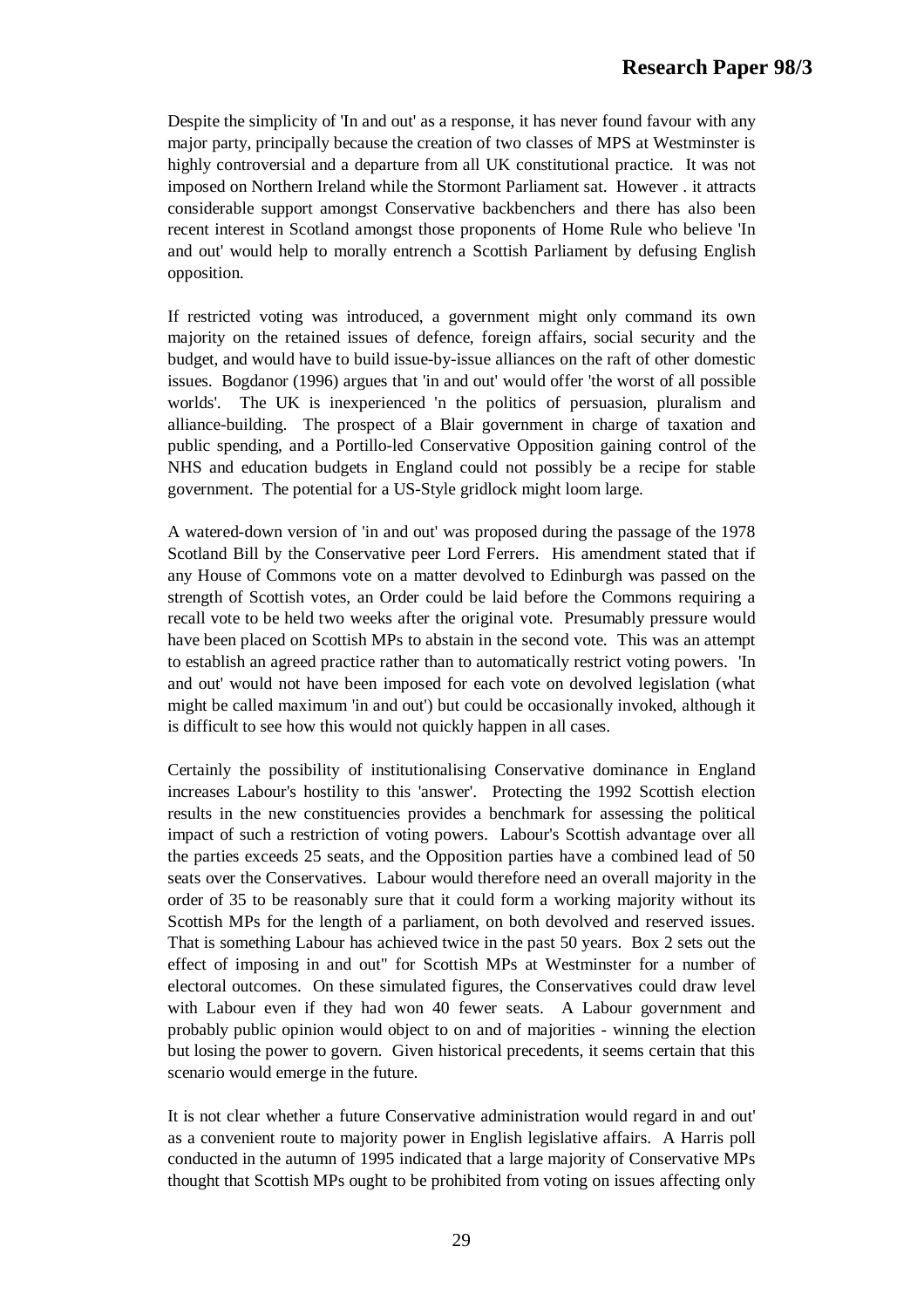Despite the simplicity of 'In and out' as a response, it has never found favour with any major party, principally because the creation of two classes of MPS at Westminster is highly controversial and a departure from all UK constitutional practice. It was not imposed on Northern Ireland while the Stormont Parliament sat. However . it attracts considerable support amongst Conservative backbenchers and there has also been recent interest in Scotland amongst those proponents of Home Rule who believe 'In and out' would help to morally entrench a Scottish Parliament by defusing English opposition.

If restricted voting was introduced, a government might only command its own majority on the retained issues of defence, foreign affairs, social security and the budget, and would have to build issue-by-issue alliances on the raft of other domestic issues. Bogdanor (1996) argues that 'in and out' would offer 'the worst of all possible worlds'. The UK is inexperienced 'n the politics of persuasion, pluralism and alliance-building. The prospect of a Blair government in charge of taxation and public spending, and a Portillo-led Conservative Opposition gaining control of the NHS and education budgets in England could not possibly be a recipe for stable government. The potential for a US-Style gridlock might loom large.

A watered-down version of 'in and out' was proposed during the passage of the 1978 Scotland Bill by the Conservative peer Lord Ferrers. His amendment stated that if any House of Commons vote on a matter devolved to Edinburgh was passed on the strength of Scottish votes, an Order could be laid before the Commons requiring a recall vote to be held two weeks after the original vote. Presumably pressure would have been placed on Scottish MPs to abstain in the second vote. This was an attempt to establish an agreed practice rather than to automatically restrict voting powers. 'In and out' would not have been imposed for each vote on devolved legislation (what might be called maximum 'in and out') but could be occasionally invoked, although it is difficult to see how this would not quickly happen in all cases.

Certainly the possibility of institutionalising Conservative dominance in England increases Labour's hostility to this 'answer'. Protecting the 1992 Scottish election results in the new constituencies provides a benchmark for assessing the political impact of such a restriction of voting powers. Labour's Scottish advantage over all the parties exceeds 25 seats, and the Opposition parties have a combined lead of 50 seats over the Conservatives. Labour would therefore need an overall majority in the order of 35 to be reasonably sure that it could form a working majority without its Scottish MPs for the length of a parliament, on both devolved and reserved issues. That is something Labour has achieved twice in the past 50 years. Box 2 sets out the effect of imposing in and out" for Scottish MPs at Westminster for a number of electoral outcomes. On these simulated figures, the Conservatives could draw level with Labour even if they had won 40 fewer seats. A Labour government and probably public opinion would object to on and of majorities - winning the election but losing the power to govern. Given historical precedents, it seems certain that this scenario would emerge in the future.

It is not clear whether a future Conservative administration would regard in and out' as a convenient route to majority power in English legislative affairs. A Harris poll conducted in the autumn of 1995 indicated that a large majority of Conservative MPs thought that Scottish MPs ought to be prohibited from voting on issues affecting only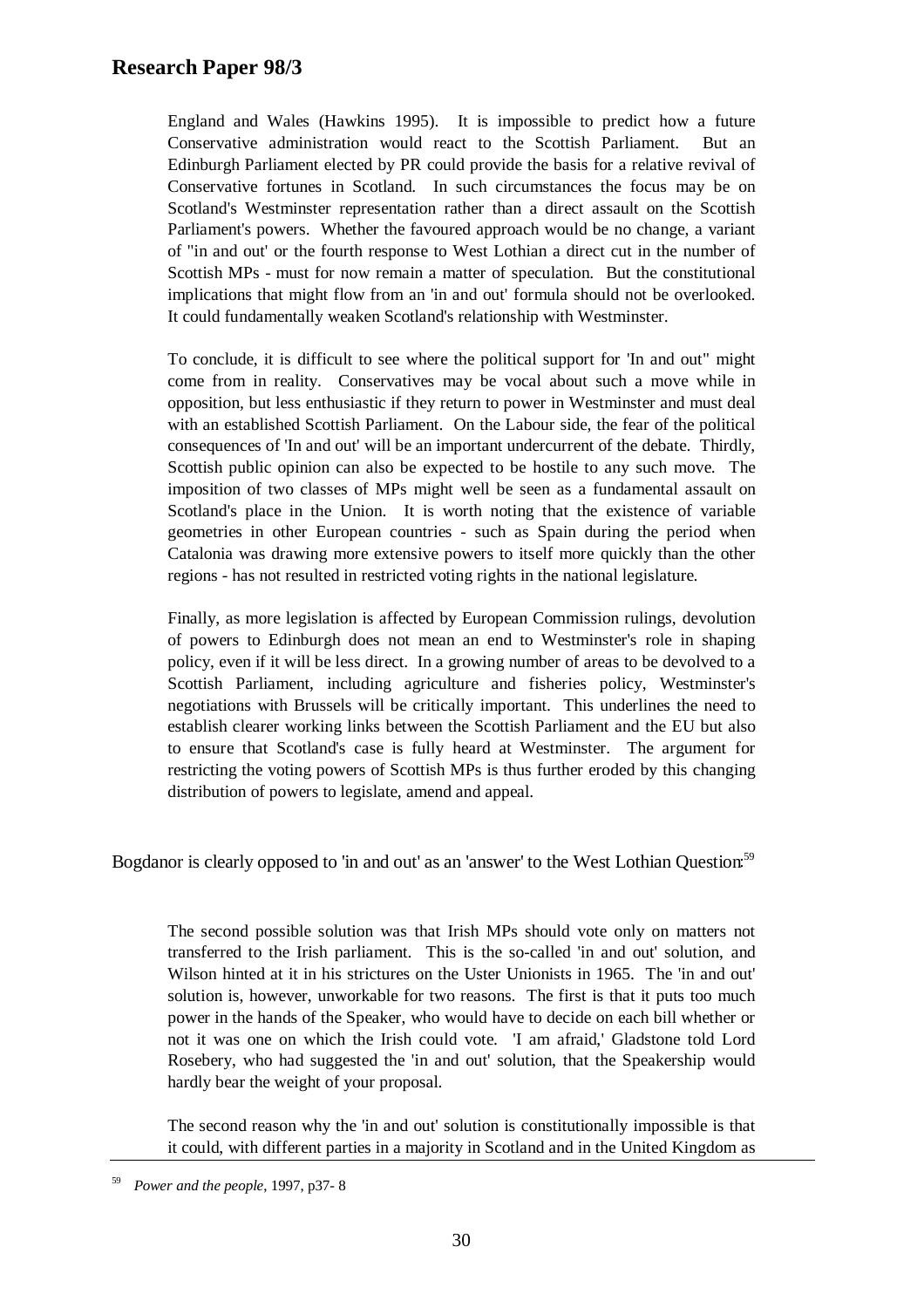England and Wales (Hawkins 1995). It is impossible to predict how a future Conservative administration would react to the Scottish Parliament. But an Edinburgh Parliament elected by PR could provide the basis for a relative revival of Conservative fortunes in Scotland. In such circumstances the focus may be on Scotland's Westminster representation rather than a direct assault on the Scottish Parliament's powers. Whether the favoured approach would be no change, a variant of "in and out' or the fourth response to West Lothian a direct cut in the number of Scottish MPs - must for now remain a matter of speculation. But the constitutional implications that might flow from an 'in and out' formula should not be overlooked. It could fundamentally weaken Scotland's relationship with Westminster.

> To conclude, it is difficult to see where the political support for 'In and out" might come from in reality. Conservatives may be vocal about such a move while in opposition, but less enthusiastic if they return to power in Westminster and must deal with an established Scottish Parliament. On the Labour side, the fear of the political consequences of 'In and out' will be an important undercurrent of the debate. Thirdly, Scottish public opinion can also be expected to be hostile to any such move. The imposition of two classes of MPs might well be seen as a fundamental assault on Scotland's place in the Union. It is worth noting that the existence of variable geometries in other European countries - such as Spain during the period when Catalonia was drawing more extensive powers to itself more quickly than the other regions - has not resulted in restricted voting rights in the national legislature.
>
> Finally, as more legislation is affected by European Commission rulings, devolution of powers to Edinburgh does not mean an end to Westminster's role in shaping policy, even if it will be less direct. In a growing number of areas to be devolved to a Scottish Parliament, including agriculture and fisheries policy, Westminster's negotiations with Brussels will be critically important. This underlines the need to establish clearer working links between the Scottish Parliament and the EU but also to ensure that Scotland's case is fully heard at Westminster. The argument for restricting the voting powers of Scottish MPs is thus further eroded by this changing distribution of powers to legislate, amend and appeal.

Bogdanor is clearly opposed to 'in and out' as an 'answer' to the West Lothian Question:[59]

> The second possible solution was that Irish MPs should vote only on matters not transferred to the Irish parliament. This is the so-called 'in and out' solution, and Wilson hinted at it in his strictures on the Uster Unionists in 1965. The 'in and out' solution is, however, unworkable for two reasons. The first is that it puts too much power in the hands of the Speaker, who would have to decide on each bill whether or not it was one on which the Irish could vote. 'I am afraid,' Gladstone told Lord Rosebery, who had suggested the 'in and out' solution, that the Speakership would hardly bear the weight of your proposal.
>
> The second reason why the 'in and out' solution is constitutionally impossible is that it could, with different parties in a majority in Scotland and in the United Kingdom as

[59] *Power and the people*, 1997, p37- 8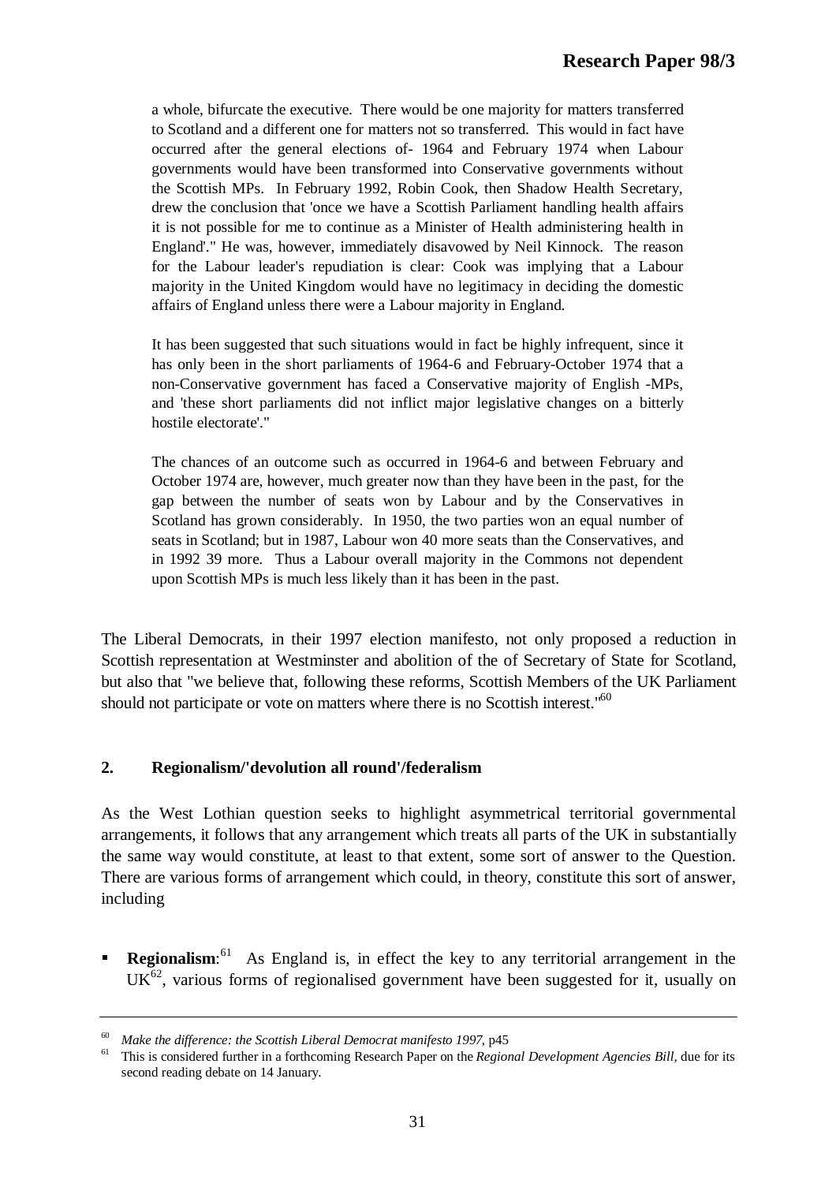> a whole, bifurcate the executive. There would be one majority for matters transferred to Scotland and a different one for matters not so transferred. This would in fact have occurred after the general elections of- 1964 and February 1974 when Labour governments would have been transformed into Conservative governments without the Scottish MPs. In February 1992, Robin Cook, then Shadow Health Secretary, drew the conclusion that 'once we have a Scottish Parliament handling health affairs it is not possible for me to continue as a Minister of Health administering health in England'." He was, however, immediately disavowed by Neil Kinnock. The reason for the Labour leader's repudiation is clear: Cook was implying that a Labour majority in the United Kingdom would have no legitimacy in deciding the domestic affairs of England unless there were a Labour majority in England.
>
> It has been suggested that such situations would in fact be highly infrequent, since it has only been in the short parliaments of 1964-6 and February-October 1974 that a non-Conservative government has faced a Conservative majority of English -MPs, and 'these short parliaments did not inflict major legislative changes on a bitterly hostile electorate'."
>
> The chances of an outcome such as occurred in 1964-6 and between February and October 1974 are, however, much greater now than they have been in the past, for the gap between the number of seats won by Labour and by the Conservatives in Scotland has grown considerably. In 1950, the two parties won an equal number of seats in Scotland; but in 1987, Labour won 40 more seats than the Conservatives, and in 1992 39 more. Thus a Labour overall majority in the Commons not dependent upon Scottish MPs is much less likely than it has been in the past.

The Liberal Democrats, in their 1997 election manifesto, not only proposed a reduction in Scottish representation at Westminster and abolition of the of Secretary of State for Scotland, but also that "we believe that, following these reforms, Scottish Members of the UK Parliament should not participate or vote on matters where there is no Scottish interest."[60]

## 2. Regionalism/'devolution all round'/federalism

As the West Lothian question seeks to highlight asymmetrical territorial governmental arrangements, it follows that any arrangement which treats all parts of the UK in substantially the same way would constitute, at least to that extent, some sort of answer to the Question. There are various forms of arrangement which could, in theory, constitute this sort of answer, including

- **Regionalism**:[61] As England is, in effect the key to any territorial arrangement in the UK[62], various forms of regionalised government have been suggested for it, usually on

---

[60] *Make the difference: the Scottish Liberal Democrat manifesto 1997*, p45

[61] This is considered further in a forthcoming Research Paper on the *Regional Development Agencies Bill*, due for its second reading debate on 14 January.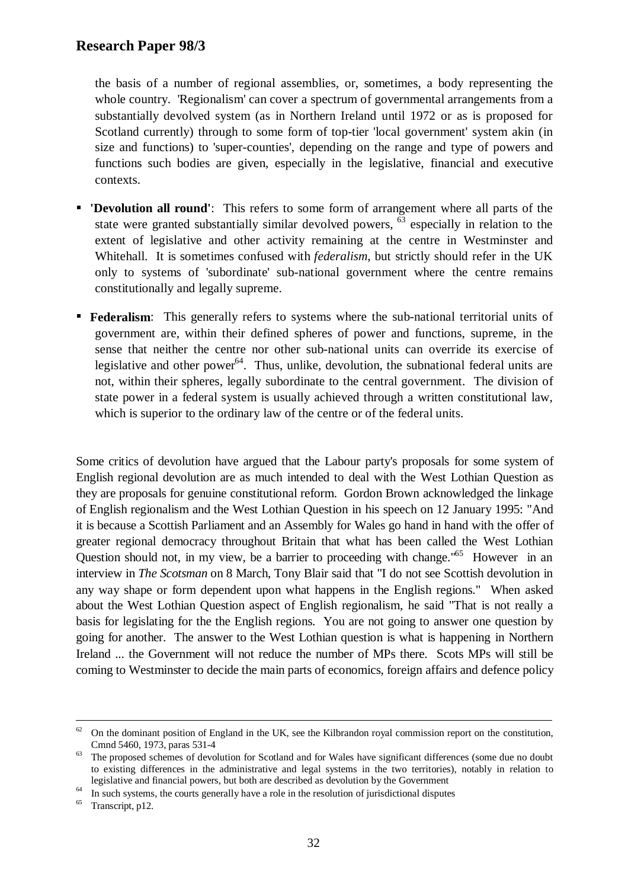the basis of a number of regional assemblies, or, sometimes, a body representing the whole country. 'Regionalism' can cover a spectrum of governmental arrangements from a substantially devolved system (as in Northern Ireland until 1972 or as is proposed for Scotland currently) through to some form of top-tier 'local government' system akin (in size and functions) to 'super-counties', depending on the range and type of powers and functions such bodies are given, especially in the legislative, financial and executive contexts.

- **'Devolution all round'**: This refers to some form of arrangement where all parts of the state were granted substantially similar devolved powers, [63] especially in relation to the extent of legislative and other activity remaining at the centre in Westminster and Whitehall. It is sometimes confused with *federalism*, but strictly should refer in the UK only to systems of 'subordinate' sub-national government where the centre remains constitutionally and legally supreme.

- **Federalism**: This generally refers to systems where the sub-national territorial units of government are, within their defined spheres of power and functions, supreme, in the sense that neither the centre nor other sub-national units can override its exercise of legislative and other power[64]. Thus, unlike, devolution, the subnational federal units are not, within their spheres, legally subordinate to the central government. The division of state power in a federal system is usually achieved through a written constitutional law, which is superior to the ordinary law of the centre or of the federal units.

Some critics of devolution have argued that the Labour party's proposals for some system of English regional devolution are as much intended to deal with the West Lothian Question as they are proposals for genuine constitutional reform. Gordon Brown acknowledged the linkage of English regionalism and the West Lothian Question in his speech on 12 January 1995: "And it is because a Scottish Parliament and an Assembly for Wales go hand in hand with the offer of greater regional democracy throughout Britain that what has been called the West Lothian Question should not, in my view, be a barrier to proceeding with change."[65] However in an interview in *The Scotsman* on 8 March, Tony Blair said that "I do not see Scottish devolution in any way shape or form dependent upon what happens in the English regions." When asked about the West Lothian Question aspect of English regionalism, he said "That is not really a basis for legislating for the the English regions. You are not going to answer one question by going for another. The answer to the West Lothian question is what is happening in Northern Ireland ... the Government will not reduce the number of MPs there. Scots MPs will still be coming to Westminster to decide the main parts of economics, foreign affairs and defence policy

---

[62] On the dominant position of England in the UK, see the Kilbrandon royal commission report on the constitution, Cmnd 5460, 1973, paras 531-4

[63] The proposed schemes of devolution for Scotland and for Wales have significant differences (some due no doubt to existing differences in the administrative and legal systems in the two territories), notably in relation to legislative and financial powers, but both are described as devolution by the Government

[64] In such systems, the courts generally have a role in the resolution of jurisdictional disputes

[65] Transcript, p12.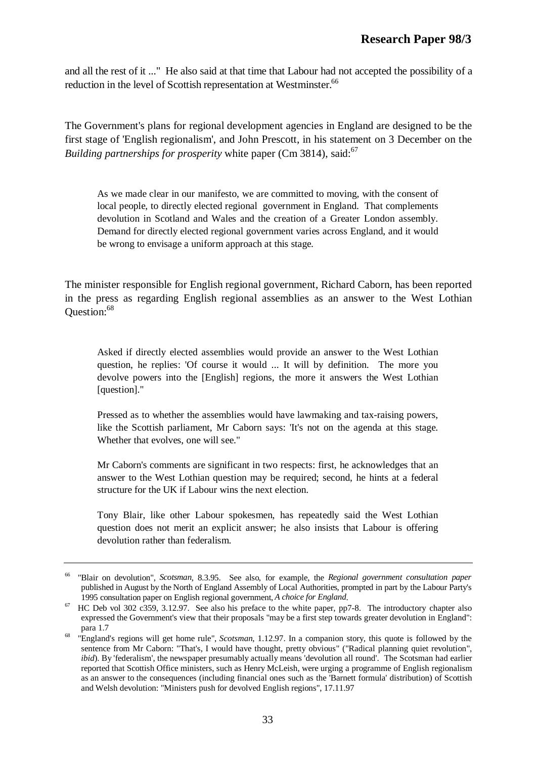and all the rest of it ..." He also said at that time that Labour had not accepted the possibility of a reduction in the level of Scottish representation at Westminster.[66]

The Government's plans for regional development agencies in England are designed to be the first stage of 'English regionalism', and John Prescott, in his statement on 3 December on the *Building partnerships for prosperity* white paper (Cm 3814), said:[67]

> As we made clear in our manifesto, we are committed to moving, with the consent of local people, to directly elected regional government in England. That complements devolution in Scotland and Wales and the creation of a Greater London assembly. Demand for directly elected regional government varies across England, and it would be wrong to envisage a uniform approach at this stage.

The minister responsible for English regional government, Richard Caborn, has been reported in the press as regarding English regional assemblies as an answer to the West Lothian Question:[68]

> Asked if directly elected assemblies would provide an answer to the West Lothian question, he replies: 'Of course it would ... It will by definition. The more you devolve powers into the [English] regions, the more it answers the West Lothian [question]."
>
> Pressed as to whether the assemblies would have lawmaking and tax-raising powers, like the Scottish parliament, Mr Caborn says: 'It's not on the agenda at this stage. Whether that evolves, one will see."
>
> Mr Caborn's comments are significant in two respects: first, he acknowledges that an answer to the West Lothian question may be required; second, he hints at a federal structure for the UK if Labour wins the next election.
>
> Tony Blair, like other Labour spokesmen, has repeatedly said the West Lothian question does not merit an explicit answer; he also insists that Labour is offering devolution rather than federalism.

---

[66] "Blair on devolution", *Scotsman*, 8.3.95. See also, for example, the *Regional government consultation paper* published in August by the North of England Assembly of Local Authorities, prompted in part by the Labour Party's 1995 consultation paper on English regional government, *A choice for England*.

[67] HC Deb vol 302 c359, 3.12.97. See also his preface to the white paper, pp7-8. The introductory chapter also expressed the Government's view that their proposals "may be a first step towards greater devolution in England": para 1.7

[68] "England's regions will get home rule", *Scotsman*, 1.12.97. In a companion story, this quote is followed by the sentence from Mr Caborn: "That's, I would have thought, pretty obvious" ("Radical planning quiet revolution", *ibid*). By 'federalism', the newspaper presumably actually means 'devolution all round'. The Scotsman had earlier reported that Scottish Office ministers, such as Henry McLeish, were urging a programme of English regionalism as an answer to the consequences (including financial ones such as the 'Barnett formula' distribution) of Scottish and Welsh devolution: "Ministers push for devolved English regions", 17.11.97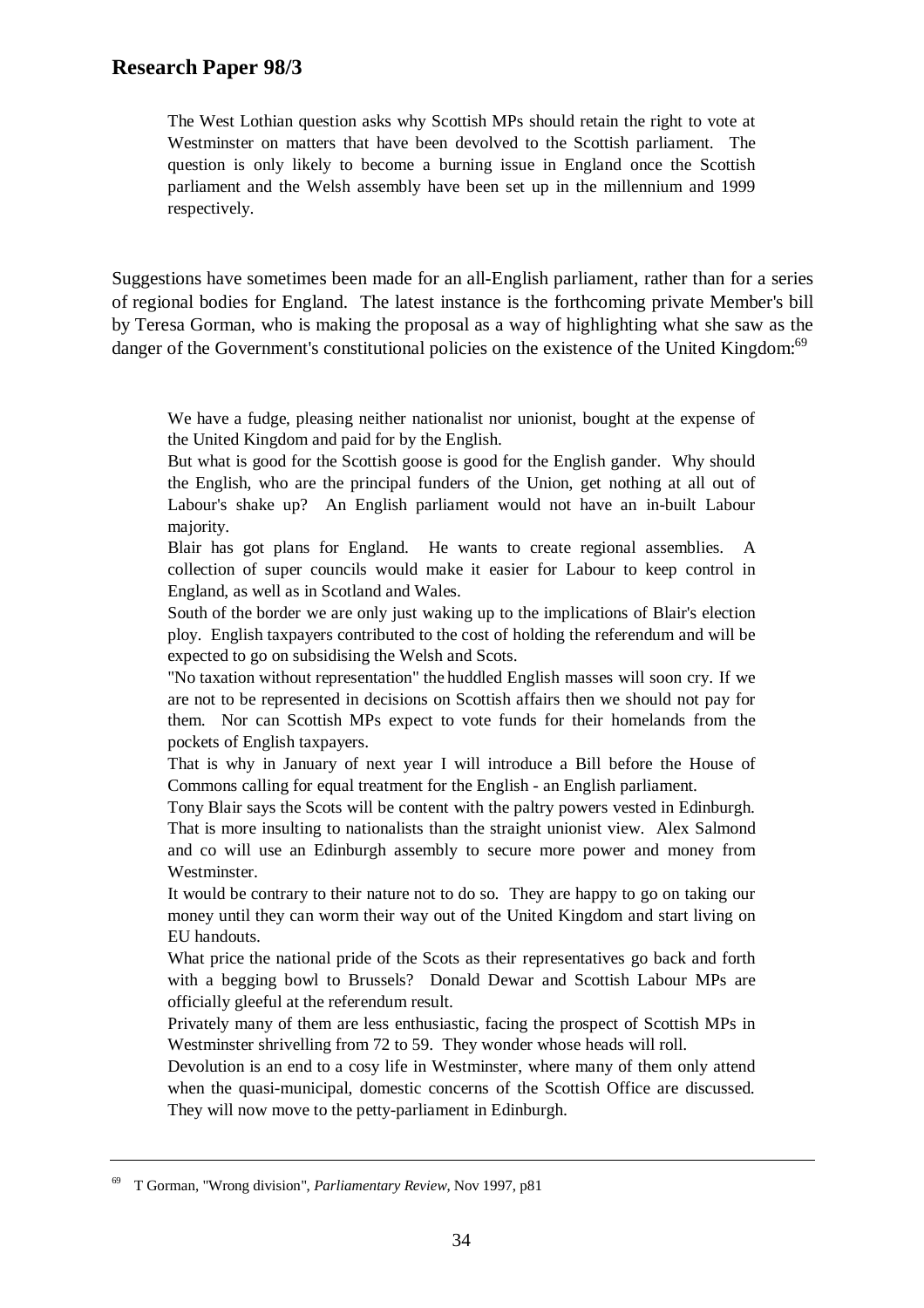> The West Lothian question asks why Scottish MPs should retain the right to vote at Westminster on matters that have been devolved to the Scottish parliament. The question is only likely to become a burning issue in England once the Scottish parliament and the Welsh assembly have been set up in the millennium and 1999 respectively.

Suggestions have sometimes been made for an all-English parliament, rather than for a series of regional bodies for England. The latest instance is the forthcoming private Member's bill by Teresa Gorman, who is making the proposal as a way of highlighting what she saw as the danger of the Government's constitutional policies on the existence of the United Kingdom:[69]

> We have a fudge, pleasing neither nationalist nor unionist, bought at the expense of the United Kingdom and paid for by the English.
>
> But what is good for the Scottish goose is good for the English gander. Why should the English, who are the principal funders of the Union, get nothing at all out of Labour's shake up? An English parliament would not have an in-built Labour majority.
>
> Blair has got plans for England. He wants to create regional assemblies. A collection of super councils would make it easier for Labour to keep control in England, as well as in Scotland and Wales.
>
> South of the border we are only just waking up to the implications of Blair's election ploy. English taxpayers contributed to the cost of holding the referendum and will be expected to go on subsidising the Welsh and Scots.
>
> "No taxation without representation" the huddled English masses will soon cry. If we are not to be represented in decisions on Scottish affairs then we should not pay for them. Nor can Scottish MPs expect to vote funds for their homelands from the pockets of English taxpayers.
>
> That is why in January of next year I will introduce a Bill before the House of Commons calling for equal treatment for the English - an English parliament.
>
> Tony Blair says the Scots will be content with the paltry powers vested in Edinburgh. That is more insulting to nationalists than the straight unionist view. Alex Salmond and co will use an Edinburgh assembly to secure more power and money from Westminster.
>
> It would be contrary to their nature not to do so. They are happy to go on taking our money until they can worm their way out of the United Kingdom and start living on EU handouts.
>
> What price the national pride of the Scots as their representatives go back and forth with a begging bowl to Brussels? Donald Dewar and Scottish Labour MPs are officially gleeful at the referendum result.
>
> Privately many of them are less enthusiastic, facing the prospect of Scottish MPs in Westminster shrivelling from 72 to 59. They wonder whose heads will roll.
>
> Devolution is an end to a cosy life in Westminster, where many of them only attend when the quasi-municipal, domestic concerns of the Scottish Office are discussed. They will now move to the petty-parliament in Edinburgh.

---

[69] T Gorman, "Wrong division", *Parliamentary Review*, Nov 1997, p81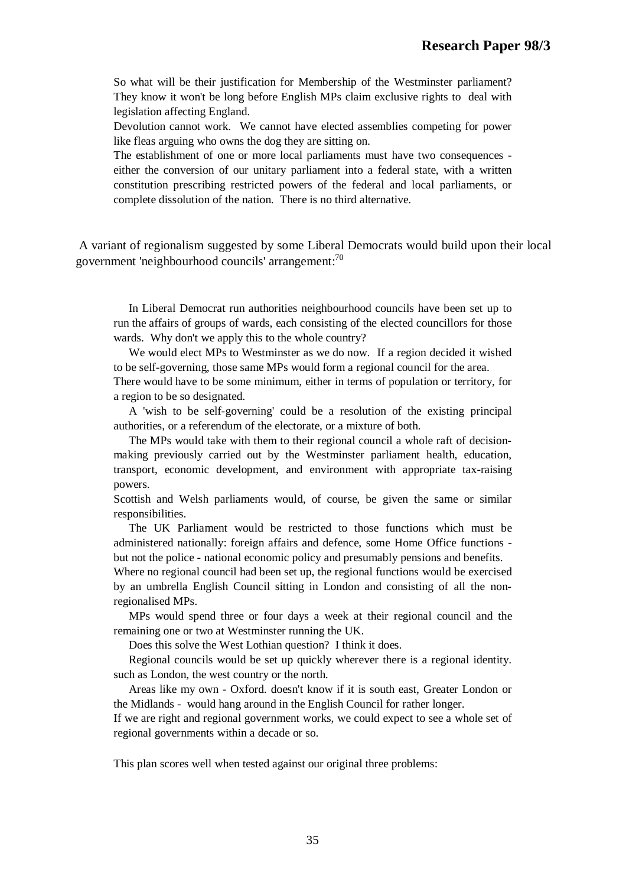So what will be their justification for Membership of the Westminster parliament? They know it won't be long before English MPs claim exclusive rights to deal with legislation affecting England.

Devolution cannot work. We cannot have elected assemblies competing for power like fleas arguing who owns the dog they are sitting on.

The establishment of one or more local parliaments must have two consequences - either the conversion of our unitary parliament into a federal state, with a written constitution prescribing restricted powers of the federal and local parliaments, or complete dissolution of the nation. There is no third alternative.

A variant of regionalism suggested by some Liberal Democrats would build upon their local government 'neighbourhood councils' arrangement:[70]

> In Liberal Democrat run authorities neighbourhood councils have been set up to run the affairs of groups of wards, each consisting of the elected councillors for those wards. Why don't we apply this to the whole country?
>
> We would elect MPs to Westminster as we do now. If a region decided it wished to be self-governing, those same MPs would form a regional council for the area.
>
> There would have to be some minimum, either in terms of population or territory, for a region to be so designated.
>
> A 'wish to be self-governing' could be a resolution of the existing principal authorities, or a referendum of the electorate, or a mixture of both.
>
> The MPs would take with them to their regional council a whole raft of decision-making previously carried out by the Westminster parliament health, education, transport, economic development, and environment with appropriate tax-raising powers.
>
> Scottish and Welsh parliaments would, of course, be given the same or similar responsibilities.
>
> The UK Parliament would be restricted to those functions which must be administered nationally: foreign affairs and defence, some Home Office functions - but not the police - national economic policy and presumably pensions and benefits.
>
> Where no regional council had been set up, the regional functions would be exercised by an umbrella English Council sitting in London and consisting of all the non-regionalised MPs.
>
> MPs would spend three or four days a week at their regional council and the remaining one or two at Westminster running the UK.
>
> Does this solve the West Lothian question? I think it does.
>
> Regional councils would be set up quickly wherever there is a regional identity. such as London, the west country or the north.
>
> Areas like my own - Oxford. doesn't know if it is south east, Greater London or the Midlands - would hang around in the English Council for rather longer.
>
> If we are right and regional government works, we could expect to see a whole set of regional governments within a decade or so.
>
> This plan scores well when tested against our original three problems: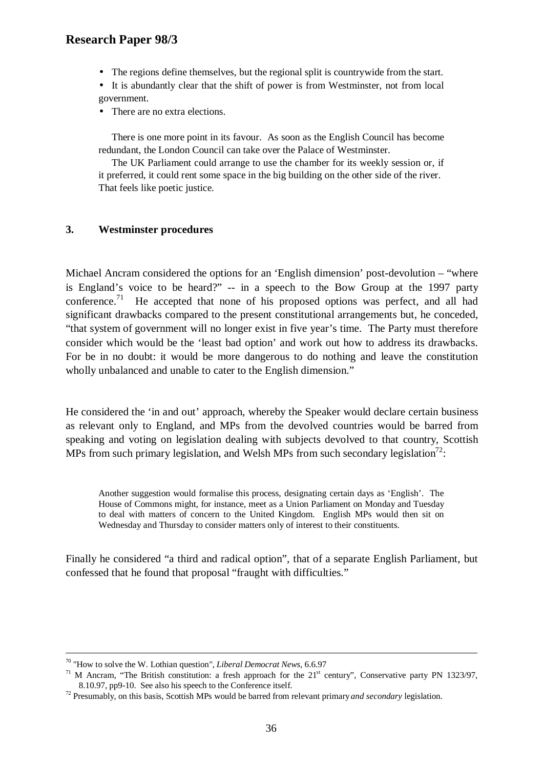- The regions define themselves, but the regional split is countrywide from the start.
- It is abundantly clear that the shift of power is from Westminster, not from local government.
- There are no extra elections.

There is one more point in its favour. As soon as the English Council has become redundant, the London Council can take over the Palace of Westminster.

The UK Parliament could arrange to use the chamber for its weekly session or, if it preferred, it could rent some space in the big building on the other side of the river. That feels like poetic justice.

## 3. Westminster procedures

Michael Ancram considered the options for an 'English dimension' post-devolution – "where is England's voice to be heard?" -- in a speech to the Bow Group at the 1997 party conference.[71] He accepted that none of his proposed options was perfect, and all had significant drawbacks compared to the present constitutional arrangements but, he conceded, "that system of government will no longer exist in five year's time. The Party must therefore consider which would be the 'least bad option' and work out how to address its drawbacks. For be in no doubt: it would be more dangerous to do nothing and leave the constitution wholly unbalanced and unable to cater to the English dimension."

He considered the 'in and out' approach, whereby the Speaker would declare certain business as relevant only to England, and MPs from the devolved countries would be barred from speaking and voting on legislation dealing with subjects devolved to that country, Scottish MPs from such primary legislation, and Welsh MPs from such secondary legislation[72]:

> Another suggestion would formalise this process, designating certain days as 'English'. The House of Commons might, for instance, meet as a Union Parliament on Monday and Tuesday to deal with matters of concern to the United Kingdom. English MPs would then sit on Wednesday and Thursday to consider matters only of interest to their constituents.

Finally he considered "a third and radical option", that of a separate English Parliament, but confessed that he found that proposal "fraught with difficulties."

---

[70] "How to solve the W. Lothian question", *Liberal Democrat News*, 6.6.97

[71] M Ancram, "The British constitution: a fresh approach for the 21st century", Conservative party PN 1323/97, 8.10.97, pp9-10. See also his speech to the Conference itself.

[72] Presumably, on this basis, Scottish MPs would be barred from relevant primary *and secondary* legislation.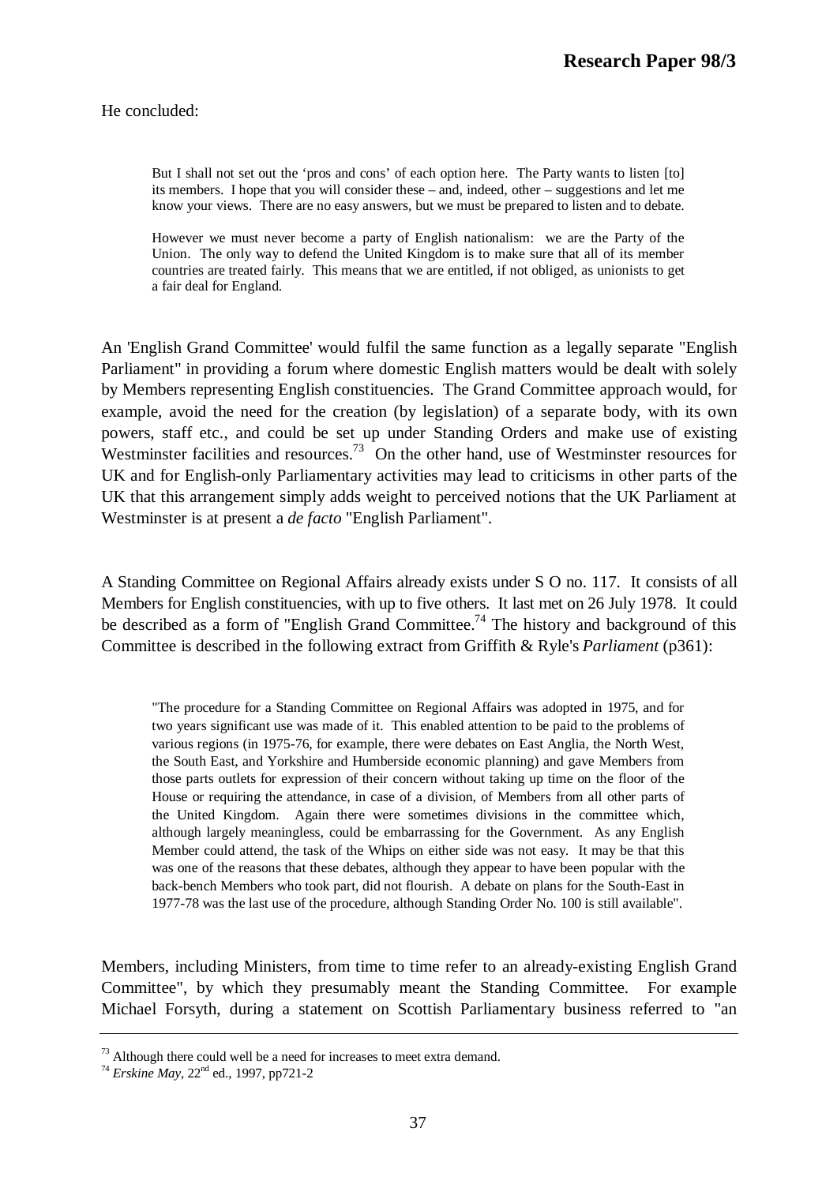He concluded:

> But I shall not set out the 'pros and cons' of each option here. The Party wants to listen [to] its members. I hope that you will consider these – and, indeed, other – suggestions and let me know your views. There are no easy answers, but we must be prepared to listen and to debate.
>
> However we must never become a party of English nationalism: we are the Party of the Union. The only way to defend the United Kingdom is to make sure that all of its member countries are treated fairly. This means that we are entitled, if not obliged, as unionists to get a fair deal for England.

An 'English Grand Committee' would fulfil the same function as a legally separate "English Parliament" in providing a forum where domestic English matters would be dealt with solely by Members representing English constituencies. The Grand Committee approach would, for example, avoid the need for the creation (by legislation) of a separate body, with its own powers, staff etc., and could be set up under Standing Orders and make use of existing Westminster facilities and resources.[73] On the other hand, use of Westminster resources for UK and for English-only Parliamentary activities may lead to criticisms in other parts of the UK that this arrangement simply adds weight to perceived notions that the UK Parliament at Westminster is at present a *de facto* "English Parliament".

A Standing Committee on Regional Affairs already exists under S O no. 117. It consists of all Members for English constituencies, with up to five others. It last met on 26 July 1978. It could be described as a form of "English Grand Committee.[74] The history and background of this Committee is described in the following extract from Griffith & Ryle's *Parliament* (p361):

> "The procedure for a Standing Committee on Regional Affairs was adopted in 1975, and for two years significant use was made of it. This enabled attention to be paid to the problems of various regions (in 1975-76, for example, there were debates on East Anglia, the North West, the South East, and Yorkshire and Humberside economic planning) and gave Members from those parts outlets for expression of their concern without taking up time on the floor of the House or requiring the attendance, in case of a division, of Members from all other parts of the United Kingdom. Again there were sometimes divisions in the committee which, although largely meaningless, could be embarrassing for the Government. As any English Member could attend, the task of the Whips on either side was not easy. It may be that this was one of the reasons that these debates, although they appear to have been popular with the back-bench Members who took part, did not flourish. A debate on plans for the South-East in 1977-78 was the last use of the procedure, although Standing Order No. 100 is still available".

Members, including Ministers, from time to time refer to an already-existing English Grand Committee", by which they presumably meant the Standing Committee. For example Michael Forsyth, during a statement on Scottish Parliamentary business referred to "an

---

[73] Although there could well be a need for increases to meet extra demand.

[74] *Erskine May*, 22nd ed., 1997, pp721-2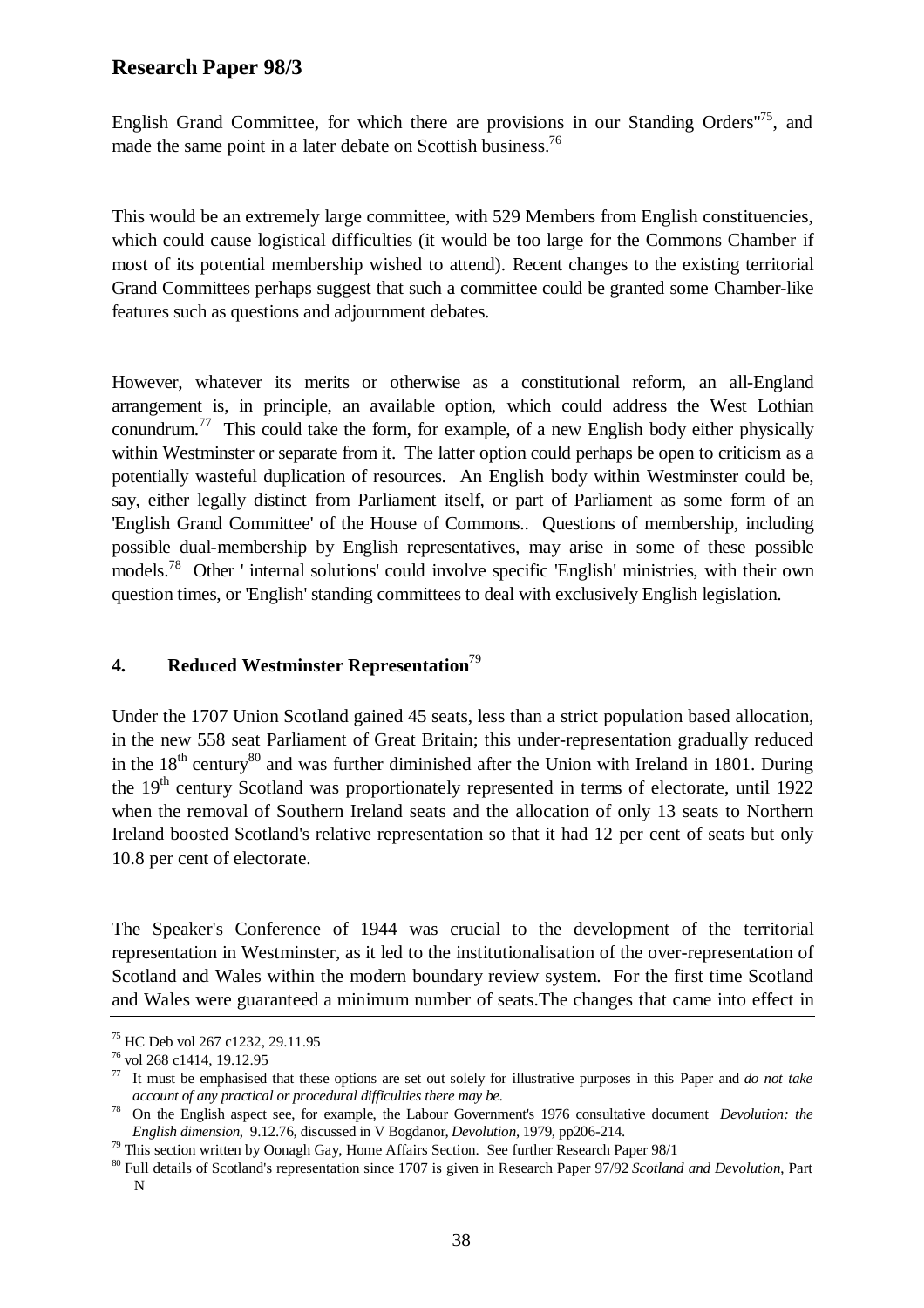English Grand Committee, for which there are provisions in our Standing Orders"[75], and made the same point in a later debate on Scottish business.[76]

This would be an extremely large committee, with 529 Members from English constituencies, which could cause logistical difficulties (it would be too large for the Commons Chamber if most of its potential membership wished to attend). Recent changes to the existing territorial Grand Committees perhaps suggest that such a committee could be granted some Chamber-like features such as questions and adjournment debates.

However, whatever its merits or otherwise as a constitutional reform, an all-England arrangement is, in principle, an available option, which could address the West Lothian conundrum.[77] This could take the form, for example, of a new English body either physically within Westminster or separate from it. The latter option could perhaps be open to criticism as a potentially wasteful duplication of resources. An English body within Westminster could be, say, either legally distinct from Parliament itself, or part of Parliament as some form of an 'English Grand Committee' of the House of Commons.. Questions of membership, including possible dual-membership by English representatives, may arise in some of these possible models.[78] Other ' internal solutions' could involve specific 'English' ministries, with their own question times, or 'English' standing committees to deal with exclusively English legislation.

#### 4. Reduced Westminster Representation[79]

Under the 1707 Union Scotland gained 45 seats, less than a strict population based allocation, in the new 558 seat Parliament of Great Britain; this under-representation gradually reduced in the 18th century[80] and was further diminished after the Union with Ireland in 1801. During the 19th century Scotland was proportionately represented in terms of electorate, until 1922 when the removal of Southern Ireland seats and the allocation of only 13 seats to Northern Ireland boosted Scotland's relative representation so that it had 12 per cent of seats but only 10.8 per cent of electorate.

The Speaker's Conference of 1944 was crucial to the development of the territorial representation in Westminster, as it led to the institutionalisation of the over-representation of Scotland and Wales within the modern boundary review system. For the first time Scotland and Wales were guaranteed a minimum number of seats.The changes that came into effect in

---

[75] HC Deb vol 267 c1232, 29.11.95

[76] vol 268 c1414, 19.12.95

[77] It must be emphasised that these options are set out solely for illustrative purposes in this Paper and *do not take account of any practical or procedural difficulties there may be*.

[78] On the English aspect see, for example, the Labour Government's 1976 consultative document *Devolution: the English dimension*, 9.12.76, discussed in V Bogdanor, *Devolution*, 1979, pp206-214.

[79] This section written by Oonagh Gay, Home Affairs Section. See further Research Paper 98/1

[80] Full details of Scotland's representation since 1707 is given in Research Paper 97/92 *Scotland and Devolution*, Part N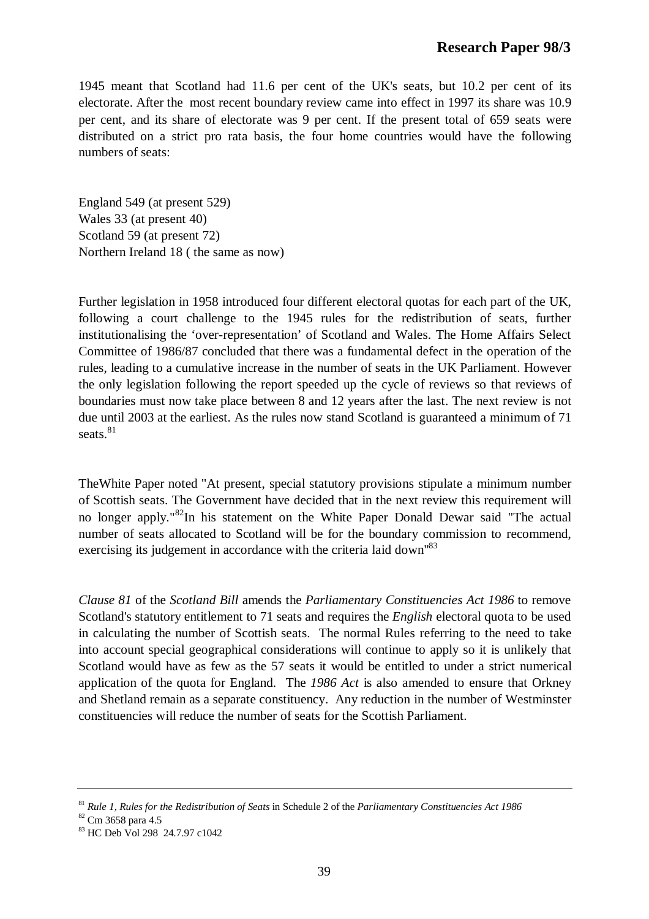1945 meant that Scotland had 11.6 per cent of the UK's seats, but 10.2 per cent of its electorate. After the most recent boundary review came into effect in 1997 its share was 10.9 per cent, and its share of electorate was 9 per cent. If the present total of 659 seats were distributed on a strict pro rata basis, the four home countries would have the following numbers of seats:

England 549 (at present 529)
Wales 33 (at present 40)
Scotland 59 (at present 72)
Northern Ireland 18 ( the same as now)

Further legislation in 1958 introduced four different electoral quotas for each part of the UK, following a court challenge to the 1945 rules for the redistribution of seats, further institutionalising the 'over-representation' of Scotland and Wales. The Home Affairs Select Committee of 1986/87 concluded that there was a fundamental defect in the operation of the rules, leading to a cumulative increase in the number of seats in the UK Parliament. However the only legislation following the report speeded up the cycle of reviews so that reviews of boundaries must now take place between 8 and 12 years after the last. The next review is not due until 2003 at the earliest. As the rules now stand Scotland is guaranteed a minimum of 71 seats.[81]

TheWhite Paper noted "At present, special statutory provisions stipulate a minimum number of Scottish seats. The Government have decided that in the next review this requirement will no longer apply."[82]In his statement on the White Paper Donald Dewar said "The actual number of seats allocated to Scotland will be for the boundary commission to recommend, exercising its judgement in accordance with the criteria laid down"[83]

*Clause 81* of the *Scotland Bill* amends the *Parliamentary Constituencies Act 1986* to remove Scotland's statutory entitlement to 71 seats and requires the *English* electoral quota to be used in calculating the number of Scottish seats. The normal Rules referring to the need to take into account special geographical considerations will continue to apply so it is unlikely that Scotland would have as few as the 57 seats it would be entitled to under a strict numerical application of the quota for England. The *1986 Act* is also amended to ensure that Orkney and Shetland remain as a separate constituency. Any reduction in the number of Westminster constituencies will reduce the number of seats for the Scottish Parliament.

---

[81] *Rule 1, Rules for the Redistribution of Seats* in Schedule 2 of the *Parliamentary Constituencies Act 1986*
[82] Cm 3658 para 4.5
[83] HC Deb Vol 298 24.7.97 c1042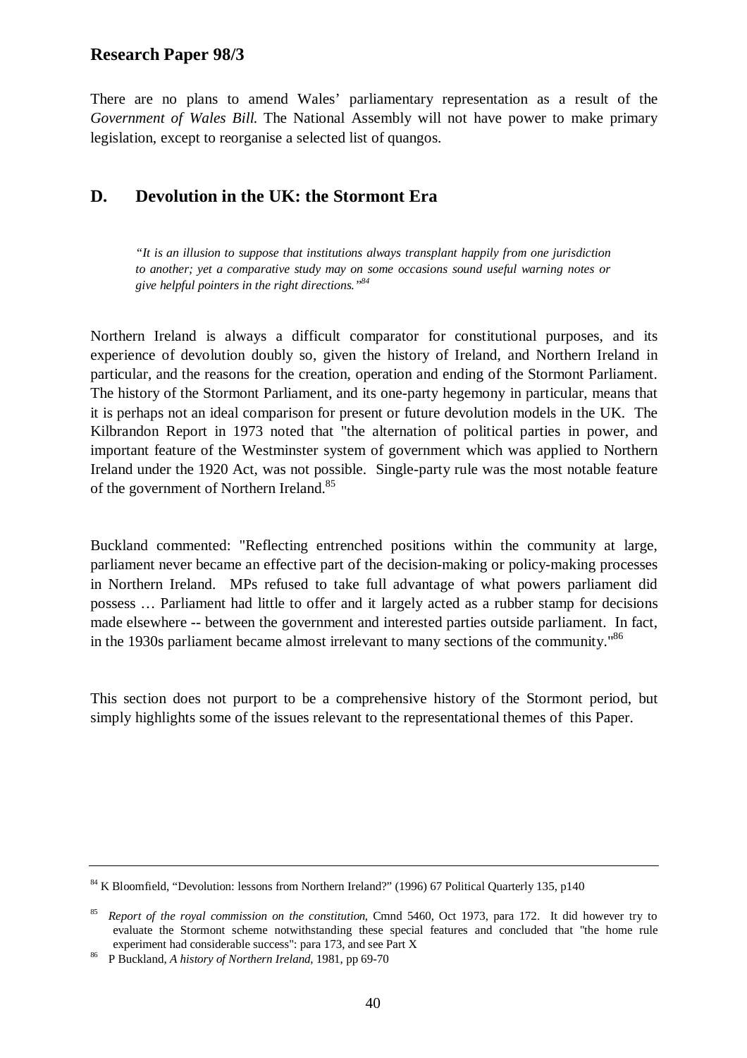There are no plans to amend Wales' parliamentary representation as a result of the *Government of Wales Bill*. The National Assembly will not have power to make primary legislation, except to reorganise a selected list of quangos.

## D. Devolution in the UK: the Stormont Era

> *"It is an illusion to suppose that institutions always transplant happily from one jurisdiction to another; yet a comparative study may on some occasions sound useful warning notes or give helpful pointers in the right directions."*[84]

Northern Ireland is always a difficult comparator for constitutional purposes, and its experience of devolution doubly so, given the history of Ireland, and Northern Ireland in particular, and the reasons for the creation, operation and ending of the Stormont Parliament. The history of the Stormont Parliament, and its one-party hegemony in particular, means that it is perhaps not an ideal comparison for present or future devolution models in the UK. The Kilbrandon Report in 1973 noted that "the alternation of political parties in power, and important feature of the Westminster system of government which was applied to Northern Ireland under the 1920 Act, was not possible. Single-party rule was the most notable feature of the government of Northern Ireland.[85]

Buckland commented: "Reflecting entrenched positions within the community at large, parliament never became an effective part of the decision-making or policy-making processes in Northern Ireland. MPs refused to take full advantage of what powers parliament did possess … Parliament had little to offer and it largely acted as a rubber stamp for decisions made elsewhere -- between the government and interested parties outside parliament. In fact, in the 1930s parliament became almost irrelevant to many sections of the community."[86]

This section does not purport to be a comprehensive history of the Stormont period, but simply highlights some of the issues relevant to the representational themes of this Paper.

---

[84] K Bloomfield, "Devolution: lessons from Northern Ireland?" (1996) 67 Political Quarterly 135, p140

[85] *Report of the royal commission on the constitution*, Cmnd 5460, Oct 1973, para 172. It did however try to evaluate the Stormont scheme notwithstanding these special features and concluded that "the home rule experiment had considerable success": para 173, and see Part X

[86] P Buckland, *A history of Northern Ireland*, 1981, pp 69-70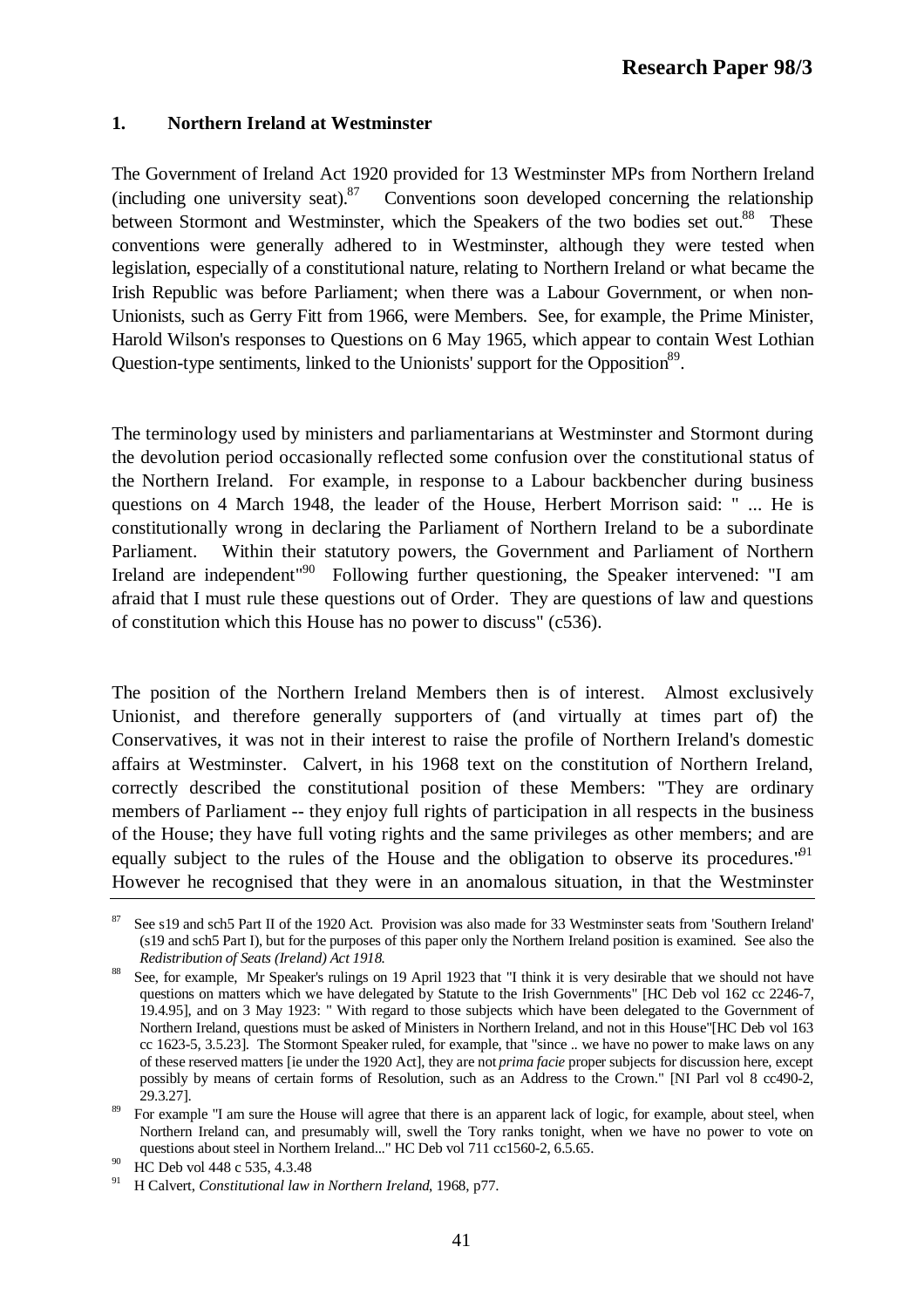## 1. Northern Ireland at Westminster

The Government of Ireland Act 1920 provided for 13 Westminster MPs from Northern Ireland (including one university seat).[87] Conventions soon developed concerning the relationship between Stormont and Westminster, which the Speakers of the two bodies set out.[88] These conventions were generally adhered to in Westminster, although they were tested when legislation, especially of a constitutional nature, relating to Northern Ireland or what became the Irish Republic was before Parliament; when there was a Labour Government, or when non-Unionists, such as Gerry Fitt from 1966, were Members. See, for example, the Prime Minister, Harold Wilson's responses to Questions on 6 May 1965, which appear to contain West Lothian Question-type sentiments, linked to the Unionists' support for the Opposition[89].

The terminology used by ministers and parliamentarians at Westminster and Stormont during the devolution period occasionally reflected some confusion over the constitutional status of the Northern Ireland. For example, in response to a Labour backbencher during business questions on 4 March 1948, the leader of the House, Herbert Morrison said: " ... He is constitutionally wrong in declaring the Parliament of Northern Ireland to be a subordinate Parliament. Within their statutory powers, the Government and Parliament of Northern Ireland are independent"[90] Following further questioning, the Speaker intervened: "I am afraid that I must rule these questions out of Order. They are questions of law and questions of constitution which this House has no power to discuss" (c536).

The position of the Northern Ireland Members then is of interest. Almost exclusively Unionist, and therefore generally supporters of (and virtually at times part of) the Conservatives, it was not in their interest to raise the profile of Northern Ireland's domestic affairs at Westminster. Calvert, in his 1968 text on the constitution of Northern Ireland, correctly described the constitutional position of these Members: "They are ordinary members of Parliament -- they enjoy full rights of participation in all respects in the business of the House; they have full voting rights and the same privileges as other members; and are equally subject to the rules of the House and the obligation to observe its procedures."[91] However he recognised that they were in an anomalous situation, in that the Westminster

---

[87] See s19 and sch5 Part II of the 1920 Act. Provision was also made for 33 Westminster seats from 'Southern Ireland' (s19 and sch5 Part I), but for the purposes of this paper only the Northern Ireland position is examined. See also the *Redistribution of Seats (Ireland) Act 1918*.

[88] See, for example, Mr Speaker's rulings on 19 April 1923 that "I think it is very desirable that we should not have questions on matters which we have delegated by Statute to the Irish Governments" [HC Deb vol 162 cc 2246-7, 19.4.95], and on 3 May 1923: " With regard to those subjects which have been delegated to the Government of Northern Ireland, questions must be asked of Ministers in Northern Ireland, and not in this House"[HC Deb vol 163 cc 1623-5, 3.5.23]. The Stormont Speaker ruled, for example, that "since .. we have no power to make laws on any of these reserved matters [ie under the 1920 Act], they are not *prima facie* proper subjects for discussion here, except possibly by means of certain forms of Resolution, such as an Address to the Crown." [NI Parl vol 8 cc490-2, 29.3.27].

[89] For example "I am sure the House will agree that there is an apparent lack of logic, for example, about steel, when Northern Ireland can, and presumably will, swell the Tory ranks tonight, when we have no power to vote on questions about steel in Northern Ireland..." HC Deb vol 711 cc1560-2, 6.5.65.

[90] HC Deb vol 448 c 535, 4.3.48

[91] H Calvert, *Constitutional law in Northern Ireland*, 1968, p77.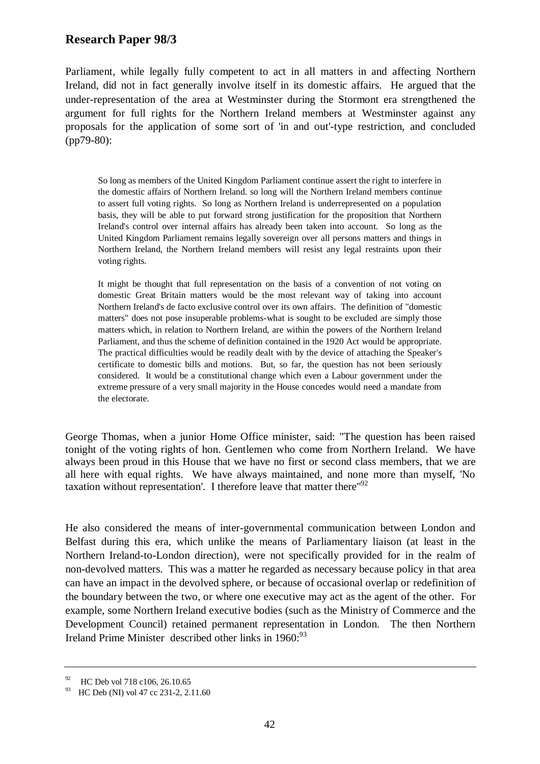Parliament, while legally fully competent to act in all matters in and affecting Northern Ireland, did not in fact generally involve itself in its domestic affairs. He argued that the under-representation of the area at Westminster during the Stormont era strengthened the argument for full rights for the Northern Ireland members at Westminster against any proposals for the application of some sort of 'in and out'-type restriction, and concluded (pp79-80):

> So long as members of the United Kingdom Parliament continue assert the right to interfere in the domestic affairs of Northern Ireland. so long will the Northern Ireland members continue to assert full voting rights. So long as Northern Ireland is underrepresented on a population basis, they will be able to put forward strong justification for the proposition that Northern Ireland's control over internal affairs has already been taken into account. So long as the United Kingdom Parliament remains legally sovereign over all persons matters and things in Northern Ireland, the Northern Ireland members will resist any legal restraints upon their voting rights.
>
> It might be thought that full representation on the basis of a convention of not voting on domestic Great Britain matters would be the most relevant way of taking into account Northern Ireland's de facto exclusive control over its own affairs. The definition of "domestic matters" does not pose insuperable problems-what is sought to be excluded are simply those matters which, in relation to Northern Ireland, are within the powers of the Northern Ireland Parliament, and thus the scheme of definition contained in the 1920 Act would be appropriate. The practical difficulties would be readily dealt with by the device of attaching the Speaker's certificate to domestic bills and motions. But, so far, the question has not been seriously considered. It would be a constitutional change which even a Labour government under the extreme pressure of a very small majority in the House concedes would need a mandate from the electorate.

George Thomas, when a junior Home Office minister, said: "The question has been raised tonight of the voting rights of hon. Gentlemen who come from Northern Ireland. We have always been proud in this House that we have no first or second class members, that we are all here with equal rights. We have always maintained, and none more than myself, 'No taxation without representation'. I therefore leave that matter there"[92]

He also considered the means of inter-governmental communication between London and Belfast during this era, which unlike the means of Parliamentary liaison (at least in the Northern Ireland-to-London direction), were not specifically provided for in the realm of non-devolved matters. This was a matter he regarded as necessary because policy in that area can have an impact in the devolved sphere, or because of occasional overlap or redefinition of the boundary between the two, or where one executive may act as the agent of the other. For example, some Northern Ireland executive bodies (such as the Ministry of Commerce and the Development Council) retained permanent representation in London. The then Northern Ireland Prime Minister described other links in 1960:[93]

---

[92] HC Deb vol 718 c106, 26.10.65

[93] HC Deb (NI) vol 47 cc 231-2, 2.11.60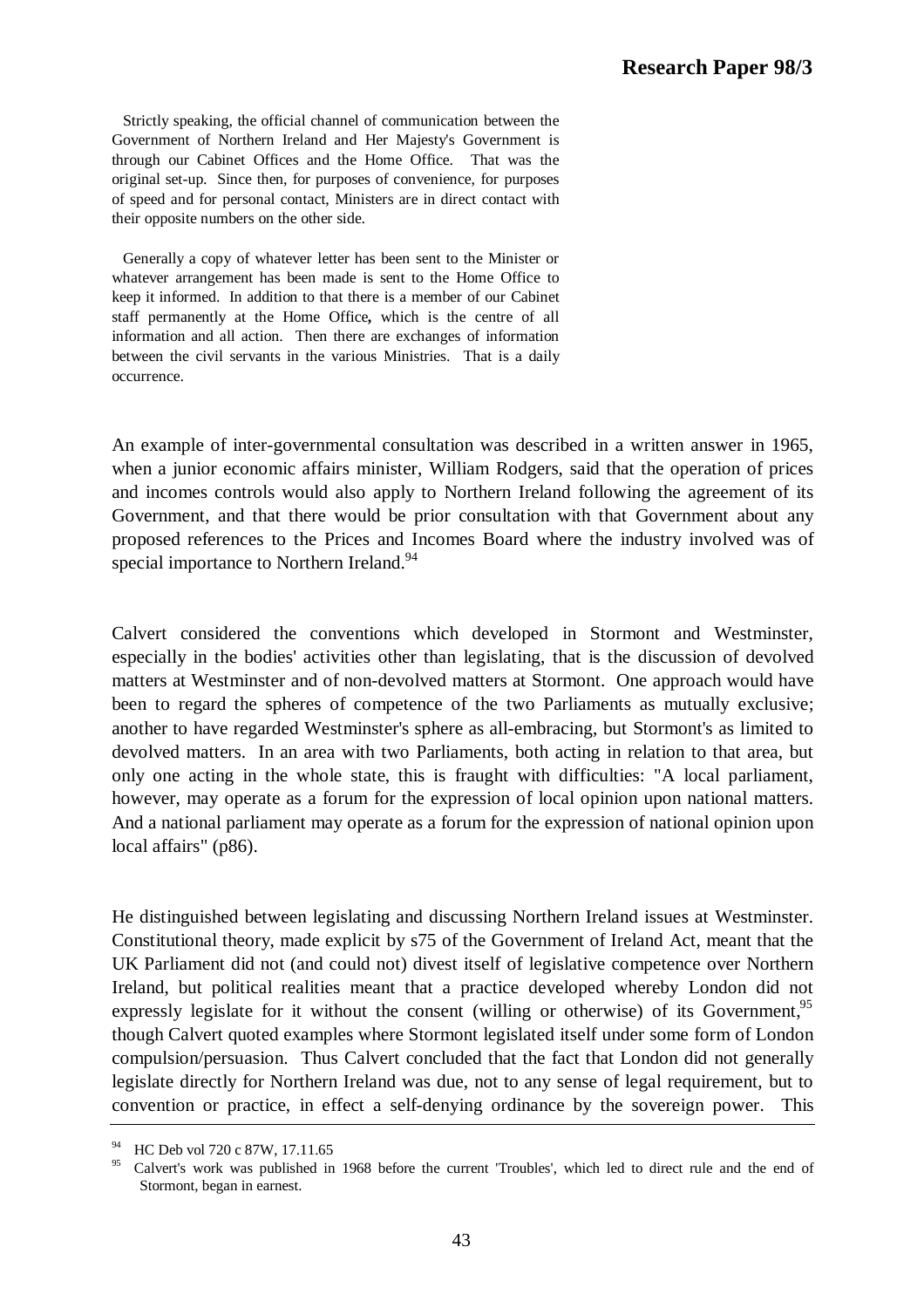> Strictly speaking, the official channel of communication between the Government of Northern Ireland and Her Majesty's Government is through our Cabinet Offices and the Home Office. That was the original set-up. Since then, for purposes of convenience, for purposes of speed and for personal contact, Ministers are in direct contact with their opposite numbers on the other side.
>
> Generally a copy of whatever letter has been sent to the Minister or whatever arrangement has been made is sent to the Home Office to keep it informed. In addition to that there is a member of our Cabinet staff permanently at the Home Office**,** which is the centre of all information and all action. Then there are exchanges of information between the civil servants in the various Ministries. That is a daily occurrence.

An example of inter-governmental consultation was described in a written answer in 1965, when a junior economic affairs minister, William Rodgers, said that the operation of prices and incomes controls would also apply to Northern Ireland following the agreement of its Government, and that there would be prior consultation with that Government about any proposed references to the Prices and Incomes Board where the industry involved was of special importance to Northern Ireland.[94]

Calvert considered the conventions which developed in Stormont and Westminster, especially in the bodies' activities other than legislating, that is the discussion of devolved matters at Westminster and of non-devolved matters at Stormont. One approach would have been to regard the spheres of competence of the two Parliaments as mutually exclusive; another to have regarded Westminster's sphere as all-embracing, but Stormont's as limited to devolved matters. In an area with two Parliaments, both acting in relation to that area, but only one acting in the whole state, this is fraught with difficulties: "A local parliament, however, may operate as a forum for the expression of local opinion upon national matters. And a national parliament may operate as a forum for the expression of national opinion upon local affairs" (p86).

He distinguished between legislating and discussing Northern Ireland issues at Westminster. Constitutional theory, made explicit by s75 of the Government of Ireland Act, meant that the UK Parliament did not (and could not) divest itself of legislative competence over Northern Ireland, but political realities meant that a practice developed whereby London did not expressly legislate for it without the consent (willing or otherwise) of its Government,[95] though Calvert quoted examples where Stormont legislated itself under some form of London compulsion/persuasion. Thus Calvert concluded that the fact that London did not generally legislate directly for Northern Ireland was due, not to any sense of legal requirement, but to convention or practice, in effect a self-denying ordinance by the sovereign power. This

---

[94] HC Deb vol 720 c 87W, 17.11.65

[95] Calvert's work was published in 1968 before the current 'Troubles', which led to direct rule and the end of Stormont, began in earnest.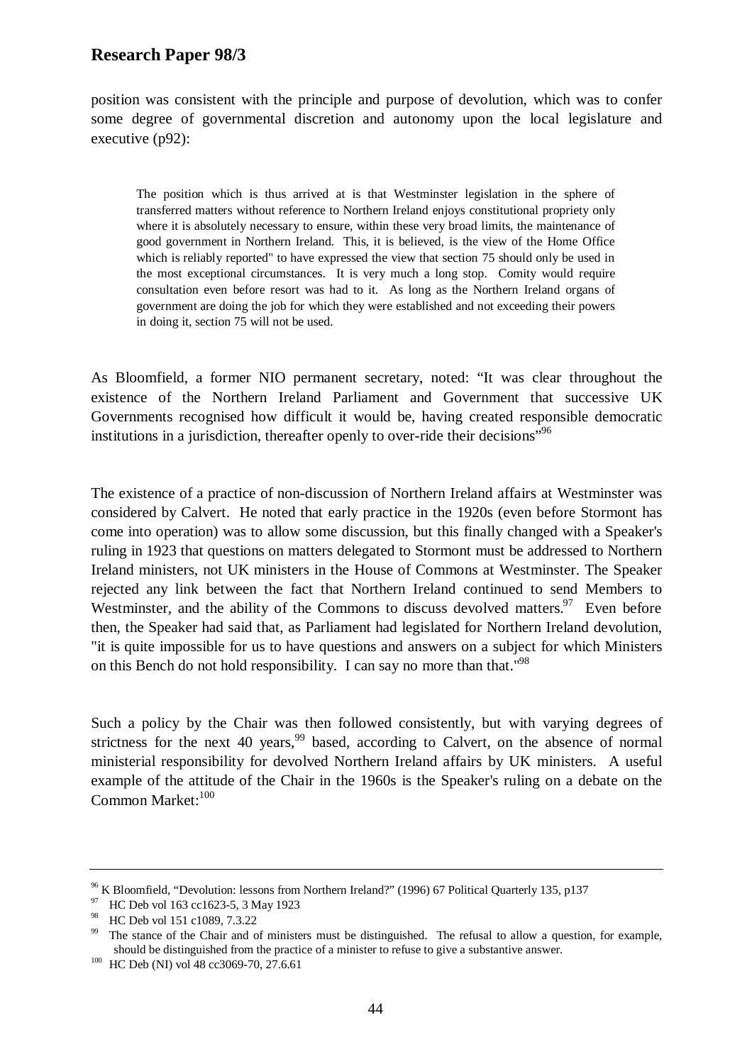position was consistent with the principle and purpose of devolution, which was to confer some degree of governmental discretion and autonomy upon the local legislature and executive (p92):

> The position which is thus arrived at is that Westminster legislation in the sphere of transferred matters without reference to Northern Ireland enjoys constitutional propriety only where it is absolutely necessary to ensure, within these very broad limits, the maintenance of good government in Northern Ireland. This, it is believed, is the view of the Home Office which is reliably reported" to have expressed the view that section 75 should only be used in the most exceptional circumstances. It is very much a long stop. Comity would require consultation even before resort was had to it. As long as the Northern Ireland organs of government are doing the job for which they were established and not exceeding their powers in doing it, section 75 will not be used.

As Bloomfield, a former NIO permanent secretary, noted: "It was clear throughout the existence of the Northern Ireland Parliament and Government that successive UK Governments recognised how difficult it would be, having created responsible democratic institutions in a jurisdiction, thereafter openly to over-ride their decisions"[96]

The existence of a practice of non-discussion of Northern Ireland affairs at Westminster was considered by Calvert. He noted that early practice in the 1920s (even before Stormont has come into operation) was to allow some discussion, but this finally changed with a Speaker's ruling in 1923 that questions on matters delegated to Stormont must be addressed to Northern Ireland ministers, not UK ministers in the House of Commons at Westminster. The Speaker rejected any link between the fact that Northern Ireland continued to send Members to Westminster, and the ability of the Commons to discuss devolved matters.[97] Even before then, the Speaker had said that, as Parliament had legislated for Northern Ireland devolution, "it is quite impossible for us to have questions and answers on a subject for which Ministers on this Bench do not hold responsibility. I can say no more than that."[98]

Such a policy by the Chair was then followed consistently, but with varying degrees of strictness for the next 40 years,[99] based, according to Calvert, on the absence of normal ministerial responsibility for devolved Northern Ireland affairs by UK ministers. A useful example of the attitude of the Chair in the 1960s is the Speaker's ruling on a debate on the Common Market:[100]

---

[96] K Bloomfield, "Devolution: lessons from Northern Ireland?" (1996) 67 Political Quarterly 135, p137

[97] HC Deb vol 163 cc1623-5, 3 May 1923

[98] HC Deb vol 151 c1089, 7.3.22

[99] The stance of the Chair and of ministers must be distinguished. The refusal to allow a question, for example, should be distinguished from the practice of a minister to refuse to give a substantive answer.

[100] HC Deb (NI) vol 48 cc3069-70, 27.6.61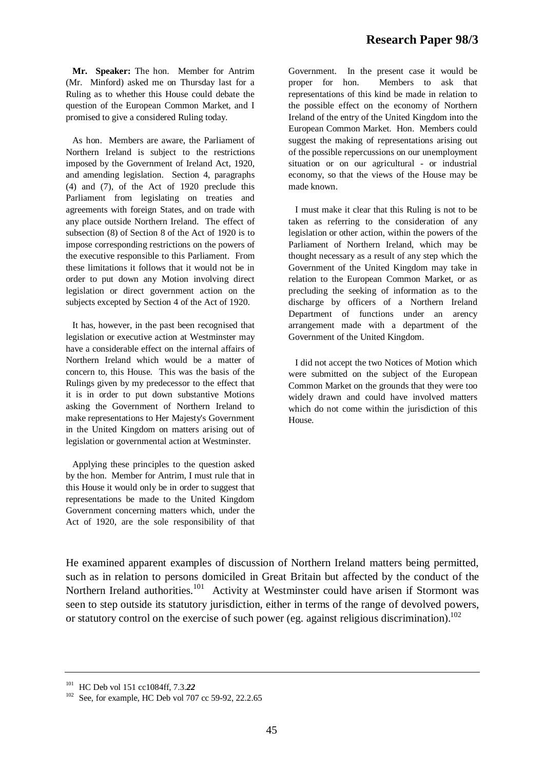**Mr. Speaker:** The hon. Member for Antrim (Mr. Minford) asked me on Thursday last for a Ruling as to whether this House could debate the question of the European Common Market, and I promised to give a considered Ruling today.

As hon. Members are aware, the Parliament of Northern Ireland is subject to the restrictions imposed by the Government of Ireland Act, 1920, and amending legislation. Section 4, paragraphs (4) and (7), of the Act of 1920 preclude this Parliament from legislating on treaties and agreements with foreign States, and on trade with any place outside Northern Ireland. The effect of subsection (8) of Section 8 of the Act of 1920 is to impose corresponding restrictions on the powers of the executive responsible to this Parliament. From these limitations it follows that it would not be in order to put down any Motion involving direct legislation or direct government action on the subjects excepted by Section 4 of the Act of 1920.

It has, however, in the past been recognised that legislation or executive action at Westminster may have a considerable effect on the internal affairs of Northern Ireland which would be a matter of concern to, this House. This was the basis of the Rulings given by my predecessor to the effect that it is in order to put down substantive Motions asking the Government of Northern Ireland to make representations to Her Majesty's Government in the United Kingdom on matters arising out of legislation or governmental action at Westminster.

Applying these principles to the question asked by the hon. Member for Antrim, I must rule that in this House it would only be in order to suggest that representations be made to the United Kingdom Government concerning matters which, under the Act of 1920, are the sole responsibility of that Government. In the present case it would be proper for hon. Members to ask that representations of this kind be made in relation to the possible effect on the economy of Northern Ireland of the entry of the United Kingdom into the European Common Market. Hon. Members could suggest the making of representations arising out of the possible repercussions on our unemployment situation or on our agricultural - or industrial economy, so that the views of the House may be made known.

I must make it clear that this Ruling is not to be taken as referring to the consideration of any legislation or other action, within the powers of the Parliament of Northern Ireland, which may be thought necessary as a result of any step which the Government of the United Kingdom may take in relation to the European Common Market, or as precluding the seeking of information as to the discharge by officers of a Northern Ireland Department of functions under an arency arrangement made with a department of the Government of the United Kingdom.

I did not accept the two Notices of Motion which were submitted on the subject of the European Common Market on the grounds that they were too widely drawn and could have involved matters which do not come within the jurisdiction of this House.

He examined apparent examples of discussion of Northern Ireland matters being permitted, such as in relation to persons domiciled in Great Britain but affected by the conduct of the Northern Ireland authorities.[101] Activity at Westminster could have arisen if Stormont was seen to step outside its statutory jurisdiction, either in terms of the range of devolved powers, or statutory control on the exercise of such power (eg. against religious discrimination).[102]

---

[101] HC Deb vol 151 cc1084ff, 7.3.*22*

[102] See, for example, HC Deb vol 707 cc 59-92, 22.2.65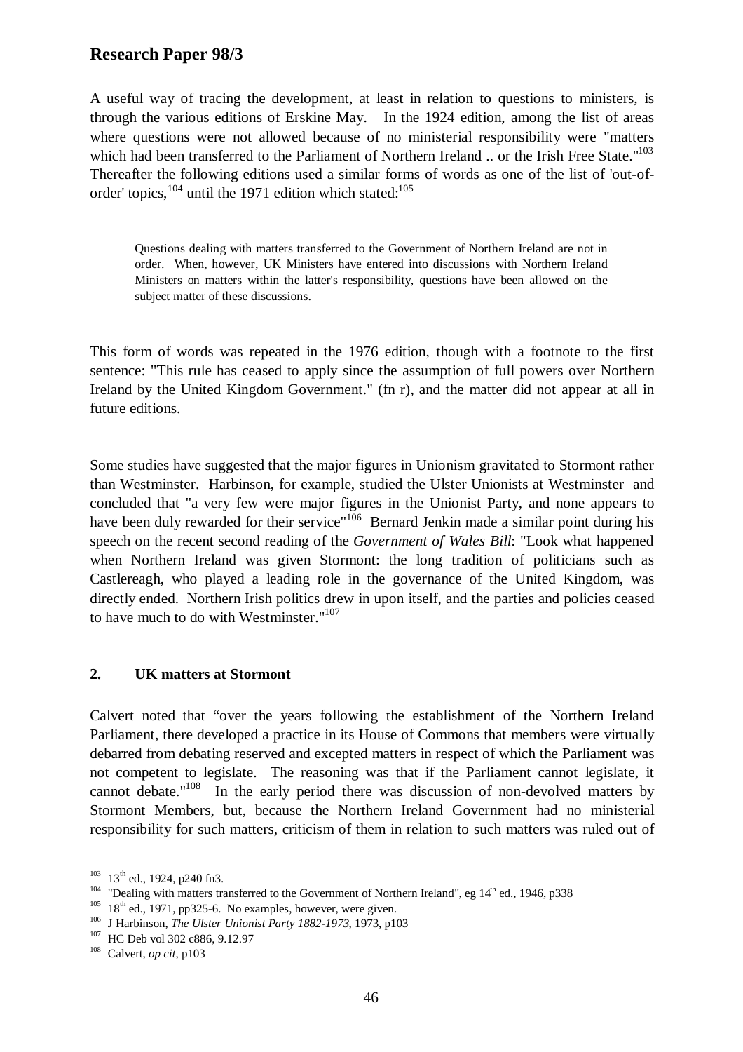A useful way of tracing the development, at least in relation to questions to ministers, is through the various editions of Erskine May. In the 1924 edition, among the list of areas where questions were not allowed because of no ministerial responsibility were "matters which had been transferred to the Parliament of Northern Ireland .. or the Irish Free State."[103] Thereafter the following editions used a similar forms of words as one of the list of 'out-of-order' topics,[104] until the 1971 edition which stated:[105]

> Questions dealing with matters transferred to the Government of Northern Ireland are not in order. When, however, UK Ministers have entered into discussions with Northern Ireland Ministers on matters within the latter's responsibility, questions have been allowed on the subject matter of these discussions.

This form of words was repeated in the 1976 edition, though with a footnote to the first sentence: "This rule has ceased to apply since the assumption of full powers over Northern Ireland by the United Kingdom Government." (fn r), and the matter did not appear at all in future editions.

Some studies have suggested that the major figures in Unionism gravitated to Stormont rather than Westminster. Harbinson, for example, studied the Ulster Unionists at Westminster and concluded that "a very few were major figures in the Unionist Party, and none appears to have been duly rewarded for their service"[106] Bernard Jenkin made a similar point during his speech on the recent second reading of the *Government of Wales Bill*: "Look what happened when Northern Ireland was given Stormont: the long tradition of politicians such as Castlereagh, who played a leading role in the governance of the United Kingdom, was directly ended. Northern Irish politics drew in upon itself, and the parties and policies ceased to have much to do with Westminster."[107]

## 2. UK matters at Stormont

Calvert noted that "over the years following the establishment of the Northern Ireland Parliament, there developed a practice in its House of Commons that members were virtually debarred from debating reserved and excepted matters in respect of which the Parliament was not competent to legislate. The reasoning was that if the Parliament cannot legislate, it cannot debate."[108] In the early period there was discussion of non-devolved matters by Stormont Members, but, because the Northern Ireland Government had no ministerial responsibility for such matters, criticism of them in relation to such matters was ruled out of

---

[103] 13th ed., 1924, p240 fn3.

[104] "Dealing with matters transferred to the Government of Northern Ireland", eg 14th ed., 1946, p338

[105] 18th ed., 1971, pp325-6. No examples, however, were given.

[106] J Harbinson, *The Ulster Unionist Party 1882-1973*, 1973, p103

[107] HC Deb vol 302 c886, 9.12.97

[108] Calvert, *op cit*, p103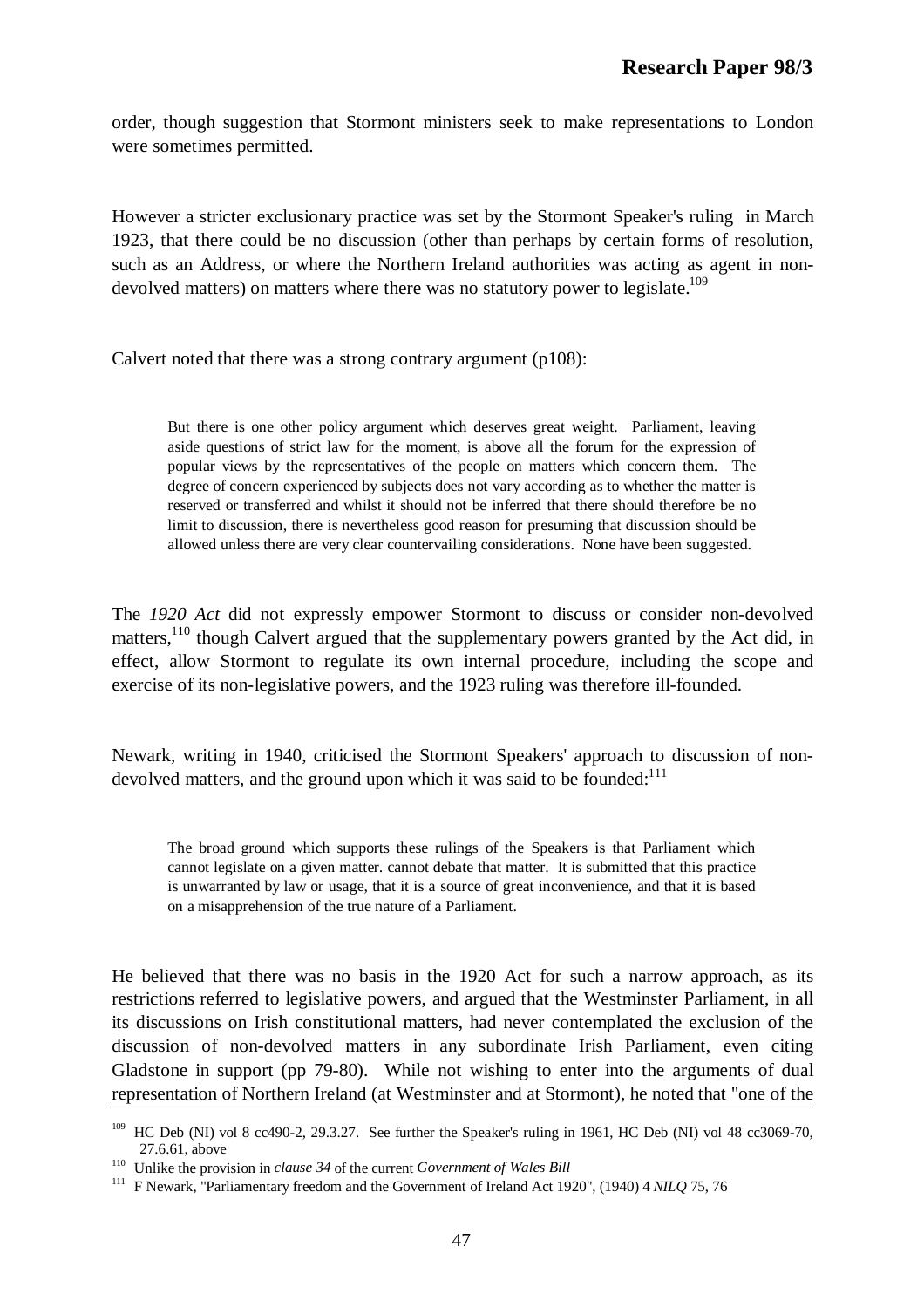order, though suggestion that Stormont ministers seek to make representations to London were sometimes permitted.

However a stricter exclusionary practice was set by the Stormont Speaker's ruling in March 1923, that there could be no discussion (other than perhaps by certain forms of resolution, such as an Address, or where the Northern Ireland authorities was acting as agent in non-devolved matters) on matters where there was no statutory power to legislate.[109]

Calvert noted that there was a strong contrary argument (p108):

> But there is one other policy argument which deserves great weight. Parliament, leaving aside questions of strict law for the moment, is above all the forum for the expression of popular views by the representatives of the people on matters which concern them. The degree of concern experienced by subjects does not vary according as to whether the matter is reserved or transferred and whilst it should not be inferred that there should therefore be no limit to discussion, there is nevertheless good reason for presuming that discussion should be allowed unless there are very clear countervailing considerations. None have been suggested.

The *1920 Act* did not expressly empower Stormont to discuss or consider non-devolved matters,[110] though Calvert argued that the supplementary powers granted by the Act did, in effect, allow Stormont to regulate its own internal procedure, including the scope and exercise of its non-legislative powers, and the 1923 ruling was therefore ill-founded.

Newark, writing in 1940, criticised the Stormont Speakers' approach to discussion of non-devolved matters, and the ground upon which it was said to be founded:[111]

> The broad ground which supports these rulings of the Speakers is that Parliament which cannot legislate on a given matter. cannot debate that matter. It is submitted that this practice is unwarranted by law or usage, that it is a source of great inconvenience, and that it is based on a misapprehension of the true nature of a Parliament.

He believed that there was no basis in the 1920 Act for such a narrow approach, as its restrictions referred to legislative powers, and argued that the Westminster Parliament, in all its discussions on Irish constitutional matters, had never contemplated the exclusion of the discussion of non-devolved matters in any subordinate Irish Parliament, even citing Gladstone in support (pp 79-80). While not wishing to enter into the arguments of dual representation of Northern Ireland (at Westminster and at Stormont), he noted that "one of the

---

[109] HC Deb (NI) vol 8 cc490-2, 29.3.27. See further the Speaker's ruling in 1961, HC Deb (NI) vol 48 cc3069-70, 27.6.61, above

[110] Unlike the provision in *clause 34* of the current *Government of Wales Bill*

[111] F Newark, "Parliamentary freedom and the Government of Ireland Act 1920", (1940) 4 *NILQ* 75, 76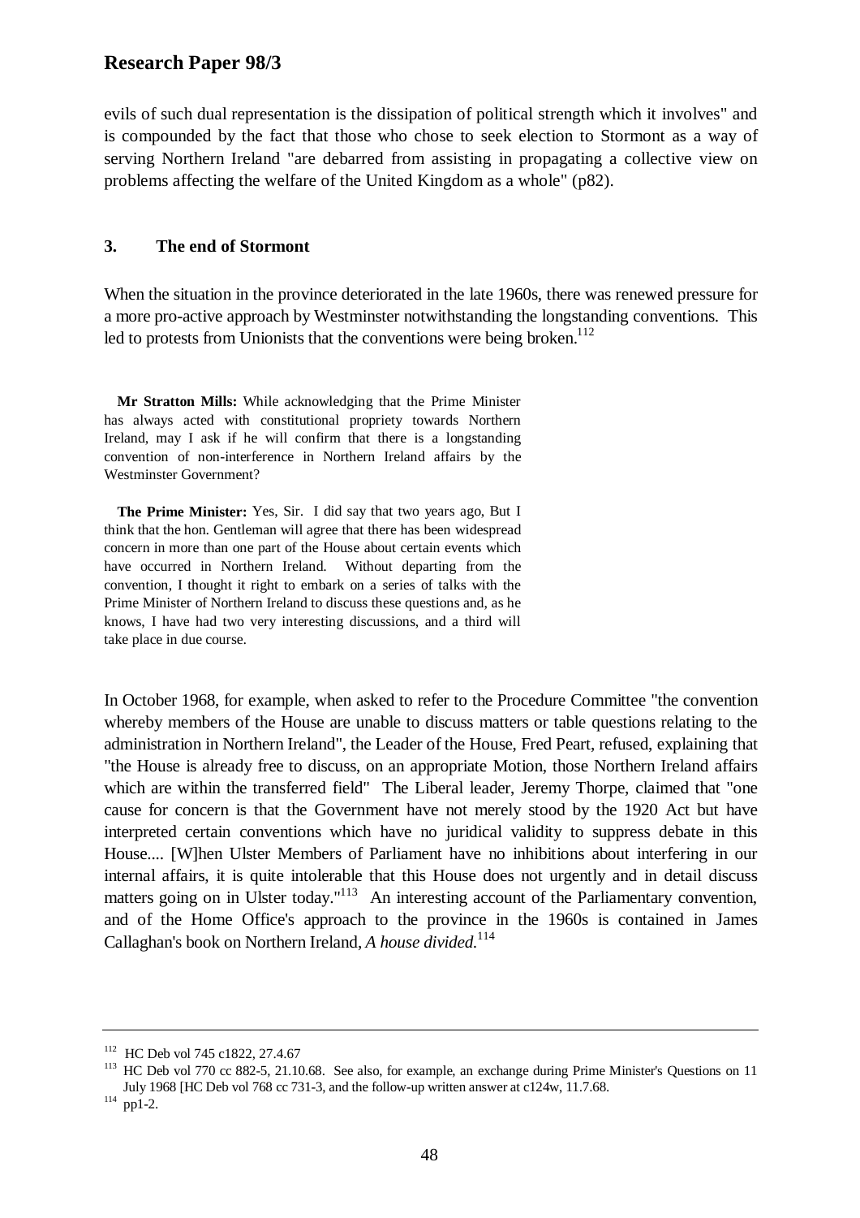evils of such dual representation is the dissipation of political strength which it involves" and is compounded by the fact that those who chose to seek election to Stormont as a way of serving Northern Ireland "are debarred from assisting in propagating a collective view on problems affecting the welfare of the United Kingdom as a whole" (p82).

## 3. The end of Stormont

When the situation in the province deteriorated in the late 1960s, there was renewed pressure for a more pro-active approach by Westminster notwithstanding the longstanding conventions. This led to protests from Unionists that the conventions were being broken.[112]

> **Mr Stratton Mills:** While acknowledging that the Prime Minister has always acted with constitutional propriety towards Northern Ireland, may I ask if he will confirm that there is a longstanding convention of non-interference in Northern Ireland affairs by the Westminster Government?
>
> **The Prime Minister:** Yes, Sir. I did say that two years ago, But I think that the hon. Gentleman will agree that there has been widespread concern in more than one part of the House about certain events which have occurred in Northern Ireland. Without departing from the convention, I thought it right to embark on a series of talks with the Prime Minister of Northern Ireland to discuss these questions and, as he knows, I have had two very interesting discussions, and a third will take place in due course.

In October 1968, for example, when asked to refer to the Procedure Committee "the convention whereby members of the House are unable to discuss matters or table questions relating to the administration in Northern Ireland", the Leader of the House, Fred Peart, refused, explaining that "the House is already free to discuss, on an appropriate Motion, those Northern Ireland affairs which are within the transferred field" The Liberal leader, Jeremy Thorpe, claimed that "one cause for concern is that the Government have not merely stood by the 1920 Act but have interpreted certain conventions which have no juridical validity to suppress debate in this House.... [W]hen Ulster Members of Parliament have no inhibitions about interfering in our internal affairs, it is quite intolerable that this House does not urgently and in detail discuss matters going on in Ulster today."[113] An interesting account of the Parliamentary convention, and of the Home Office's approach to the province in the 1960s is contained in James Callaghan's book on Northern Ireland, *A house divided.*[114]

---

[112] HC Deb vol 745 c1822, 27.4.67

[113] HC Deb vol 770 cc 882-5, 21.10.68. See also, for example, an exchange during Prime Minister's Questions on 11 July 1968 [HC Deb vol 768 cc 731-3, and the follow-up written answer at c124w, 11.7.68.

[114] pp1-2.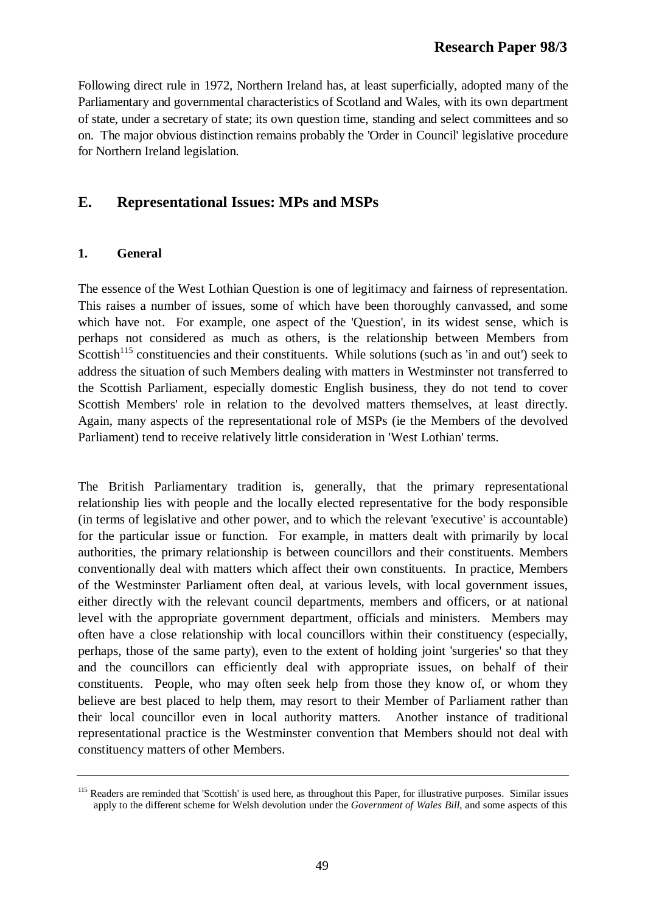Following direct rule in 1972, Northern Ireland has, at least superficially, adopted many of the Parliamentary and governmental characteristics of Scotland and Wales, with its own department of state, under a secretary of state; its own question time, standing and select committees and so on. The major obvious distinction remains probably the 'Order in Council' legislative procedure for Northern Ireland legislation.

## E. Representational Issues: MPs and MSPs

### 1. General

The essence of the West Lothian Question is one of legitimacy and fairness of representation. This raises a number of issues, some of which have been thoroughly canvassed, and some which have not. For example, one aspect of the 'Question', in its widest sense, which is perhaps not considered as much as others, is the relationship between Members from Scottish[115] constituencies and their constituents. While solutions (such as 'in and out') seek to address the situation of such Members dealing with matters in Westminster not transferred to the Scottish Parliament, especially domestic English business, they do not tend to cover Scottish Members' role in relation to the devolved matters themselves, at least directly. Again, many aspects of the representational role of MSPs (ie the Members of the devolved Parliament) tend to receive relatively little consideration in 'West Lothian' terms.

The British Parliamentary tradition is, generally, that the primary representational relationship lies with people and the locally elected representative for the body responsible (in terms of legislative and other power, and to which the relevant 'executive' is accountable) for the particular issue or function. For example, in matters dealt with primarily by local authorities, the primary relationship is between councillors and their constituents. Members conventionally deal with matters which affect their own constituents. In practice, Members of the Westminster Parliament often deal, at various levels, with local government issues, either directly with the relevant council departments, members and officers, or at national level with the appropriate government department, officials and ministers. Members may often have a close relationship with local councillors within their constituency (especially, perhaps, those of the same party), even to the extent of holding joint 'surgeries' so that they and the councillors can efficiently deal with appropriate issues, on behalf of their constituents. People, who may often seek help from those they know of, or whom they believe are best placed to help them, may resort to their Member of Parliament rather than their local councillor even in local authority matters. Another instance of traditional representational practice is the Westminster convention that Members should not deal with constituency matters of other Members.

---

[115] Readers are reminded that 'Scottish' is used here, as throughout this Paper, for illustrative purposes. Similar issues apply to the different scheme for Welsh devolution under the *Government of Wales Bill*, and some aspects of this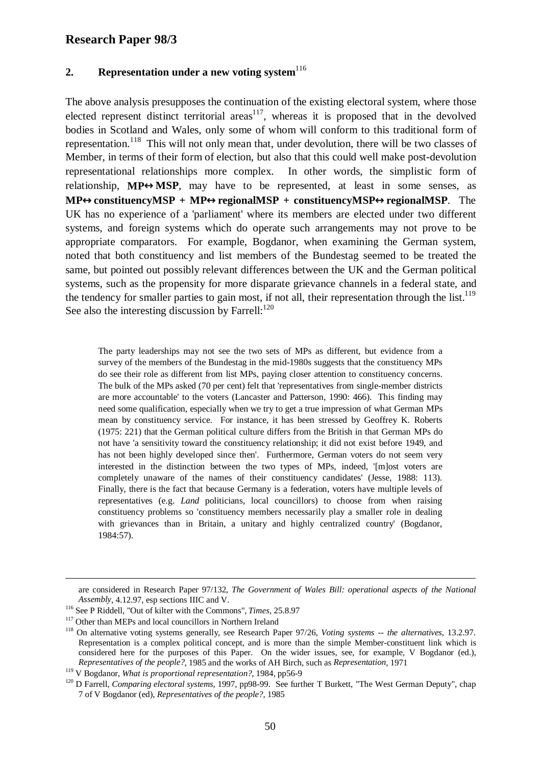## 2. Representation under a new voting system[116]

The above analysis presupposes the continuation of the existing electoral system, where those elected represent distinct territorial areas[117], whereas it is proposed that in the devolved bodies in Scotland and Wales, only some of whom will conform to this traditional form of representation.[118] This will not only mean that, under devolution, there will be two classes of Member, in terms of their form of election, but also that this could well make post-devolution representational relationships more complex. In other words, the simplistic form of relationship, **MP↔MSP**, may have to be represented, at least in some senses, as **MP↔constituencyMSP + MP↔regionalMSP + constituencyMSP↔regionalMSP**. The UK has no experience of a 'parliament' where its members are elected under two different systems, and foreign systems which do operate such arrangements may not prove to be appropriate comparators. For example, Bogdanor, when examining the German system, noted that both constituency and list members of the Bundestag seemed to be treated the same, but pointed out possibly relevant differences between the UK and the German political systems, such as the propensity for more disparate grievance channels in a federal state, and the tendency for smaller parties to gain most, if not all, their representation through the list.[119] See also the interesting discussion by Farrell:[120]

> The party leaderships may not see the two sets of MPs as different, but evidence from a survey of the members of the Bundestag in the mid-1980s suggests that the constituency MPs do see their role as different from list MPs, paying closer attention to constituency concerns. The bulk of the MPs asked (70 per cent) felt that 'representatives from single-member districts are more accountable' to the voters (Lancaster and Patterson, 1990: 466). This finding may need some qualification, especially when we try to get a true impression of what German MPs mean by constituency service. For instance, it has been stressed by Geoffrey K. Roberts (1975: 221) that the German political culture differs from the British in that German MPs do not have 'a sensitivity toward the constituency relationship; it did not exist before 1949, and has not been highly developed since then'. Furthermore, German voters do not seem very interested in the distinction between the two types of MPs, indeed, '[m]ost voters are completely unaware of the names of their constituency candidates' (Jesse, 1988: 113). Finally, there is the fact that because Germany is a federation, voters have multiple levels of representatives (e.g. *Land* politicians, local councillors) to choose from when raising constituency problems so 'constituency members necessarily play a smaller role in dealing with grievances than in Britain, a unitary and highly centralized country' (Bogdanor, 1984:57).

---

are considered in Research Paper 97/132, *The Government of Wales Bill: operational aspects of the National Assembly*, 4.12.97, esp sections IIIC and V.

[116] See P Riddell, "Out of kilter with the Commons", *Times*, 25.8.97

[117] Other than MEPs and local councillors in Northern Ireland

[118] On alternative voting systems generally, see Research Paper 97/26, *Voting systems -- the alternatives*, 13.2.97. Representation is a complex political concept, and is more than the simple Member-constituent link which is considered here for the purposes of this Paper. On the wider issues, see, for example, V Bogdanor (ed.), *Representatives of the people?*, 1985 and the works of AH Birch, such as *Representation*, 1971

[119] V Bogdanor, *What is proportional representation?*, 1984, pp56-9

[120] D Farrell, *Comparing electoral systems*, 1997, pp98-99. See further T Burkett, "The West German Deputy", chap 7 of V Bogdanor (ed), *Representatives of the people?*, 1985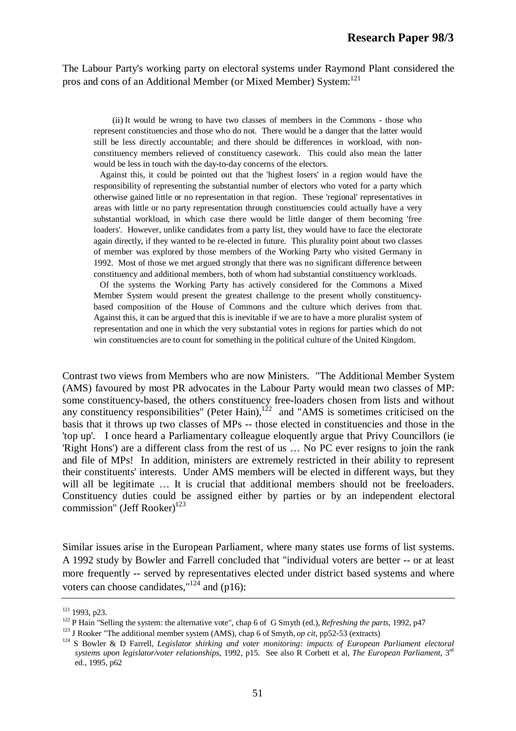The Labour Party's working party on electoral systems under Raymond Plant considered the pros and cons of an Additional Member (or Mixed Member) System:[121]

> (ii) It would be wrong to have two classes of members in the Commons - those who represent constituencies and those who do not. There would be a danger that the latter would still be less directly accountable; and there should be differences in workload, with non-constituency members relieved of constituency casework. This could also mean the latter would be less in touch with the day-to-day concerns of the electors.
>
> Against this, it could be pointed out that the 'highest losers' in a region would have the responsibility of representing the substantial number of electors who voted for a party which otherwise gained little or no representation in that region. These 'regional' representatives in areas with little or no party representation through constituencies could actually have a very substantial workload, in which case there would be little danger of them becoming 'free loaders'. However, unlike candidates from a party list, they would have to face the electorate again directly, if they wanted to be re-elected in future. This plurality point about two classes of member was explored by those members of the Working Party who visited Germany in 1992. Most of those we met argued strongly that there was no significant difference between constituency and additional members, both of whom had substantial constituency workloads.
>
> Of the systems the Working Party has actively considered for the Commons a Mixed Member System would present the greatest challenge to the present wholly constituency-based composition of the House of Commons and the culture which derives from that. Against this, it can be argued that this is inevitable if we are to have a more pluralist system of representation and one in which the very substantial votes in regions for parties which do not win constituencies are to count for something in the political culture of the United Kingdom.

Contrast two views from Members who are now Ministers. "The Additional Member System (AMS) favoured by most PR advocates in the Labour Party would mean two classes of MP: some constituency-based, the others constituency free-loaders chosen from lists and without any constituency responsibilities" (Peter Hain),[122] and "AMS is sometimes criticised on the basis that it throws up two classes of MPs -- those elected in constituencies and those in the 'top up'. I once heard a Parliamentary colleague eloquently argue that Privy Councillors (ie 'Right Hons') are a different class from the rest of us … No PC ever resigns to join the rank and file of MPs! In addition, ministers are extremely restricted in their ability to represent their constituents' interests. Under AMS members will be elected in different ways, but they will all be legitimate … It is crucial that additional members should not be freeloaders. Constituency duties could be assigned either by parties or by an independent electoral commission" (Jeff Rooker)[123]

Similar issues arise in the European Parliament, where many states use forms of list systems. A 1992 study by Bowler and Farrell concluded that "individual voters are better -- or at least more frequently -- served by representatives elected under district based systems and where voters can choose candidates,"[124] and (p16):

---

[121] 1993, p23.

[122] P Hain "Selling the system: the alternative vote", chap 6 of G Smyth (ed.), *Refreshing the parts*, 1992, p47

[123] J Rooker "The additional member system (AMS), chap 6 of Smyth, *op cit*, pp52-53 (extracts)

[124] S Bowler & D Farrell, *Legislator shirking and voter monitoring: impacts of European Parliament electoral systems upon legislator/voter relationships*, 1992, p15. See also R Corbett et al, *The European Parliament*, 3rd ed., 1995, p62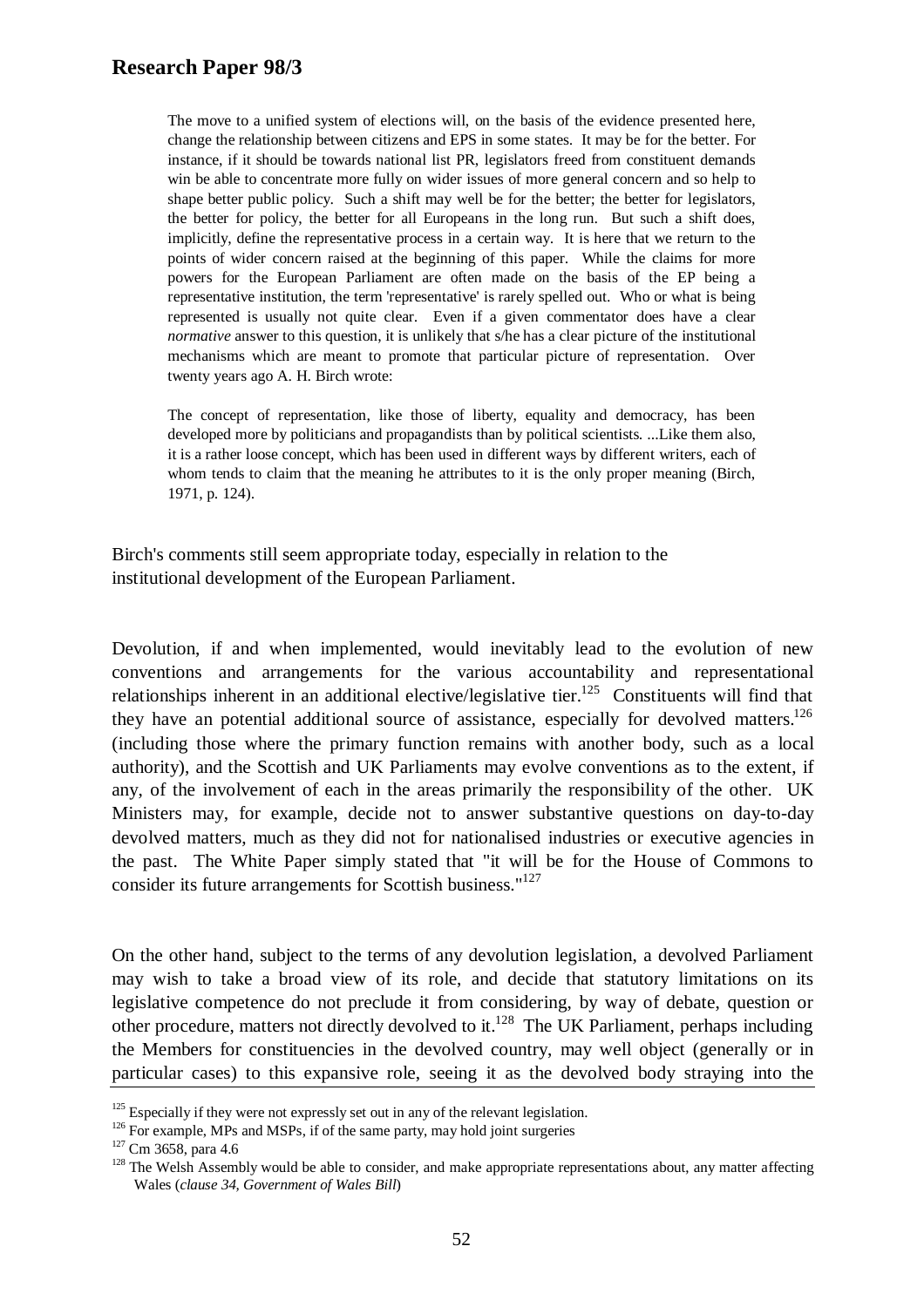The move to a unified system of elections will, on the basis of the evidence presented here, change the relationship between citizens and EPS in some states. It may be for the better. For instance, if it should be towards national list PR, legislators freed from constituent demands win be able to concentrate more fully on wider issues of more general concern and so help to shape better public policy. Such a shift may well be for the better; the better for legislators, the better for policy, the better for all Europeans in the long run. But such a shift does, implicitly, define the representative process in a certain way. It is here that we return to the points of wider concern raised at the beginning of this paper. While the claims for more powers for the European Parliament are often made on the basis of the EP being a representative institution, the term 'representative' is rarely spelled out. Who or what is being represented is usually not quite clear. Even if a given commentator does have a clear *normative* answer to this question, it is unlikely that s/he has a clear picture of the institutional mechanisms which are meant to promote that particular picture of representation. Over twenty years ago A. H. Birch wrote:

> The concept of representation, like those of liberty, equality and democracy, has been developed more by politicians and propagandists than by political scientists. ...Like them also, it is a rather loose concept, which has been used in different ways by different writers, each of whom tends to claim that the meaning he attributes to it is the only proper meaning (Birch, 1971, p. 124).

Birch's comments still seem appropriate today, especially in relation to the institutional development of the European Parliament.

Devolution, if and when implemented, would inevitably lead to the evolution of new conventions and arrangements for the various accountability and representational relationships inherent in an additional elective/legislative tier.[125] Constituents will find that they have an potential additional source of assistance, especially for devolved matters.[126] (including those where the primary function remains with another body, such as a local authority), and the Scottish and UK Parliaments may evolve conventions as to the extent, if any, of the involvement of each in the areas primarily the responsibility of the other. UK Ministers may, for example, decide not to answer substantive questions on day-to-day devolved matters, much as they did not for nationalised industries or executive agencies in the past. The White Paper simply stated that "it will be for the House of Commons to consider its future arrangements for Scottish business."[127]

On the other hand, subject to the terms of any devolution legislation, a devolved Parliament may wish to take a broad view of its role, and decide that statutory limitations on its legislative competence do not preclude it from considering, by way of debate, question or other procedure, matters not directly devolved to it.[128] The UK Parliament, perhaps including the Members for constituencies in the devolved country, may well object (generally or in particular cases) to this expansive role, seeing it as the devolved body straying into the

---

[125] Especially if they were not expressly set out in any of the relevant legislation.

[126] For example, MPs and MSPs, if of the same party, may hold joint surgeries

[127] Cm 3658, para 4.6

[128] The Welsh Assembly would be able to consider, and make appropriate representations about, any matter affecting Wales (*clause 34, Government of Wales Bill*)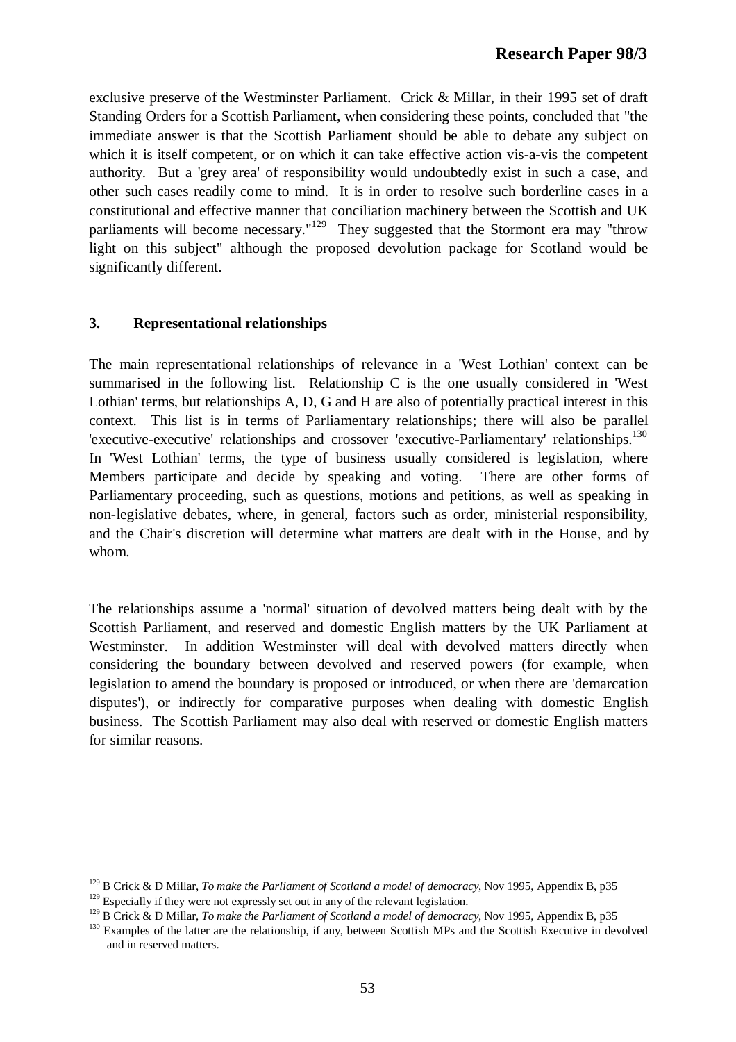exclusive preserve of the Westminster Parliament. Crick & Millar, in their 1995 set of draft Standing Orders for a Scottish Parliament, when considering these points, concluded that "the immediate answer is that the Scottish Parliament should be able to debate any subject on which it is itself competent, or on which it can take effective action vis-a-vis the competent authority. But a 'grey area' of responsibility would undoubtedly exist in such a case, and other such cases readily come to mind. It is in order to resolve such borderline cases in a constitutional and effective manner that conciliation machinery between the Scottish and UK parliaments will become necessary."[129] They suggested that the Stormont era may "throw light on this subject" although the proposed devolution package for Scotland would be significantly different.

### 3. Representational relationships

The main representational relationships of relevance in a 'West Lothian' context can be summarised in the following list. Relationship C is the one usually considered in 'West Lothian' terms, but relationships A, D, G and H are also of potentially practical interest in this context. This list is in terms of Parliamentary relationships; there will also be parallel 'executive-executive' relationships and crossover 'executive-Parliamentary' relationships.[130] In 'West Lothian' terms, the type of business usually considered is legislation, where Members participate and decide by speaking and voting. There are other forms of Parliamentary proceeding, such as questions, motions and petitions, as well as speaking in non-legislative debates, where, in general, factors such as order, ministerial responsibility, and the Chair's discretion will determine what matters are dealt with in the House, and by whom.

The relationships assume a 'normal' situation of devolved matters being dealt with by the Scottish Parliament, and reserved and domestic English matters by the UK Parliament at Westminster. In addition Westminster will deal with devolved matters directly when considering the boundary between devolved and reserved powers (for example, when legislation to amend the boundary is proposed or introduced, or when there are 'demarcation disputes'), or indirectly for comparative purposes when dealing with domestic English business. The Scottish Parliament may also deal with reserved or domestic English matters for similar reasons.

---

[129] B Crick & D Millar, *To make the Parliament of Scotland a model of democracy*, Nov 1995, Appendix B, p35

[129] Especially if they were not expressly set out in any of the relevant legislation.

[129] B Crick & D Millar, *To make the Parliament of Scotland a model of democracy*, Nov 1995, Appendix B, p35

[130] Examples of the latter are the relationship, if any, between Scottish MPs and the Scottish Executive in devolved and in reserved matters.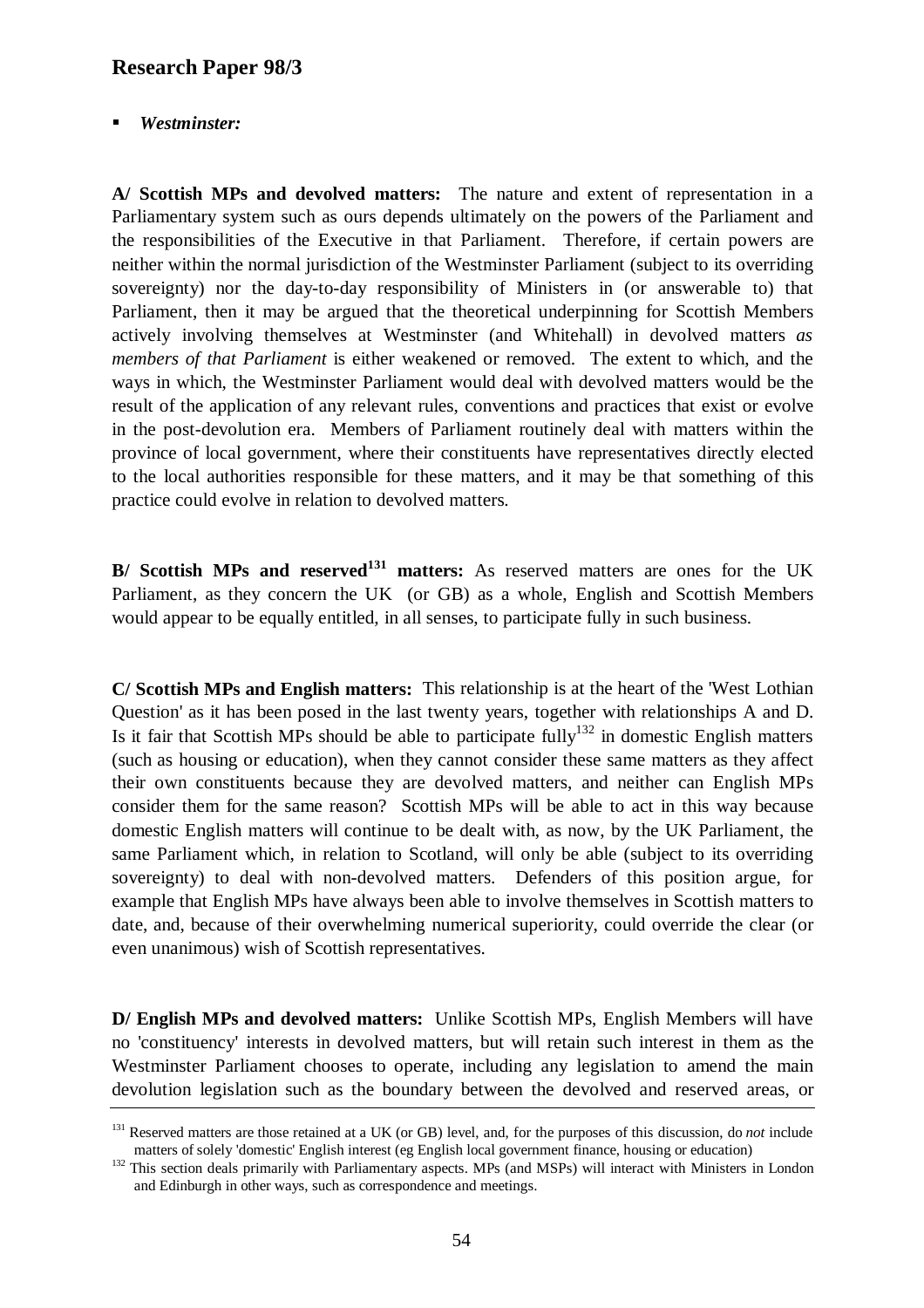- ***Westminster:***

**A/ Scottish MPs and devolved matters:** The nature and extent of representation in a Parliamentary system such as ours depends ultimately on the powers of the Parliament and the responsibilities of the Executive in that Parliament. Therefore, if certain powers are neither within the normal jurisdiction of the Westminster Parliament (subject to its overriding sovereignty) nor the day-to-day responsibility of Ministers in (or answerable to) that Parliament, then it may be argued that the theoretical underpinning for Scottish Members actively involving themselves at Westminster (and Whitehall) in devolved matters *as members of that Parliament* is either weakened or removed. The extent to which, and the ways in which, the Westminster Parliament would deal with devolved matters would be the result of the application of any relevant rules, conventions and practices that exist or evolve in the post-devolution era. Members of Parliament routinely deal with matters within the province of local government, where their constituents have representatives directly elected to the local authorities responsible for these matters, and it may be that something of this practice could evolve in relation to devolved matters.

**B/ Scottish MPs and reserved[131] matters:** As reserved matters are ones for the UK Parliament, as they concern the UK (or GB) as a whole, English and Scottish Members would appear to be equally entitled, in all senses, to participate fully in such business.

**C/ Scottish MPs and English matters:** This relationship is at the heart of the 'West Lothian Question' as it has been posed in the last twenty years, together with relationships A and D. Is it fair that Scottish MPs should be able to participate fully[132] in domestic English matters (such as housing or education), when they cannot consider these same matters as they affect their own constituents because they are devolved matters, and neither can English MPs consider them for the same reason? Scottish MPs will be able to act in this way because domestic English matters will continue to be dealt with, as now, by the UK Parliament, the same Parliament which, in relation to Scotland, will only be able (subject to its overriding sovereignty) to deal with non-devolved matters. Defenders of this position argue, for example that English MPs have always been able to involve themselves in Scottish matters to date, and, because of their overwhelming numerical superiority, could override the clear (or even unanimous) wish of Scottish representatives.

**D/ English MPs and devolved matters:** Unlike Scottish MPs, English Members will have no 'constituency' interests in devolved matters, but will retain such interest in them as the Westminster Parliament chooses to operate, including any legislation to amend the main devolution legislation such as the boundary between the devolved and reserved areas, or

---

[131] Reserved matters are those retained at a UK (or GB) level, and, for the purposes of this discussion, do *not* include matters of solely 'domestic' English interest (eg English local government finance, housing or education)

[132] This section deals primarily with Parliamentary aspects. MPs (and MSPs) will interact with Ministers in London and Edinburgh in other ways, such as correspondence and meetings.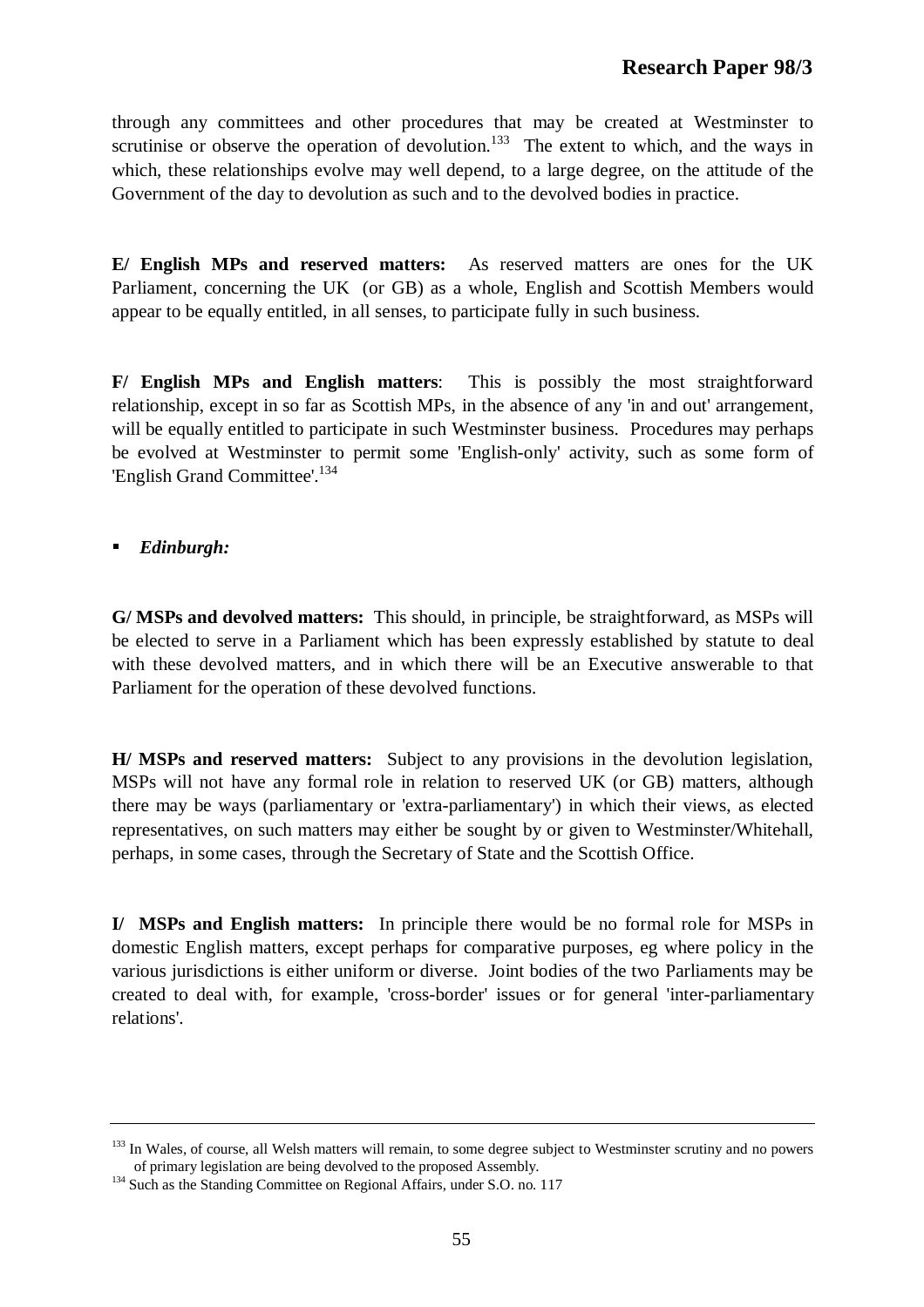through any committees and other procedures that may be created at Westminster to scrutinise or observe the operation of devolution.[133] The extent to which, and the ways in which, these relationships evolve may well depend, to a large degree, on the attitude of the Government of the day to devolution as such and to the devolved bodies in practice.

**E/ English MPs and reserved matters:** As reserved matters are ones for the UK Parliament, concerning the UK (or GB) as a whole, English and Scottish Members would appear to be equally entitled, in all senses, to participate fully in such business.

**F/ English MPs and English matters**: This is possibly the most straightforward relationship, except in so far as Scottish MPs, in the absence of any 'in and out' arrangement, will be equally entitled to participate in such Westminster business. Procedures may perhaps be evolved at Westminster to permit some 'English-only' activity, such as some form of 'English Grand Committee'.[134]

- ***Edinburgh:***

**G/ MSPs and devolved matters:** This should, in principle, be straightforward, as MSPs will be elected to serve in a Parliament which has been expressly established by statute to deal with these devolved matters, and in which there will be an Executive answerable to that Parliament for the operation of these devolved functions.

**H/ MSPs and reserved matters:** Subject to any provisions in the devolution legislation, MSPs will not have any formal role in relation to reserved UK (or GB) matters, although there may be ways (parliamentary or 'extra-parliamentary') in which their views, as elected representatives, on such matters may either be sought by or given to Westminster/Whitehall, perhaps, in some cases, through the Secretary of State and the Scottish Office.

**I/ MSPs and English matters:** In principle there would be no formal role for MSPs in domestic English matters, except perhaps for comparative purposes, eg where policy in the various jurisdictions is either uniform or diverse. Joint bodies of the two Parliaments may be created to deal with, for example, 'cross-border' issues or for general 'inter-parliamentary relations'.

---

[133] In Wales, of course, all Welsh matters will remain, to some degree subject to Westminster scrutiny and no powers of primary legislation are being devolved to the proposed Assembly.

[134] Such as the Standing Committee on Regional Affairs, under S.O. no. 117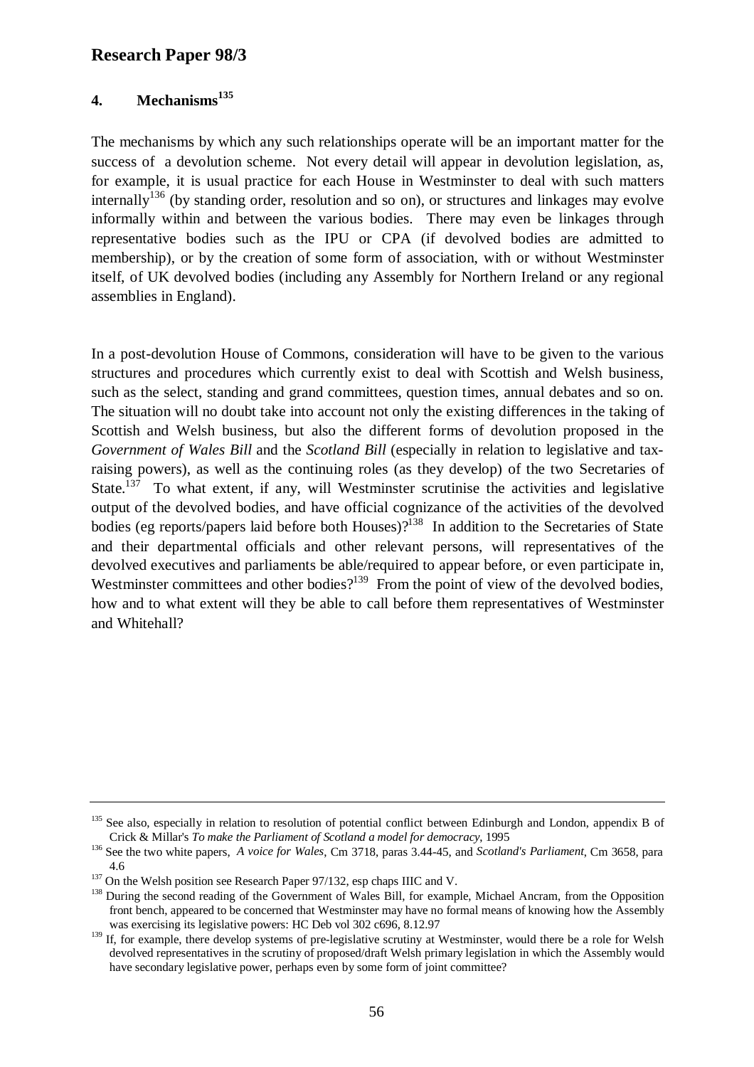## 4. Mechanisms[135]

The mechanisms by which any such relationships operate will be an important matter for the success of a devolution scheme. Not every detail will appear in devolution legislation, as, for example, it is usual practice for each House in Westminster to deal with such matters internally[136] (by standing order, resolution and so on), or structures and linkages may evolve informally within and between the various bodies. There may even be linkages through representative bodies such as the IPU or CPA (if devolved bodies are admitted to membership), or by the creation of some form of association, with or without Westminster itself, of UK devolved bodies (including any Assembly for Northern Ireland or any regional assemblies in England).

In a post-devolution House of Commons, consideration will have to be given to the various structures and procedures which currently exist to deal with Scottish and Welsh business, such as the select, standing and grand committees, question times, annual debates and so on. The situation will no doubt take into account not only the existing differences in the taking of Scottish and Welsh business, but also the different forms of devolution proposed in the *Government of Wales Bill* and the *Scotland Bill* (especially in relation to legislative and tax-raising powers), as well as the continuing roles (as they develop) of the two Secretaries of State.[137] To what extent, if any, will Westminster scrutinise the activities and legislative output of the devolved bodies, and have official cognizance of the activities of the devolved bodies (eg reports/papers laid before both Houses)?[138] In addition to the Secretaries of State and their departmental officials and other relevant persons, will representatives of the devolved executives and parliaments be able/required to appear before, or even participate in, Westminster committees and other bodies?[139] From the point of view of the devolved bodies, how and to what extent will they be able to call before them representatives of Westminster and Whitehall?

---

[135] See also, especially in relation to resolution of potential conflict between Edinburgh and London, appendix B of Crick & Millar's *To make the Parliament of Scotland a model for democracy*, 1995

[136] See the two white papers, *A voice for Wales*, Cm 3718, paras 3.44-45, and *Scotland's Parliament*, Cm 3658, para 4.6

[137] On the Welsh position see Research Paper 97/132, esp chaps IIIC and V.

[138] During the second reading of the Government of Wales Bill, for example, Michael Ancram, from the Opposition front bench, appeared to be concerned that Westminster may have no formal means of knowing how the Assembly was exercising its legislative powers: HC Deb vol 302 c696, 8.12.97

[139] If, for example, there develop systems of pre-legislative scrutiny at Westminster, would there be a role for Welsh devolved representatives in the scrutiny of proposed/draft Welsh primary legislation in which the Assembly would have secondary legislative power, perhaps even by some form of joint committee?